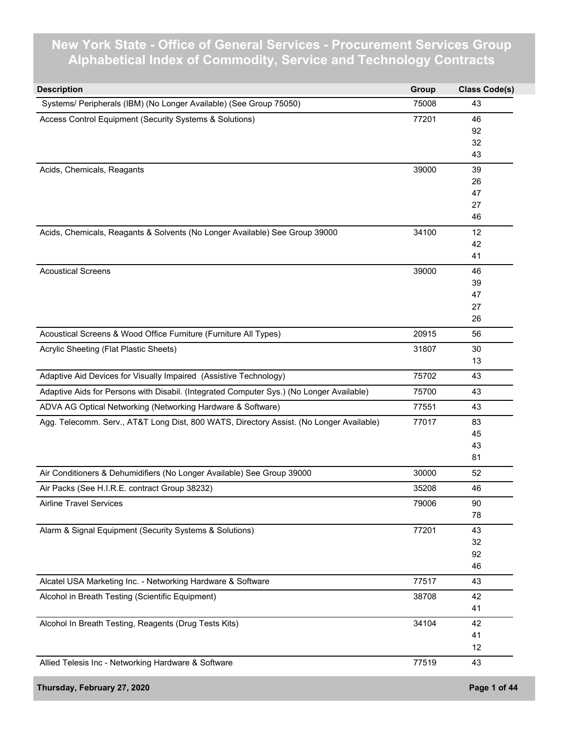# New York State - Office of General Services - Procurement Services Group
## Alphabetical Index of Commodity, Service and Technology Contracts

| Description | Group | Class Code(s) |
|---|---|---|
| Systems/ Peripherals (IBM) (No Longer Available) (See Group 75050) | 75008 | 43 |
| Access Control Equipment (Security Systems & Solutions) | 77201 | 46<br>92<br>32<br>43 |
| Acids, Chemicals, Reagants | 39000 | 39<br>26<br>47<br>27<br>46 |
| Acids, Chemicals, Reagants & Solvents (No Longer Available) See Group 39000 | 34100 | 12<br>42<br>41 |
| Acoustical Screens | 39000 | 46<br>39<br>47<br>27<br>26 |
| Acoustical Screens & Wood Office Furniture (Furniture All Types) | 20915 | 56 |
| Acrylic Sheeting (Flat Plastic Sheets) | 31807 | 30<br>13 |
| Adaptive Aid Devices for Visually Impaired (Assistive Technology) | 75702 | 43 |
| Adaptive Aids for Persons with Disabil. (Integrated Computer Sys.) (No Longer Available) | 75700 | 43 |
| ADVA AG Optical Networking (Networking Hardware & Software) | 77551 | 43 |
| Agg. Telecomm. Serv., AT&T Long Dist, 800 WATS, Directory Assist. (No Longer Available) | 77017 | 83<br>45<br>43<br>81 |
| Air Conditioners & Dehumidifiers (No Longer Available) See Group 39000 | 30000 | 52 |
| Air Packs (See H.I.R.E. contract Group 38232) | 35208 | 46 |
| Airline Travel Services | 79006 | 90<br>78 |
| Alarm & Signal Equipment (Security Systems & Solutions) | 77201 | 43<br>32<br>92<br>46 |
| Alcatel USA Marketing Inc. - Networking Hardware & Software | 77517 | 43 |
| Alcohol in Breath Testing (Scientific Equipment) | 38708 | 42<br>41 |
| Alcohol In Breath Testing, Reagents (Drug Tests Kits) | 34104 | 42<br>41<br>12 |
| Allied Telesis Inc - Networking Hardware & Software | 77519 | 43 |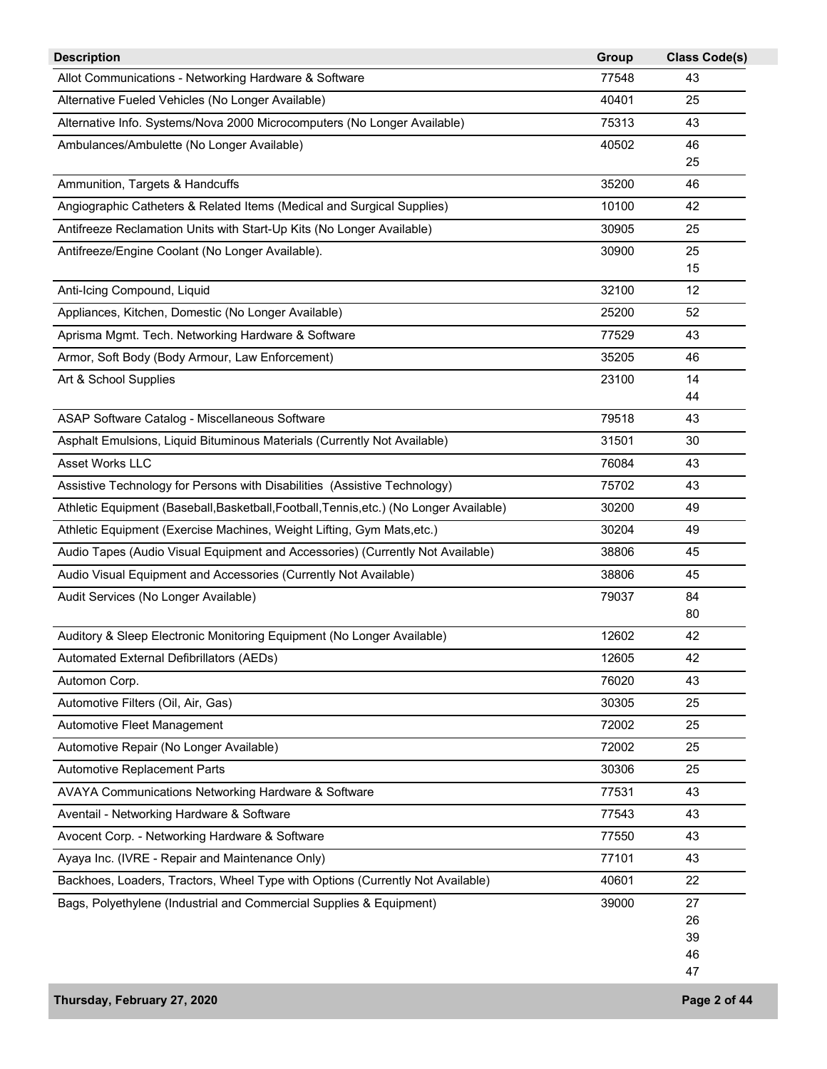| Description | Group | Class Code(s) |
|---|---|---|
| Allot Communications - Networking Hardware & Software | 77548 | 43 |
| Alternative Fueled Vehicles (No Longer Available) | 40401 | 25 |
| Alternative Info. Systems/Nova 2000 Microcomputers (No Longer Available) | 75313 | 43 |
| Ambulances/Ambulette (No Longer Available) | 40502 | 46<br>25 |
| Ammunition, Targets & Handcuffs | 35200 | 46 |
| Angiographic Catheters & Related Items (Medical and Surgical Supplies) | 10100 | 42 |
| Antifreeze Reclamation Units with Start-Up Kits (No Longer Available) | 30905 | 25 |
| Antifreeze/Engine Coolant (No Longer Available). | 30900 | 25<br>15 |
| Anti-Icing Compound, Liquid | 32100 | 12 |
| Appliances, Kitchen, Domestic (No Longer Available) | 25200 | 52 |
| Aprisma Mgmt. Tech. Networking Hardware & Software | 77529 | 43 |
| Armor, Soft Body (Body Armour, Law Enforcement) | 35205 | 46 |
| Art & School Supplies | 23100 | 14<br>44 |
| ASAP Software Catalog - Miscellaneous Software | 79518 | 43 |
| Asphalt Emulsions, Liquid Bituminous Materials (Currently Not Available) | 31501 | 30 |
| Asset Works LLC | 76084 | 43 |
| Assistive Technology for Persons with Disabilities (Assistive Technology) | 75702 | 43 |
| Athletic Equipment (Baseball,Basketball,Football,Tennis,etc.) (No Longer Available) | 30200 | 49 |
| Athletic Equipment (Exercise Machines, Weight Lifting, Gym Mats,etc.) | 30204 | 49 |
| Audio Tapes (Audio Visual Equipment and Accessories) (Currently Not Available) | 38806 | 45 |
| Audio Visual Equipment and Accessories (Currently Not Available) | 38806 | 45 |
| Audit Services (No Longer Available) | 79037 | 84<br>80 |
| Auditory & Sleep Electronic Monitoring Equipment (No Longer Available) | 12602 | 42 |
| Automated External Defibrillators (AEDs) | 12605 | 42 |
| Automon Corp. | 76020 | 43 |
| Automotive Filters (Oil, Air, Gas) | 30305 | 25 |
| Automotive Fleet Management | 72002 | 25 |
| Automotive Repair (No Longer Available) | 72002 | 25 |
| Automotive Replacement Parts | 30306 | 25 |
| AVAYA Communications Networking Hardware & Software | 77531 | 43 |
| Aventail - Networking Hardware & Software | 77543 | 43 |
| Avocent Corp. - Networking Hardware & Software | 77550 | 43 |
| Ayaya Inc. (IVRE - Repair and Maintenance Only) | 77101 | 43 |
| Backhoes, Loaders, Tractors, Wheel Type with Options (Currently Not Available) | 40601 | 22 |
| Bags, Polyethylene (Industrial and Commercial Supplies & Equipment) | 39000 | 27<br>26<br>39<br>46<br>47 |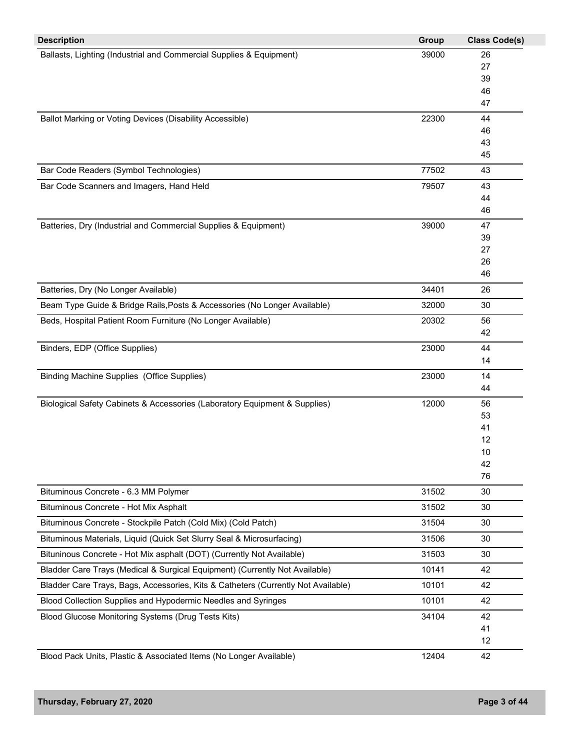| Description | Group | Class Code(s) |
|---|---|---|
| Ballasts, Lighting (Industrial and Commercial Supplies & Equipment) | 39000 | 26<br>27<br>39<br>46<br>47 |
| Ballot Marking or Voting Devices (Disability Accessible) | 22300 | 44<br>46<br>43<br>45 |
| Bar Code Readers (Symbol Technologies) | 77502 | 43 |
| Bar Code Scanners and Imagers, Hand Held | 79507 | 43<br>44<br>46 |
| Batteries, Dry (Industrial and Commercial Supplies & Equipment) | 39000 | 47<br>39<br>27<br>26<br>46 |
| Batteries, Dry (No Longer Available) | 34401 | 26 |
| Beam Type Guide & Bridge Rails,Posts & Accessories (No Longer Available) | 32000 | 30 |
| Beds, Hospital Patient Room Furniture (No Longer Available) | 20302 | 56<br>42 |
| Binders, EDP (Office Supplies) | 23000 | 44<br>14 |
| Binding Machine Supplies (Office Supplies) | 23000 | 14<br>44 |
| Biological Safety Cabinets & Accessories (Laboratory Equipment & Supplies) | 12000 | 56<br>53<br>41<br>12<br>10<br>42<br>76 |
| Bituminous Concrete - 6.3 MM Polymer | 31502 | 30 |
| Bituminous Concrete - Hot Mix Asphalt | 31502 | 30 |
| Bituminous Concrete - Stockpile Patch (Cold Mix) (Cold Patch) | 31504 | 30 |
| Bituminous Materials, Liquid (Quick Set Slurry Seal & Microsurfacing) | 31506 | 30 |
| Bituninous Concrete - Hot Mix asphalt (DOT) (Currently Not Available) | 31503 | 30 |
| Bladder Care Trays (Medical & Surgical Equipment) (Currently Not Available) | 10141 | 42 |
| Bladder Care Trays, Bags, Accessories, Kits & Catheters (Currently Not Available) | 10101 | 42 |
| Blood Collection Supplies and Hypodermic Needles and Syringes | 10101 | 42 |
| Blood Glucose Monitoring Systems (Drug Tests Kits) | 34104 | 42<br>41<br>12 |
| Blood Pack Units, Plastic & Associated Items (No Longer Available) | 12404 | 42 |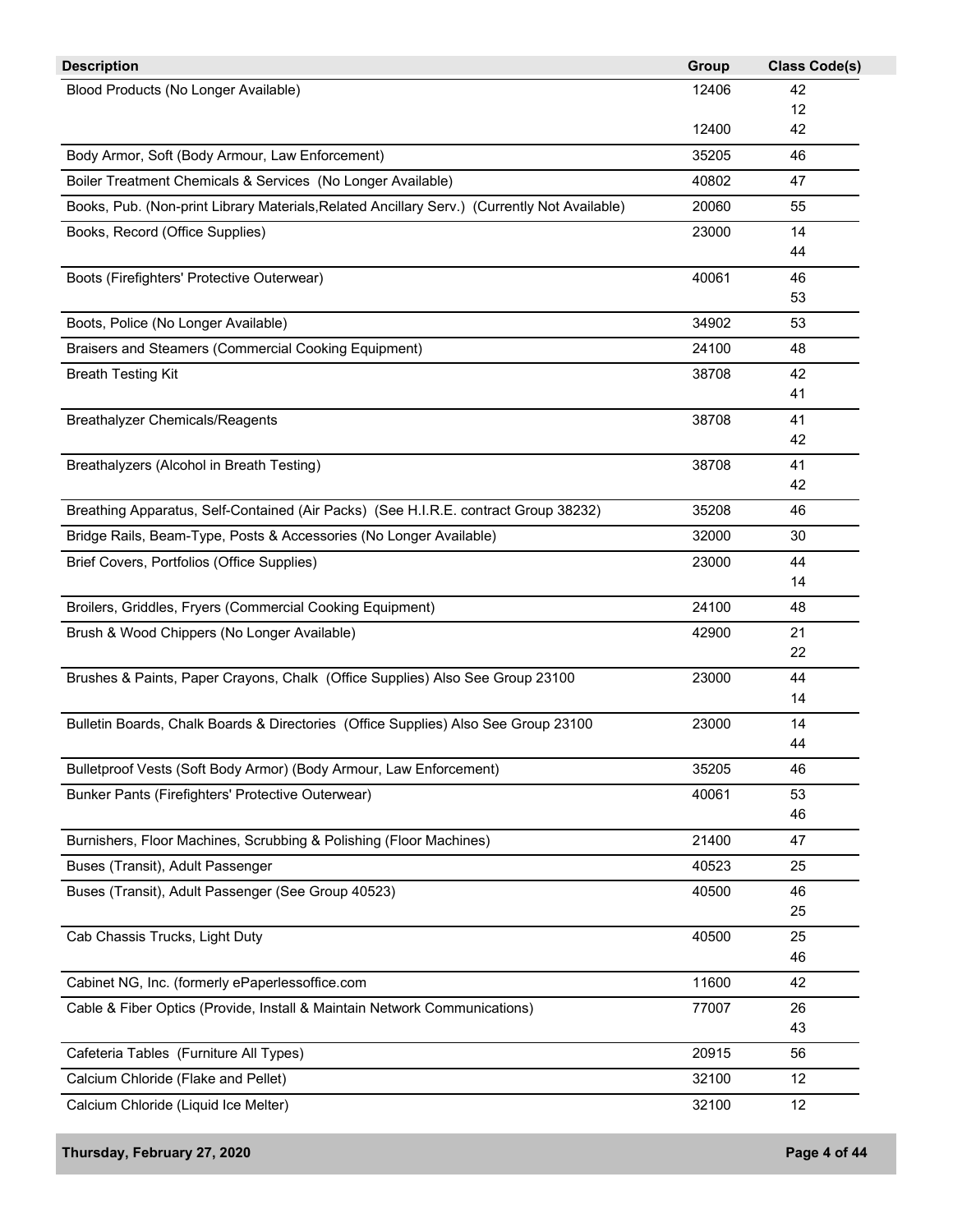| Description | Group | Class Code(s) |
|---|---|---|
| Blood Products (No Longer Available) | 12406 | 42 |
| | | 12 |
| | 12400 | 42 |
| Body Armor, Soft (Body Armour, Law Enforcement) | 35205 | 46 |
| Boiler Treatment Chemicals & Services (No Longer Available) | 40802 | 47 |
| Books, Pub. (Non-print Library Materials,Related Ancillary Serv.) (Currently Not Available) | 20060 | 55 |
| Books, Record (Office Supplies) | 23000 | 14 |
| | | 44 |
| Boots (Firefighters' Protective Outerwear) | 40061 | 46 |
| | | 53 |
| Boots, Police (No Longer Available) | 34902 | 53 |
| Braisers and Steamers (Commercial Cooking Equipment) | 24100 | 48 |
| Breath Testing Kit | 38708 | 42 |
| | | 41 |
| Breathalyzer Chemicals/Reagents | 38708 | 41 |
| | | 42 |
| Breathalyzers (Alcohol in Breath Testing) | 38708 | 41 |
| | | 42 |
| Breathing Apparatus, Self-Contained (Air Packs) (See H.I.R.E. contract Group 38232) | 35208 | 46 |
| Bridge Rails, Beam-Type, Posts & Accessories (No Longer Available) | 32000 | 30 |
| Brief Covers, Portfolios (Office Supplies) | 23000 | 44 |
| | | 14 |
| Broilers, Griddles, Fryers (Commercial Cooking Equipment) | 24100 | 48 |
| Brush & Wood Chippers (No Longer Available) | 42900 | 21 |
| | | 22 |
| Brushes & Paints, Paper Crayons, Chalk (Office Supplies) Also See Group 23100 | 23000 | 44 |
| | | 14 |
| Bulletin Boards, Chalk Boards & Directories (Office Supplies) Also See Group 23100 | 23000 | 14 |
| | | 44 |
| Bulletproof Vests (Soft Body Armor) (Body Armour, Law Enforcement) | 35205 | 46 |
| Bunker Pants (Firefighters' Protective Outerwear) | 40061 | 53 |
| | | 46 |
| Burnishers, Floor Machines, Scrubbing & Polishing (Floor Machines) | 21400 | 47 |
| Buses (Transit), Adult Passenger | 40523 | 25 |
| Buses (Transit), Adult Passenger (See Group 40523) | 40500 | 46 |
| | | 25 |
| Cab Chassis Trucks, Light Duty | 40500 | 25 |
| | | 46 |
| Cabinet NG, Inc. (formerly ePaperlessoffice.com | 11600 | 42 |
| Cable & Fiber Optics (Provide, Install & Maintain Network Communications) | 77007 | 26 |
| | | 43 |
| Cafeteria Tables (Furniture All Types) | 20915 | 56 |
| Calcium Chloride (Flake and Pellet) | 32100 | 12 |
| Calcium Chloride (Liquid Ice Melter) | 32100 | 12 |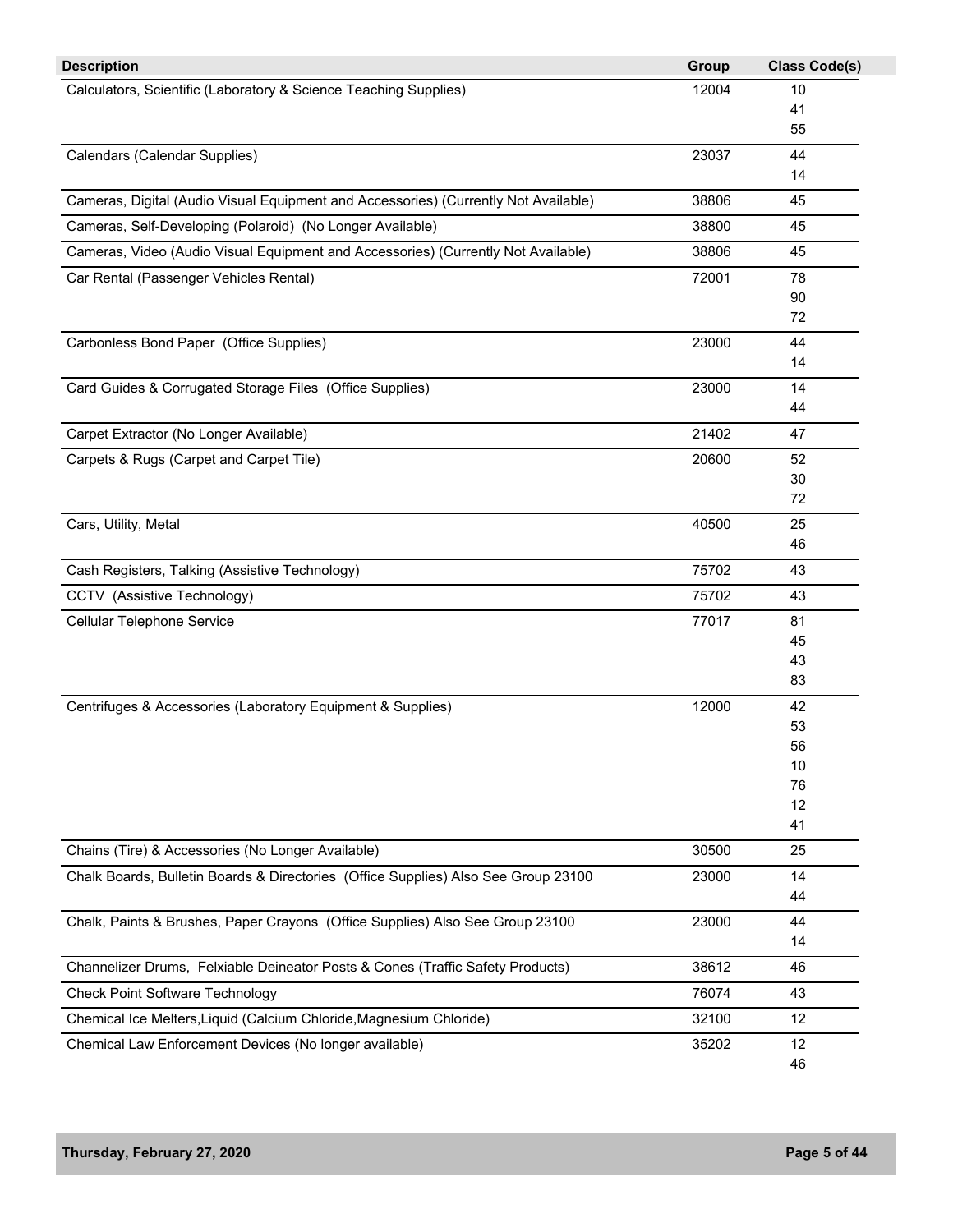| Description | Group | Class Code(s) |
|---|---|---|
| Calculators, Scientific (Laboratory & Science Teaching Supplies) | 12004 | 10<br>41<br>55 |
| Calendars (Calendar Supplies) | 23037 | 44<br>14 |
| Cameras, Digital (Audio Visual Equipment and Accessories) (Currently Not Available) | 38806 | 45 |
| Cameras, Self-Developing (Polaroid) (No Longer Available) | 38800 | 45 |
| Cameras, Video (Audio Visual Equipment and Accessories) (Currently Not Available) | 38806 | 45 |
| Car Rental (Passenger Vehicles Rental) | 72001 | 78<br>90<br>72 |
| Carbonless Bond Paper (Office Supplies) | 23000 | 44<br>14 |
| Card Guides & Corrugated Storage Files (Office Supplies) | 23000 | 14<br>44 |
| Carpet Extractor (No Longer Available) | 21402 | 47 |
| Carpets & Rugs (Carpet and Carpet Tile) | 20600 | 52<br>30<br>72 |
| Cars, Utility, Metal | 40500 | 25<br>46 |
| Cash Registers, Talking (Assistive Technology) | 75702 | 43 |
| CCTV (Assistive Technology) | 75702 | 43 |
| Cellular Telephone Service | 77017 | 81<br>45<br>43<br>83 |
| Centrifuges & Accessories (Laboratory Equipment & Supplies) | 12000 | 42<br>53<br>56<br>10<br>76<br>12<br>41 |
| Chains (Tire) & Accessories (No Longer Available) | 30500 | 25 |
| Chalk Boards, Bulletin Boards & Directories (Office Supplies) Also See Group 23100 | 23000 | 14<br>44 |
| Chalk, Paints & Brushes, Paper Crayons (Office Supplies) Also See Group 23100 | 23000 | 44<br>14 |
| Channelizer Drums, Felxiable Deineator Posts & Cones (Traffic Safety Products) | 38612 | 46 |
| Check Point Software Technology | 76074 | 43 |
| Chemical Ice Melters,Liquid (Calcium Chloride,Magnesium Chloride) | 32100 | 12 |
| Chemical Law Enforcement Devices (No longer available) | 35202 | 12<br>46 |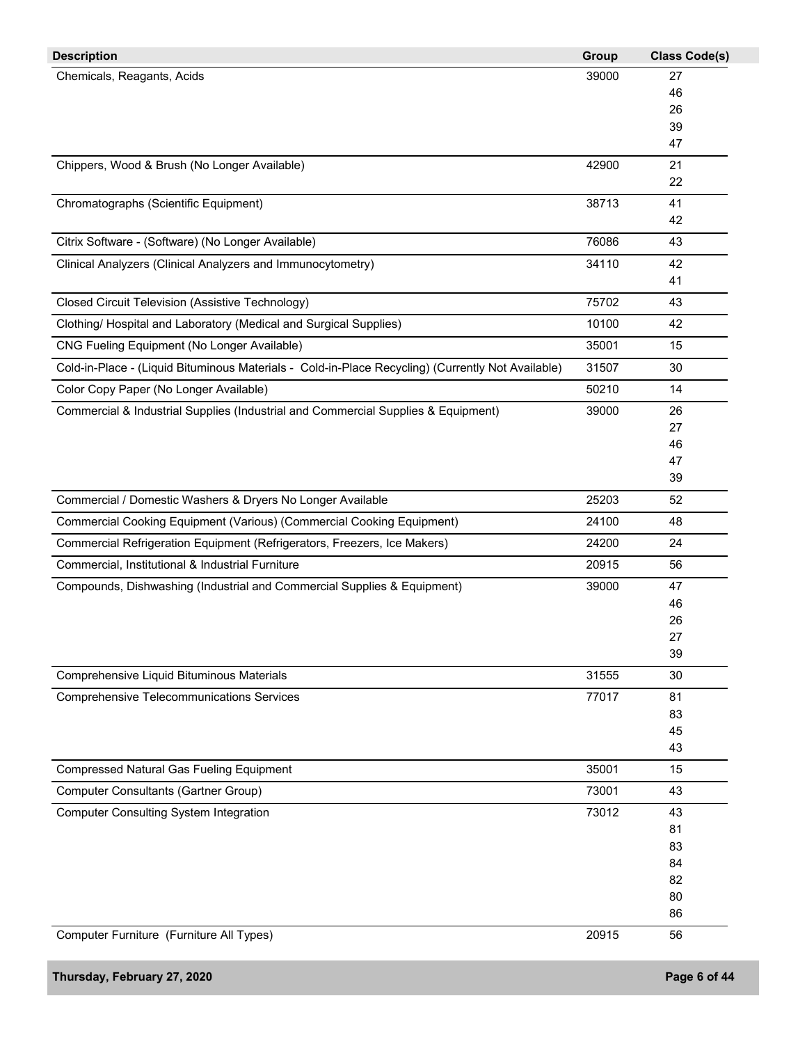| Description | Group | Class Code(s) |
| --- | --- | --- |
| Chemicals, Reagants, Acids | 39000 | 27<br>46<br>26<br>39<br>47 |
| Chippers, Wood & Brush (No Longer Available) | 42900 | 21<br>22 |
| Chromatographs (Scientific Equipment) | 38713 | 41<br>42 |
| Citrix Software - (Software) (No Longer Available) | 76086 | 43 |
| Clinical Analyzers (Clinical Analyzers and Immunocytometry) | 34110 | 42<br>41 |
| Closed Circuit Television (Assistive Technology) | 75702 | 43 |
| Clothing/ Hospital and Laboratory (Medical and Surgical Supplies) | 10100 | 42 |
| CNG Fueling Equipment (No Longer Available) | 35001 | 15 |
| Cold-in-Place - (Liquid Bituminous Materials - Cold-in-Place Recycling) (Currently Not Available) | 31507 | 30 |
| Color Copy Paper (No Longer Available) | 50210 | 14 |
| Commercial & Industrial Supplies (Industrial and Commercial Supplies & Equipment) | 39000 | 26<br>27<br>46<br>47<br>39 |
| Commercial / Domestic Washers & Dryers No Longer Available | 25203 | 52 |
| Commercial Cooking Equipment (Various) (Commercial Cooking Equipment) | 24100 | 48 |
| Commercial Refrigeration Equipment (Refrigerators, Freezers, Ice Makers) | 24200 | 24 |
| Commercial, Institutional & Industrial Furniture | 20915 | 56 |
| Compounds, Dishwashing (Industrial and Commercial Supplies & Equipment) | 39000 | 47<br>46<br>26<br>27<br>39 |
| Comprehensive Liquid Bituminous Materials | 31555 | 30 |
| Comprehensive Telecommunications Services | 77017 | 81<br>83<br>45<br>43 |
| Compressed Natural Gas Fueling Equipment | 35001 | 15 |
| Computer Consultants (Gartner Group) | 73001 | 43 |
| Computer Consulting System Integration | 73012 | 43<br>81<br>83<br>84<br>82<br>80<br>86 |
| Computer Furniture (Furniture All Types) | 20915 | 56 |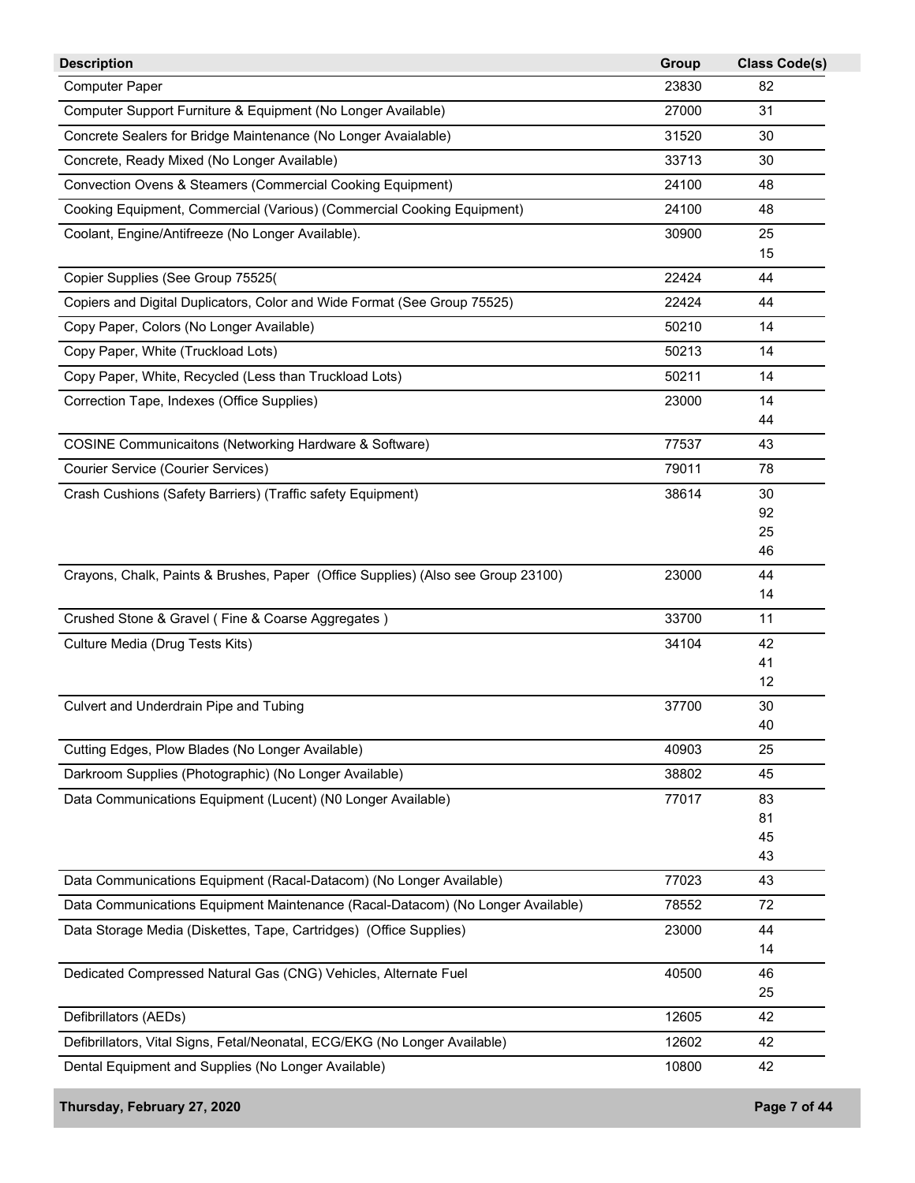| Description | Group | Class Code(s) |
|---|---|---|
| Computer Paper | 23830 | 82 |
| Computer Support Furniture & Equipment (No Longer Available) | 27000 | 31 |
| Concrete Sealers for Bridge Maintenance (No Longer Avaialable) | 31520 | 30 |
| Concrete, Ready Mixed (No Longer Available) | 33713 | 30 |
| Convection Ovens & Steamers (Commercial Cooking Equipment) | 24100 | 48 |
| Cooking Equipment, Commercial (Various) (Commercial Cooking Equipment) | 24100 | 48 |
| Coolant, Engine/Antifreeze (No Longer Available). | 30900 | 25<br>15 |
| Copier Supplies (See Group 75525( | 22424 | 44 |
| Copiers and Digital Duplicators, Color and Wide Format (See Group 75525) | 22424 | 44 |
| Copy Paper, Colors (No Longer Available) | 50210 | 14 |
| Copy Paper, White (Truckload Lots) | 50213 | 14 |
| Copy Paper, White, Recycled (Less than Truckload Lots) | 50211 | 14 |
| Correction Tape, Indexes (Office Supplies) | 23000 | 14<br>44 |
| COSINE Communicaitons (Networking Hardware & Software) | 77537 | 43 |
| Courier Service (Courier Services) | 79011 | 78 |
| Crash Cushions (Safety Barriers) (Traffic safety Equipment) | 38614 | 30<br>92<br>25<br>46 |
| Crayons, Chalk, Paints & Brushes, Paper (Office Supplies) (Also see Group 23100) | 23000 | 44<br>14 |
| Crushed Stone & Gravel ( Fine & Coarse Aggregates ) | 33700 | 11 |
| Culture Media (Drug Tests Kits) | 34104 | 42<br>41<br>12 |
| Culvert and Underdrain Pipe and Tubing | 37700 | 30<br>40 |
| Cutting Edges, Plow Blades (No Longer Available) | 40903 | 25 |
| Darkroom Supplies (Photographic) (No Longer Available) | 38802 | 45 |
| Data Communications Equipment (Lucent) (N0 Longer Available) | 77017 | 83<br>81<br>45<br>43 |
| Data Communications Equipment (Racal-Datacom) (No Longer Available) | 77023 | 43 |
| Data Communications Equipment Maintenance (Racal-Datacom) (No Longer Available) | 78552 | 72 |
| Data Storage Media (Diskettes, Tape, Cartridges) (Office Supplies) | 23000 | 44<br>14 |
| Dedicated Compressed Natural Gas (CNG) Vehicles, Alternate Fuel | 40500 | 46<br>25 |
| Defibrillators (AEDs) | 12605 | 42 |
| Defibrillators, Vital Signs, Fetal/Neonatal, ECG/EKG (No Longer Available) | 12602 | 42 |
| Dental Equipment and Supplies (No Longer Available) | 10800 | 42 |

Thursday, February 27, 2020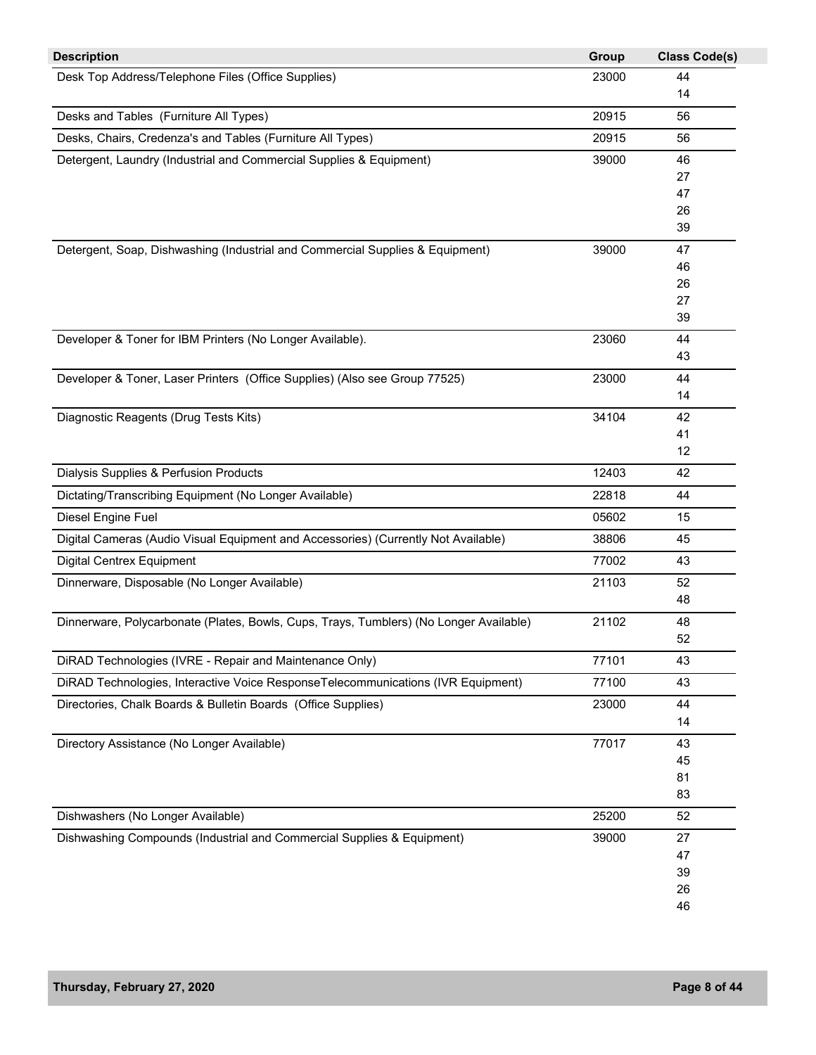| Description | Group | Class Code(s) |
|---|---|---|
| Desk Top Address/Telephone Files (Office Supplies) | 23000 | 44<br>14 |
| Desks and Tables (Furniture All Types) | 20915 | 56 |
| Desks, Chairs, Credenza's and Tables (Furniture All Types) | 20915 | 56 |
| Detergent, Laundry (Industrial and Commercial Supplies & Equipment) | 39000 | 46<br>27<br>47<br>26<br>39 |
| Detergent, Soap, Dishwashing (Industrial and Commercial Supplies & Equipment) | 39000 | 47<br>46<br>26<br>27<br>39 |
| Developer & Toner for IBM Printers (No Longer Available). | 23060 | 44<br>43 |
| Developer & Toner, Laser Printers (Office Supplies) (Also see Group 77525) | 23000 | 44<br>14 |
| Diagnostic Reagents (Drug Tests Kits) | 34104 | 42<br>41<br>12 |
| Dialysis Supplies & Perfusion Products | 12403 | 42 |
| Dictating/Transcribing Equipment (No Longer Available) | 22818 | 44 |
| Diesel Engine Fuel | 05602 | 15 |
| Digital Cameras (Audio Visual Equipment and Accessories) (Currently Not Available) | 38806 | 45 |
| Digital Centrex Equipment | 77002 | 43 |
| Dinnerware, Disposable (No Longer Available) | 21103 | 52<br>48 |
| Dinnerware, Polycarbonate (Plates, Bowls, Cups, Trays, Tumblers) (No Longer Available) | 21102 | 48<br>52 |
| DiRAD Technologies (IVRE - Repair and Maintenance Only) | 77101 | 43 |
| DiRAD Technologies, Interactive Voice ResponseTelecommunications (IVR Equipment) | 77100 | 43 |
| Directories, Chalk Boards & Bulletin Boards (Office Supplies) | 23000 | 44<br>14 |
| Directory Assistance (No Longer Available) | 77017 | 43<br>45<br>81<br>83 |
| Dishwashers (No Longer Available) | 25200 | 52 |
| Dishwashing Compounds (Industrial and Commercial Supplies & Equipment) | 39000 | 27<br>47<br>39<br>26<br>46 |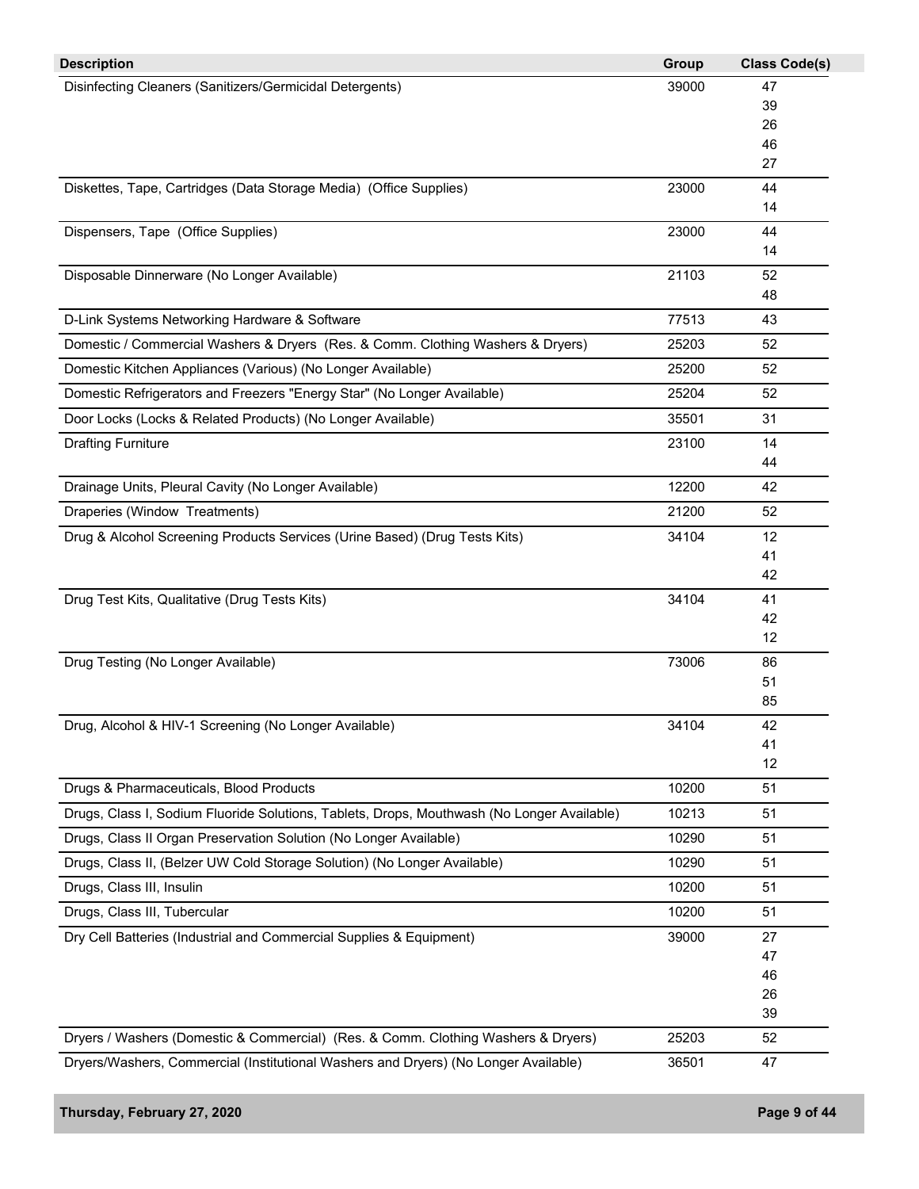| Description | Group | Class Code(s) |
| --- | --- | --- |
| Disinfecting Cleaners (Sanitizers/Germicidal Detergents) | 39000 | 47<br>39<br>26<br>46<br>27 |
| Diskettes, Tape, Cartridges (Data Storage Media) (Office Supplies) | 23000 | 44<br>14 |
| Dispensers, Tape (Office Supplies) | 23000 | 44<br>14 |
| Disposable Dinnerware (No Longer Available) | 21103 | 52<br>48 |
| D-Link Systems Networking Hardware & Software | 77513 | 43 |
| Domestic / Commercial Washers & Dryers (Res. & Comm. Clothing Washers & Dryers) | 25203 | 52 |
| Domestic Kitchen Appliances (Various) (No Longer Available) | 25200 | 52 |
| Domestic Refrigerators and Freezers "Energy Star" (No Longer Available) | 25204 | 52 |
| Door Locks (Locks & Related Products) (No Longer Available) | 35501 | 31 |
| Drafting Furniture | 23100 | 14<br>44 |
| Drainage Units, Pleural Cavity (No Longer Available) | 12200 | 42 |
| Draperies (Window Treatments) | 21200 | 52 |
| Drug & Alcohol Screening Products Services (Urine Based) (Drug Tests Kits) | 34104 | 12<br>41<br>42 |
| Drug Test Kits, Qualitative (Drug Tests Kits) | 34104 | 41<br>42<br>12 |
| Drug Testing (No Longer Available) | 73006 | 86<br>51<br>85 |
| Drug, Alcohol & HIV-1 Screening (No Longer Available) | 34104 | 42<br>41<br>12 |
| Drugs & Pharmaceuticals, Blood Products | 10200 | 51 |
| Drugs, Class I, Sodium Fluoride Solutions, Tablets, Drops, Mouthwash (No Longer Available) | 10213 | 51 |
| Drugs, Class II Organ Preservation Solution (No Longer Available) | 10290 | 51 |
| Drugs, Class II, (Belzer UW Cold Storage Solution) (No Longer Available) | 10290 | 51 |
| Drugs, Class III, Insulin | 10200 | 51 |
| Drugs, Class III, Tubercular | 10200 | 51 |
| Dry Cell Batteries (Industrial and Commercial Supplies & Equipment) | 39000 | 27<br>47<br>46<br>26<br>39 |
| Dryers / Washers (Domestic & Commercial) (Res. & Comm. Clothing Washers & Dryers) | 25203 | 52 |
| Dryers/Washers, Commercial (Institutional Washers and Dryers) (No Longer Available) | 36501 | 47 |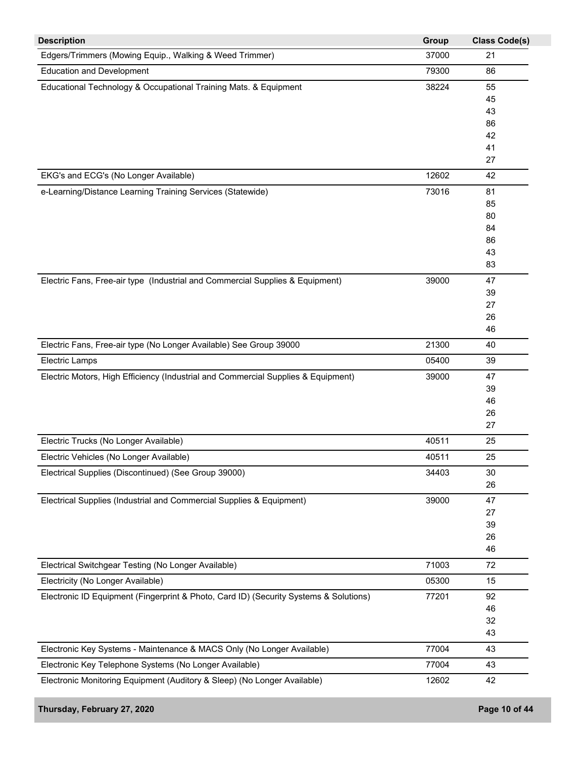| Description | Group | Class Code(s) |
|---|---|---|
| Edgers/Trimmers (Mowing Equip., Walking & Weed Trimmer) | 37000 | 21 |
| Education and Development | 79300 | 86 |
| Educational Technology & Occupational Training Mats. & Equipment | 38224 | 55<br>45<br>43<br>86<br>42<br>41<br>27 |
| EKG's and ECG's (No Longer Available) | 12602 | 42 |
| e-Learning/Distance Learning Training Services (Statewide) | 73016 | 81<br>85<br>80<br>84<br>86<br>43<br>83 |
| Electric Fans, Free-air type (Industrial and Commercial Supplies & Equipment) | 39000 | 47<br>39<br>27<br>26<br>46 |
| Electric Fans, Free-air type (No Longer Available) See Group 39000 | 21300 | 40 |
| Electric Lamps | 05400 | 39 |
| Electric Motors, High Efficiency (Industrial and Commercial Supplies & Equipment) | 39000 | 47<br>39<br>46<br>26<br>27 |
| Electric Trucks (No Longer Available) | 40511 | 25 |
| Electric Vehicles (No Longer Available) | 40511 | 25 |
| Electrical Supplies (Discontinued) (See Group 39000) | 34403 | 30<br>26 |
| Electrical Supplies (Industrial and Commercial Supplies & Equipment) | 39000 | 47<br>27<br>39<br>26<br>46 |
| Electrical Switchgear Testing (No Longer Available) | 71003 | 72 |
| Electricity (No Longer Available) | 05300 | 15 |
| Electronic ID Equipment (Fingerprint & Photo, Card ID) (Security Systems & Solutions) | 77201 | 92<br>46<br>32<br>43 |
| Electronic Key Systems - Maintenance & MACS Only (No Longer Available) | 77004 | 43 |
| Electronic Key Telephone Systems (No Longer Available) | 77004 | 43 |
| Electronic Monitoring Equipment (Auditory & Sleep) (No Longer Available) | 12602 | 42 |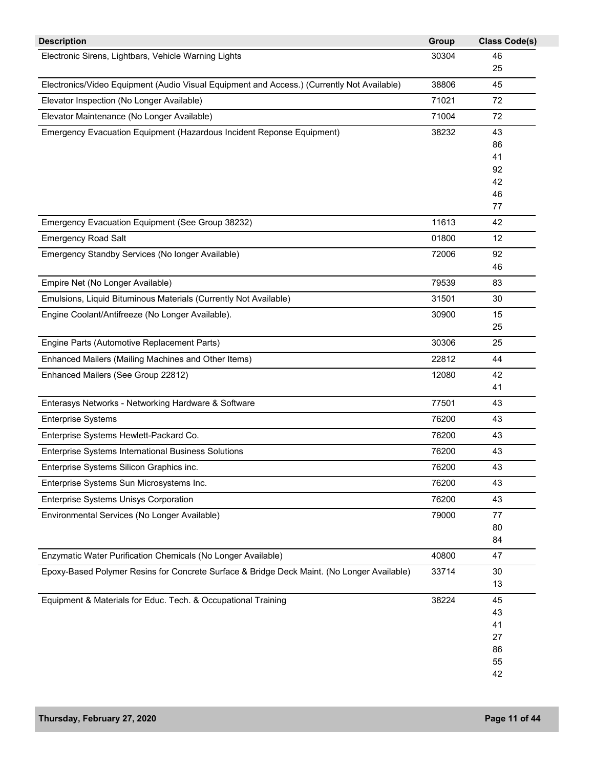| Description | Group | Class Code(s) |
| --- | --- | --- |
| Electronic Sirens, Lightbars, Vehicle Warning Lights | 30304 | 46<br>25 |
| Electronics/Video Equipment (Audio Visual Equipment and Access.) (Currently Not Available) | 38806 | 45 |
| Elevator Inspection (No Longer Available) | 71021 | 72 |
| Elevator Maintenance (No Longer Available) | 71004 | 72 |
| Emergency Evacuation Equipment (Hazardous Incident Reponse Equipment) | 38232 | 43<br>86<br>41<br>92<br>42<br>46<br>77 |
| Emergency Evacuation Equipment (See Group 38232) | 11613 | 42 |
| Emergency Road Salt | 01800 | 12 |
| Emergency Standby Services (No longer Available) | 72006 | 92<br>46 |
| Empire Net (No Longer Available) | 79539 | 83 |
| Emulsions, Liquid Bituminous Materials (Currently Not Available) | 31501 | 30 |
| Engine Coolant/Antifreeze (No Longer Available). | 30900 | 15<br>25 |
| Engine Parts (Automotive Replacement Parts) | 30306 | 25 |
| Enhanced Mailers (Mailing Machines and Other Items) | 22812 | 44 |
| Enhanced Mailers (See Group 22812) | 12080 | 42<br>41 |
| Enterasys Networks - Networking Hardware & Software | 77501 | 43 |
| Enterprise Systems | 76200 | 43 |
| Enterprise Systems Hewlett-Packard Co. | 76200 | 43 |
| Enterprise Systems International Business Solutions | 76200 | 43 |
| Enterprise Systems Silicon Graphics inc. | 76200 | 43 |
| Enterprise Systems Sun Microsystems Inc. | 76200 | 43 |
| Enterprise Systems Unisys Corporation | 76200 | 43 |
| Environmental Services (No Longer Available) | 79000 | 77<br>80<br>84 |
| Enzymatic Water Purification Chemicals (No Longer Available) | 40800 | 47 |
| Epoxy-Based Polymer Resins for Concrete Surface & Bridge Deck Maint. (No Longer Available) | 33714 | 30<br>13 |
| Equipment & Materials for Educ. Tech. & Occupational Training | 38224 | 45<br>43<br>41<br>27<br>86<br>55<br>42 |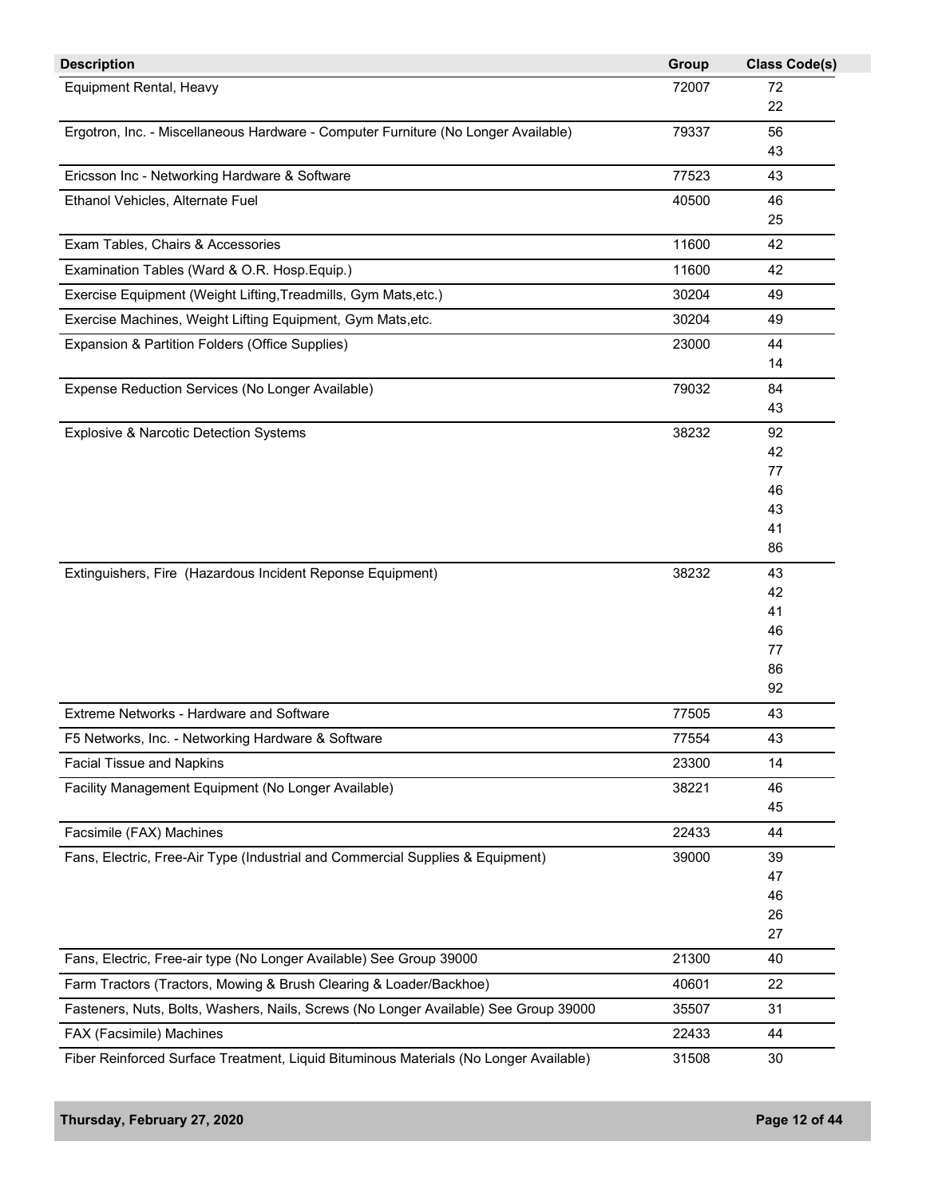| Description | Group | Class Code(s) |
|---|---|---|
| Equipment Rental, Heavy | 72007 | 72<br>22 |
| Ergotron, Inc. - Miscellaneous Hardware - Computer Furniture (No Longer Available) | 79337 | 56<br>43 |
| Ericsson Inc - Networking Hardware & Software | 77523 | 43 |
| Ethanol Vehicles, Alternate Fuel | 40500 | 46<br>25 |
| Exam Tables, Chairs & Accessories | 11600 | 42 |
| Examination Tables (Ward & O.R. Hosp.Equip.) | 11600 | 42 |
| Exercise Equipment (Weight Lifting,Treadmills, Gym Mats,etc.) | 30204 | 49 |
| Exercise Machines, Weight Lifting Equipment, Gym Mats,etc. | 30204 | 49 |
| Expansion & Partition Folders (Office Supplies) | 23000 | 44<br>14 |
| Expense Reduction Services (No Longer Available) | 79032 | 84<br>43 |
| Explosive & Narcotic Detection Systems | 38232 | 92<br>42<br>77<br>46<br>43<br>41<br>86 |
| Extinguishers, Fire (Hazardous Incident Reponse Equipment) | 38232 | 43<br>42<br>41<br>46<br>77<br>86<br>92 |
| Extreme Networks - Hardware and Software | 77505 | 43 |
| F5 Networks, Inc. - Networking Hardware & Software | 77554 | 43 |
| Facial Tissue and Napkins | 23300 | 14 |
| Facility Management Equipment (No Longer Available) | 38221 | 46<br>45 |
| Facsimile (FAX) Machines | 22433 | 44 |
| Fans, Electric, Free-Air Type (Industrial and Commercial Supplies & Equipment) | 39000 | 39<br>47<br>46<br>26<br>27 |
| Fans, Electric, Free-air type (No Longer Available) See Group 39000 | 21300 | 40 |
| Farm Tractors (Tractors, Mowing & Brush Clearing & Loader/Backhoe) | 40601 | 22 |
| Fasteners, Nuts, Bolts, Washers, Nails, Screws (No Longer Available) See Group 39000 | 35507 | 31 |
| FAX (Facsimile) Machines | 22433 | 44 |
| Fiber Reinforced Surface Treatment, Liquid Bituminous Materials (No Longer Available) | 31508 | 30 |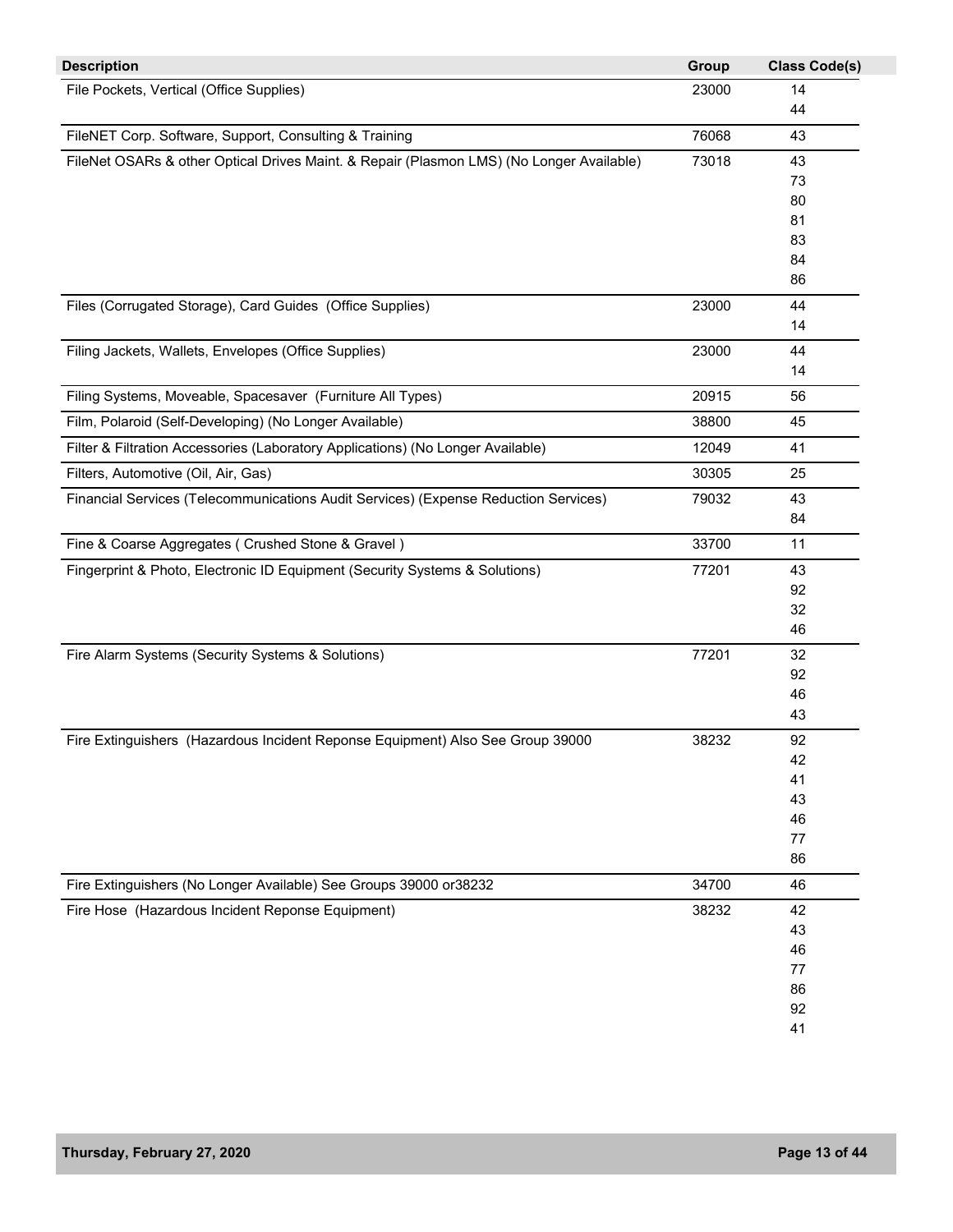| Description | Group | Class Code(s) |
|---|---|---|
| File Pockets, Vertical (Office Supplies) | 23000 | 14<br>44 |
| FileNET Corp. Software, Support, Consulting & Training | 76068 | 43 |
| FileNet OSARs & other Optical Drives Maint. & Repair (Plasmon LMS) (No Longer Available) | 73018 | 43<br>73<br>80<br>81<br>83<br>84<br>86 |
| Files (Corrugated Storage), Card Guides (Office Supplies) | 23000 | 44<br>14 |
| Filing Jackets, Wallets, Envelopes (Office Supplies) | 23000 | 44<br>14 |
| Filing Systems, Moveable, Spacesaver (Furniture All Types) | 20915 | 56 |
| Film, Polaroid (Self-Developing) (No Longer Available) | 38800 | 45 |
| Filter & Filtration Accessories (Laboratory Applications) (No Longer Available) | 12049 | 41 |
| Filters, Automotive (Oil, Air, Gas) | 30305 | 25 |
| Financial Services (Telecommunications Audit Services) (Expense Reduction Services) | 79032 | 43<br>84 |
| Fine & Coarse Aggregates ( Crushed Stone & Gravel ) | 33700 | 11 |
| Fingerprint & Photo, Electronic ID Equipment (Security Systems & Solutions) | 77201 | 43<br>92<br>32<br>46 |
| Fire Alarm Systems (Security Systems & Solutions) | 77201 | 32<br>92<br>46<br>43 |
| Fire Extinguishers (Hazardous Incident Reponse Equipment) Also See Group 39000 | 38232 | 92<br>42<br>41<br>43<br>46<br>77<br>86 |
| Fire Extinguishers (No Longer Available) See Groups 39000 or38232 | 34700 | 46 |
| Fire Hose (Hazardous Incident Reponse Equipment) | 38232 | 42<br>43<br>46<br>77<br>86<br>92<br>41 |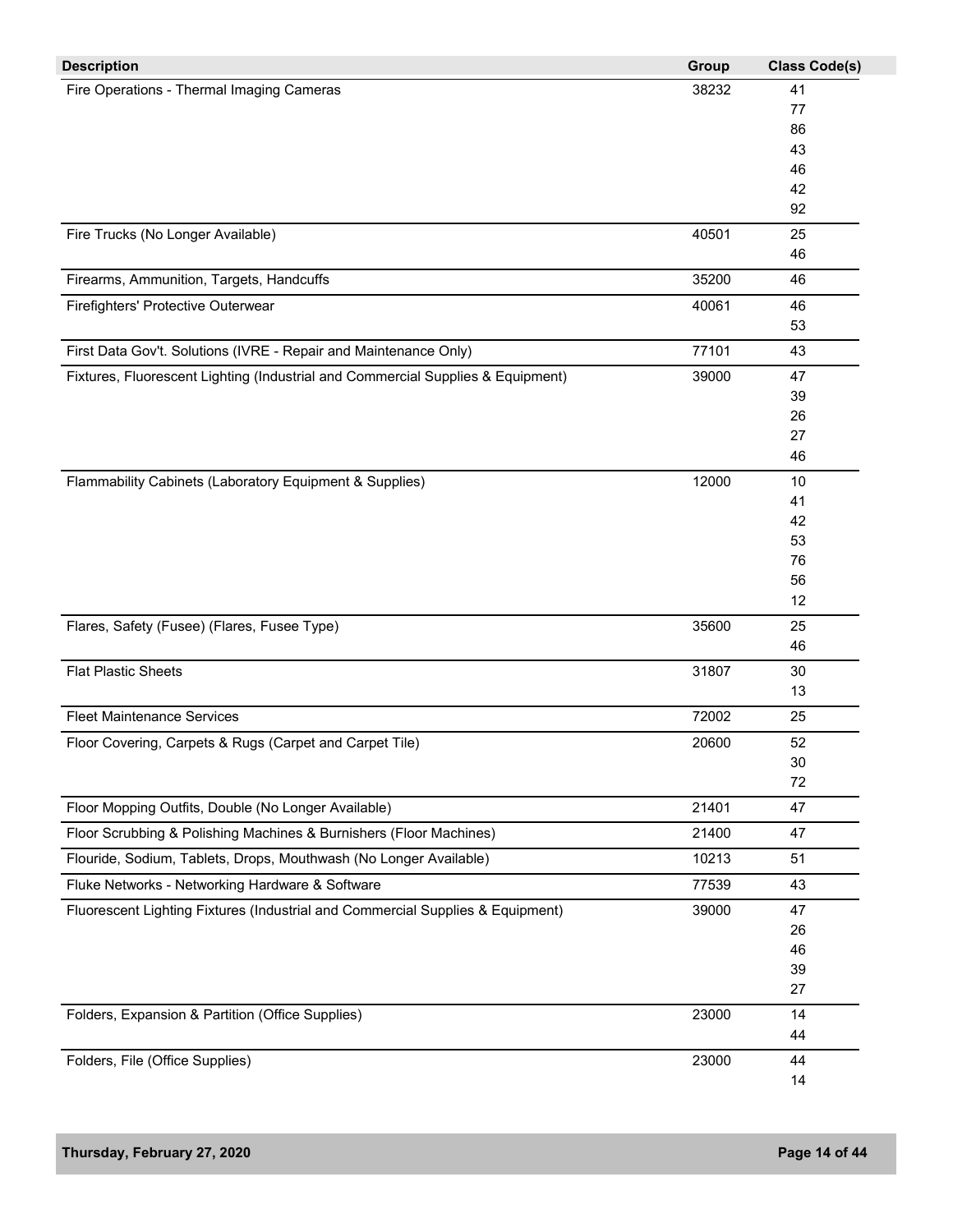| Description | Group | Class Code(s) |
|---|---|---|
| Fire Operations - Thermal Imaging Cameras | 38232 | 41<br>77<br>86<br>43<br>46<br>42<br>92 |
| Fire Trucks (No Longer Available) | 40501 | 25<br>46 |
| Firearms, Ammunition, Targets, Handcuffs | 35200 | 46 |
| Firefighters' Protective Outerwear | 40061 | 46<br>53 |
| First Data Gov't. Solutions (IVRE - Repair and Maintenance Only) | 77101 | 43 |
| Fixtures, Fluorescent Lighting (Industrial and Commercial Supplies & Equipment) | 39000 | 47<br>39<br>26<br>27<br>46 |
| Flammability Cabinets (Laboratory Equipment & Supplies) | 12000 | 10<br>41<br>42<br>53<br>76<br>56<br>12 |
| Flares, Safety (Fusee) (Flares, Fusee Type) | 35600 | 25<br>46 |
| Flat Plastic Sheets | 31807 | 30<br>13 |
| Fleet Maintenance Services | 72002 | 25 |
| Floor Covering, Carpets & Rugs (Carpet and Carpet Tile) | 20600 | 52<br>30<br>72 |
| Floor Mopping Outfits, Double (No Longer Available) | 21401 | 47 |
| Floor Scrubbing & Polishing Machines & Burnishers (Floor Machines) | 21400 | 47 |
| Flouride, Sodium, Tablets, Drops, Mouthwash (No Longer Available) | 10213 | 51 |
| Fluke Networks - Networking Hardware & Software | 77539 | 43 |
| Fluorescent Lighting Fixtures (Industrial and Commercial Supplies & Equipment) | 39000 | 47<br>26<br>46<br>39<br>27 |
| Folders, Expansion & Partition (Office Supplies) | 23000 | 14<br>44 |
| Folders, File (Office Supplies) | 23000 | 44<br>14 |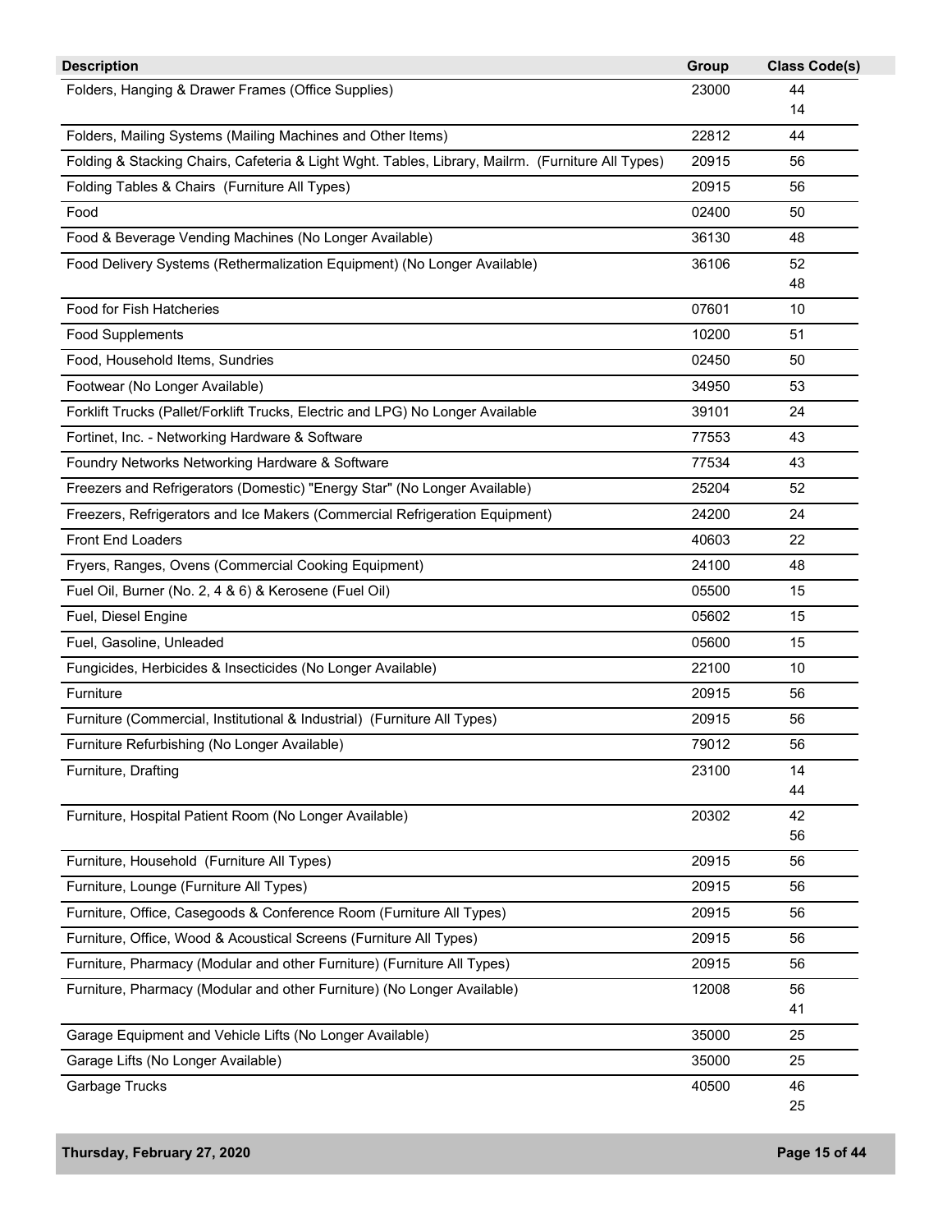| Description | Group | Class Code(s) |
|---|---|---|
| Folders, Hanging & Drawer Frames (Office Supplies) | 23000 | 44<br>14 |
| Folders, Mailing Systems (Mailing Machines and Other Items) | 22812 | 44 |
| Folding & Stacking Chairs, Cafeteria & Light Wght. Tables, Library, Mailrm. (Furniture All Types) | 20915 | 56 |
| Folding Tables & Chairs (Furniture All Types) | 20915 | 56 |
| Food | 02400 | 50 |
| Food & Beverage Vending Machines (No Longer Available) | 36130 | 48 |
| Food Delivery Systems (Rethermalization Equipment) (No Longer Available) | 36106 | 52<br>48 |
| Food for Fish Hatcheries | 07601 | 10 |
| Food Supplements | 10200 | 51 |
| Food, Household Items, Sundries | 02450 | 50 |
| Footwear (No Longer Available) | 34950 | 53 |
| Forklift Trucks (Pallet/Forklift Trucks, Electric and LPG) No Longer Available | 39101 | 24 |
| Fortinet, Inc. - Networking Hardware & Software | 77553 | 43 |
| Foundry Networks Networking Hardware & Software | 77534 | 43 |
| Freezers and Refrigerators (Domestic) "Energy Star" (No Longer Available) | 25204 | 52 |
| Freezers, Refrigerators and Ice Makers (Commercial Refrigeration Equipment) | 24200 | 24 |
| Front End Loaders | 40603 | 22 |
| Fryers, Ranges, Ovens (Commercial Cooking Equipment) | 24100 | 48 |
| Fuel Oil, Burner (No. 2, 4 & 6) & Kerosene (Fuel Oil) | 05500 | 15 |
| Fuel, Diesel Engine | 05602 | 15 |
| Fuel, Gasoline, Unleaded | 05600 | 15 |
| Fungicides, Herbicides & Insecticides (No Longer Available) | 22100 | 10 |
| Furniture | 20915 | 56 |
| Furniture (Commercial, Institutional & Industrial) (Furniture All Types) | 20915 | 56 |
| Furniture Refurbishing (No Longer Available) | 79012 | 56 |
| Furniture, Drafting | 23100 | 14<br>44 |
| Furniture, Hospital Patient Room (No Longer Available) | 20302 | 42<br>56 |
| Furniture, Household (Furniture All Types) | 20915 | 56 |
| Furniture, Lounge (Furniture All Types) | 20915 | 56 |
| Furniture, Office, Casegoods & Conference Room (Furniture All Types) | 20915 | 56 |
| Furniture, Office, Wood & Acoustical Screens (Furniture All Types) | 20915 | 56 |
| Furniture, Pharmacy (Modular and other Furniture) (Furniture All Types) | 20915 | 56 |
| Furniture, Pharmacy (Modular and other Furniture) (No Longer Available) | 12008 | 56<br>41 |
| Garage Equipment and Vehicle Lifts (No Longer Available) | 35000 | 25 |
| Garage Lifts (No Longer Available) | 35000 | 25 |
| Garbage Trucks | 40500 | 46<br>25 |

Thursday, February 27, 2020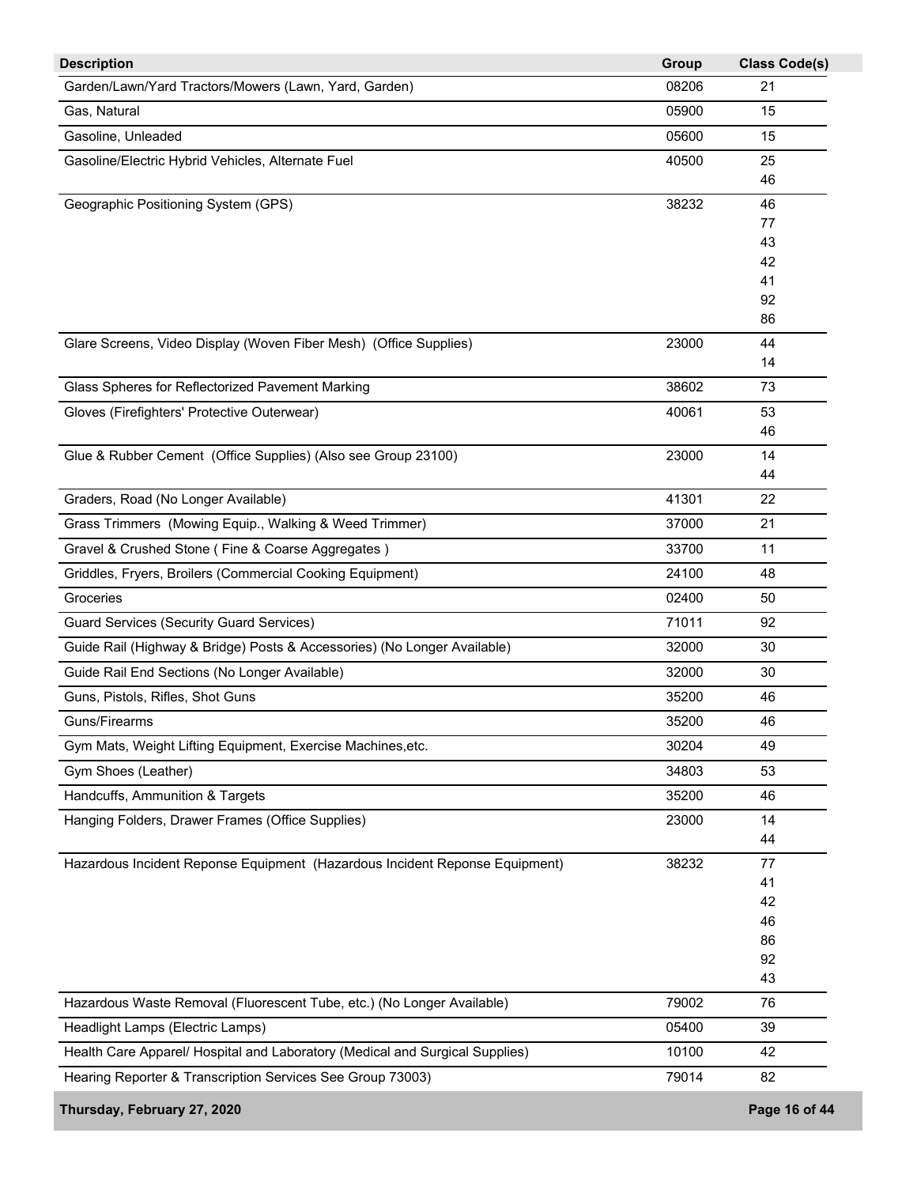| Description | Group | Class Code(s) |
|---|---|---|
| Garden/Lawn/Yard Tractors/Mowers (Lawn, Yard, Garden) | 08206 | 21 |
| Gas, Natural | 05900 | 15 |
| Gasoline, Unleaded | 05600 | 15 |
| Gasoline/Electric Hybrid Vehicles, Alternate Fuel | 40500 | 25<br>46 |
| Geographic Positioning System (GPS) | 38232 | 46<br>77<br>43<br>42<br>41<br>92<br>86 |
| Glare Screens, Video Display (Woven Fiber Mesh) (Office Supplies) | 23000 | 44<br>14 |
| Glass Spheres for Reflectorized Pavement Marking | 38602 | 73 |
| Gloves (Firefighters' Protective Outerwear) | 40061 | 53<br>46 |
| Glue & Rubber Cement (Office Supplies) (Also see Group 23100) | 23000 | 14<br>44 |
| Graders, Road (No Longer Available) | 41301 | 22 |
| Grass Trimmers (Mowing Equip., Walking & Weed Trimmer) | 37000 | 21 |
| Gravel & Crushed Stone ( Fine & Coarse Aggregates ) | 33700 | 11 |
| Griddles, Fryers, Broilers (Commercial Cooking Equipment) | 24100 | 48 |
| Groceries | 02400 | 50 |
| Guard Services (Security Guard Services) | 71011 | 92 |
| Guide Rail (Highway & Bridge) Posts & Accessories) (No Longer Available) | 32000 | 30 |
| Guide Rail End Sections (No Longer Available) | 32000 | 30 |
| Guns, Pistols, Rifles, Shot Guns | 35200 | 46 |
| Guns/Firearms | 35200 | 46 |
| Gym Mats, Weight Lifting Equipment, Exercise Machines,etc. | 30204 | 49 |
| Gym Shoes (Leather) | 34803 | 53 |
| Handcuffs, Ammunition & Targets | 35200 | 46 |
| Hanging Folders, Drawer Frames (Office Supplies) | 23000 | 14<br>44 |
| Hazardous Incident Reponse Equipment (Hazardous Incident Reponse Equipment) | 38232 | 77<br>41<br>42<br>46<br>86<br>92<br>43 |
| Hazardous Waste Removal (Fluorescent Tube, etc.) (No Longer Available) | 79002 | 76 |
| Headlight Lamps (Electric Lamps) | 05400 | 39 |
| Health Care Apparel/ Hospital and Laboratory (Medical and Surgical Supplies) | 10100 | 42 |
| Hearing Reporter & Transcription Services See Group 73003) | 79014 | 82 |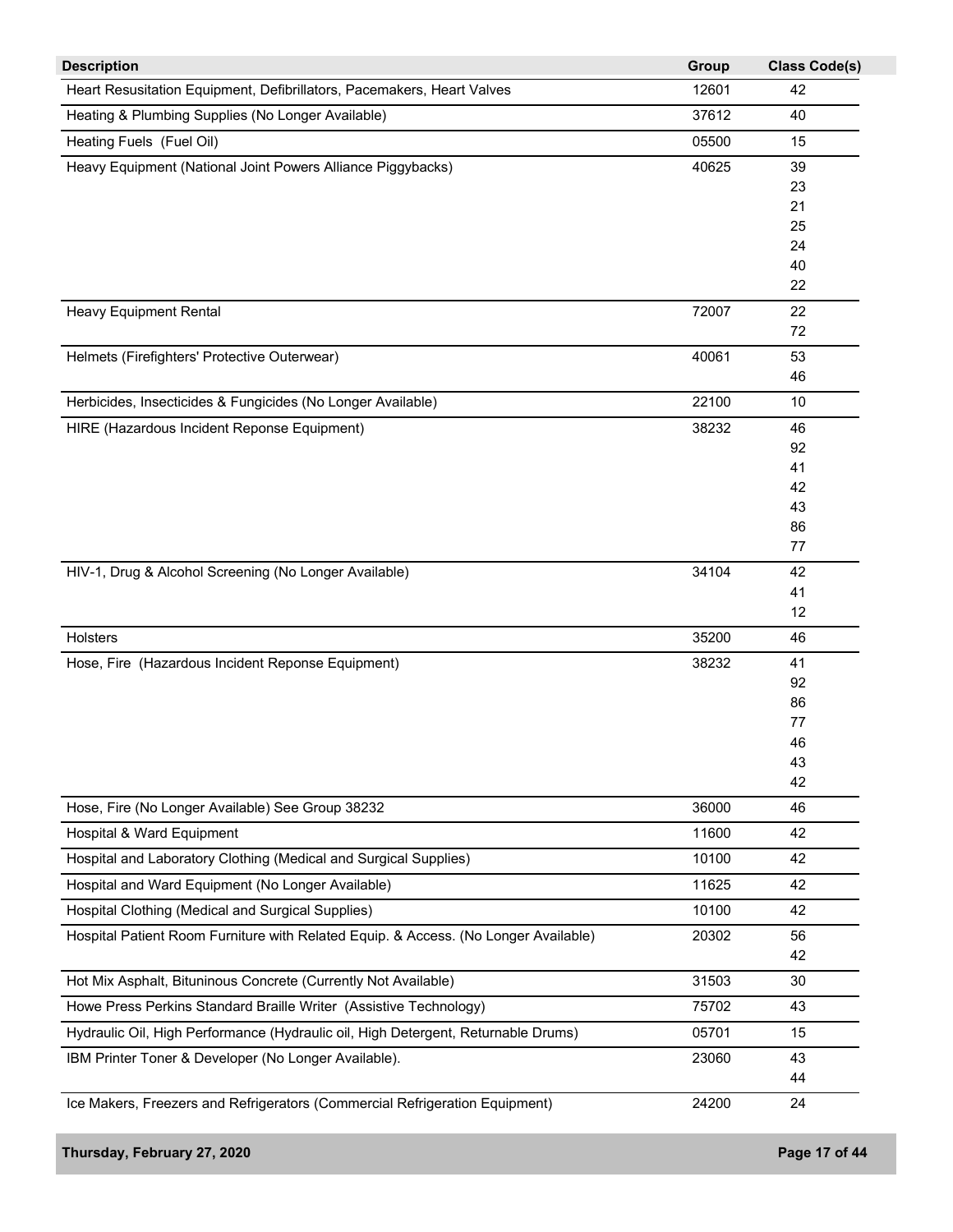| Description | Group | Class Code(s) |
|---|---|---|
| Heart Resusitation Equipment, Defibrillators, Pacemakers, Heart Valves | 12601 | 42 |
| Heating & Plumbing Supplies (No Longer Available) | 37612 | 40 |
| Heating Fuels (Fuel Oil) | 05500 | 15 |
| Heavy Equipment (National Joint Powers Alliance Piggybacks) | 40625 | 39<br>23<br>21<br>25<br>24<br>40<br>22 |
| Heavy Equipment Rental | 72007 | 22<br>72 |
| Helmets (Firefighters' Protective Outerwear) | 40061 | 53<br>46 |
| Herbicides, Insecticides & Fungicides (No Longer Available) | 22100 | 10 |
| HIRE (Hazardous Incident Reponse Equipment) | 38232 | 46<br>92<br>41<br>42<br>43<br>86<br>77 |
| HIV-1, Drug & Alcohol Screening (No Longer Available) | 34104 | 42<br>41<br>12 |
| Holsters | 35200 | 46 |
| Hose, Fire (Hazardous Incident Reponse Equipment) | 38232 | 41<br>92<br>86<br>77<br>46<br>43<br>42 |
| Hose, Fire (No Longer Available) See Group 38232 | 36000 | 46 |
| Hospital & Ward Equipment | 11600 | 42 |
| Hospital and Laboratory Clothing (Medical and Surgical Supplies) | 10100 | 42 |
| Hospital and Ward Equipment (No Longer Available) | 11625 | 42 |
| Hospital Clothing (Medical and Surgical Supplies) | 10100 | 42 |
| Hospital Patient Room Furniture with Related Equip. & Access. (No Longer Available) | 20302 | 56<br>42 |
| Hot Mix Asphalt, Bituninous Concrete (Currently Not Available) | 31503 | 30 |
| Howe Press Perkins Standard Braille Writer (Assistive Technology) | 75702 | 43 |
| Hydraulic Oil, High Performance (Hydraulic oil, High Detergent, Returnable Drums) | 05701 | 15 |
| IBM Printer Toner & Developer (No Longer Available). | 23060 | 43<br>44 |
| Ice Makers, Freezers and Refrigerators (Commercial Refrigeration Equipment) | 24200 | 24 |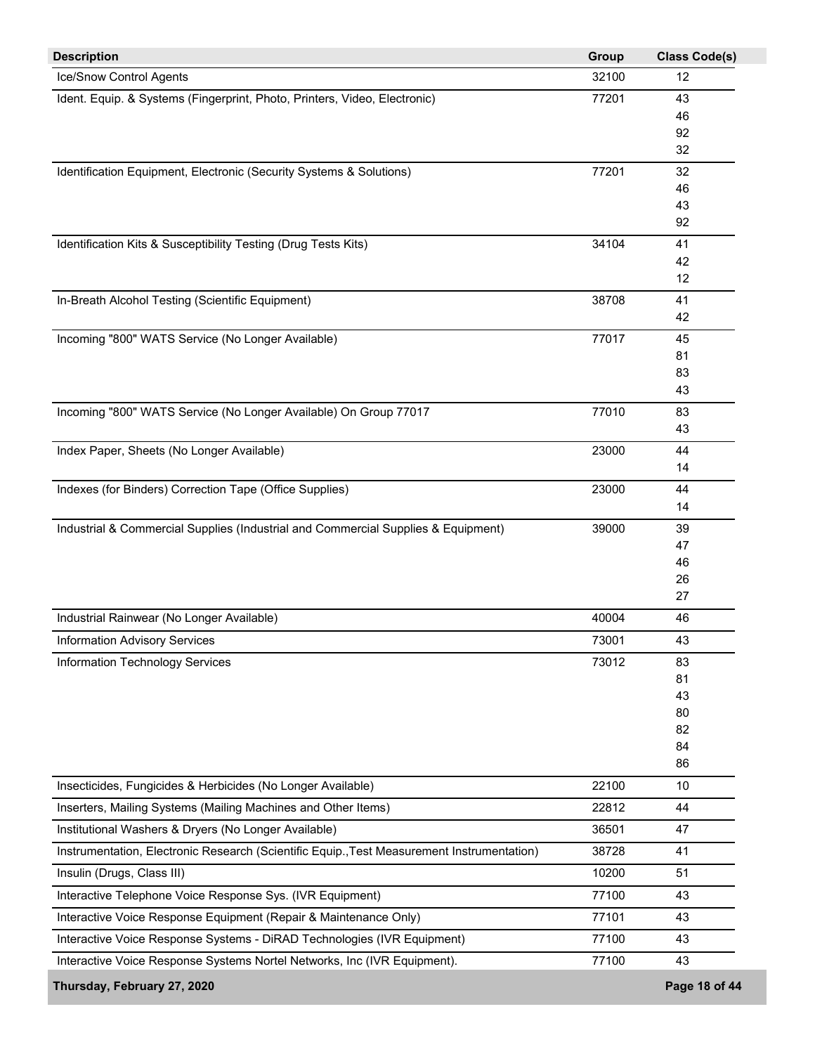| Description | Group | Class Code(s) |
|---|---|---|
| Ice/Snow Control Agents | 32100 | 12 |
| Ident. Equip. & Systems (Fingerprint, Photo, Printers, Video, Electronic) | 77201 | 43<br>46<br>92<br>32 |
| Identification Equipment, Electronic (Security Systems & Solutions) | 77201 | 32<br>46<br>43<br>92 |
| Identification Kits & Susceptibility Testing (Drug Tests Kits) | 34104 | 41<br>42<br>12 |
| In-Breath Alcohol Testing (Scientific Equipment) | 38708 | 41<br>42 |
| Incoming "800" WATS Service (No Longer Available) | 77017 | 45<br>81<br>83<br>43 |
| Incoming "800" WATS Service (No Longer Available) On Group 77017 | 77010 | 83<br>43 |
| Index Paper, Sheets (No Longer Available) | 23000 | 44<br>14 |
| Indexes (for Binders) Correction Tape (Office Supplies) | 23000 | 44<br>14 |
| Industrial & Commercial Supplies (Industrial and Commercial Supplies & Equipment) | 39000 | 39<br>47<br>46<br>26<br>27 |
| Industrial Rainwear (No Longer Available) | 40004 | 46 |
| Information Advisory Services | 73001 | 43 |
| Information Technology Services | 73012 | 83<br>81<br>43<br>80<br>82<br>84<br>86 |
| Insecticides, Fungicides & Herbicides (No Longer Available) | 22100 | 10 |
| Inserters, Mailing Systems (Mailing Machines and Other Items) | 22812 | 44 |
| Institutional Washers & Dryers (No Longer Available) | 36501 | 47 |
| Instrumentation, Electronic Research (Scientific Equip.,Test Measurement Instrumentation) | 38728 | 41 |
| Insulin (Drugs, Class III) | 10200 | 51 |
| Interactive Telephone Voice Response Sys. (IVR Equipment) | 77100 | 43 |
| Interactive Voice Response Equipment (Repair & Maintenance Only) | 77101 | 43 |
| Interactive Voice Response Systems - DiRAD Technologies (IVR Equipment) | 77100 | 43 |
| Interactive Voice Response Systems Nortel Networks, Inc (IVR Equipment). | 77100 | 43 |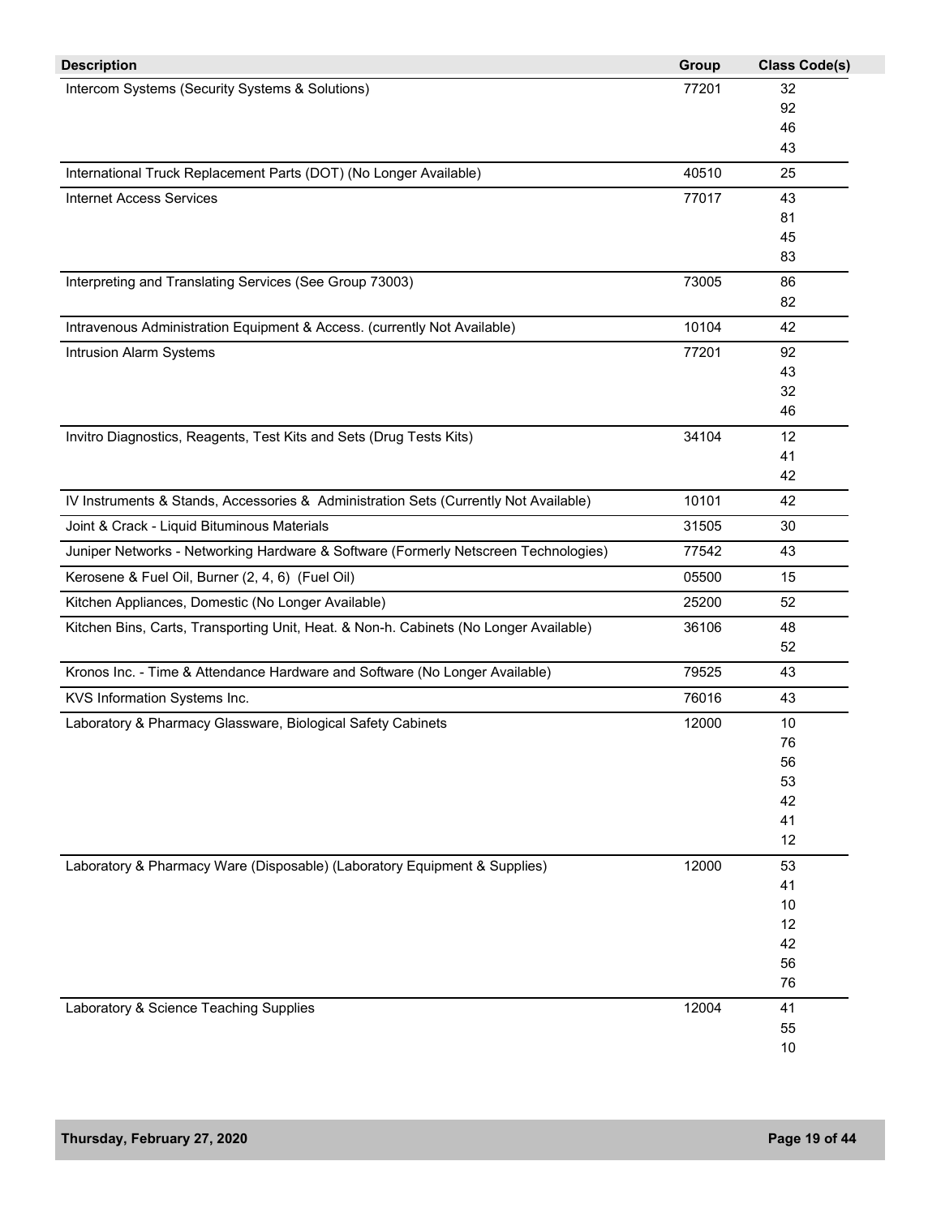| Description | Group | Class Code(s) |
| --- | --- | --- |
| Intercom Systems (Security Systems & Solutions) | 77201 | 32<br>92<br>46<br>43 |
| International Truck Replacement Parts (DOT) (No Longer Available) | 40510 | 25 |
| Internet Access Services | 77017 | 43<br>81<br>45<br>83 |
| Interpreting and Translating Services (See Group 73003) | 73005 | 86<br>82 |
| Intravenous Administration Equipment & Access. (currently Not Available) | 10104 | 42 |
| Intrusion Alarm Systems | 77201 | 92<br>43<br>32<br>46 |
| Invitro Diagnostics, Reagents, Test Kits and Sets (Drug Tests Kits) | 34104 | 12<br>41<br>42 |
| IV Instruments & Stands, Accessories & Administration Sets (Currently Not Available) | 10101 | 42 |
| Joint & Crack - Liquid Bituminous Materials | 31505 | 30 |
| Juniper Networks - Networking Hardware & Software (Formerly Netscreen Technologies) | 77542 | 43 |
| Kerosene & Fuel Oil, Burner (2, 4, 6) (Fuel Oil) | 05500 | 15 |
| Kitchen Appliances, Domestic (No Longer Available) | 25200 | 52 |
| Kitchen Bins, Carts, Transporting Unit, Heat. & Non-h. Cabinets (No Longer Available) | 36106 | 48<br>52 |
| Kronos Inc. - Time & Attendance Hardware and Software (No Longer Available) | 79525 | 43 |
| KVS Information Systems Inc. | 76016 | 43 |
| Laboratory & Pharmacy Glassware, Biological Safety Cabinets | 12000 | 10<br>76<br>56<br>53<br>42<br>41<br>12 |
| Laboratory & Pharmacy Ware (Disposable) (Laboratory Equipment & Supplies) | 12000 | 53<br>41<br>10<br>12<br>42<br>56<br>76 |
| Laboratory & Science Teaching Supplies | 12004 | 41<br>55<br>10 |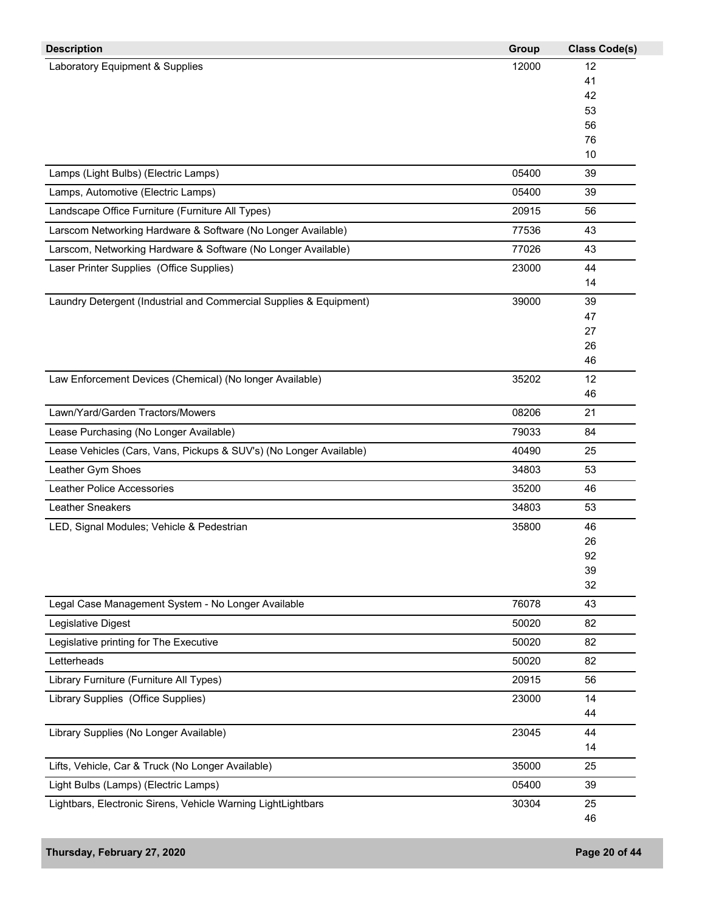| Description | Group | Class Code(s) |
|---|---|---|
| Laboratory Equipment & Supplies | 12000 | 12<br>41<br>42<br>53<br>56<br>76<br>10 |
| Lamps (Light Bulbs) (Electric Lamps) | 05400 | 39 |
| Lamps, Automotive (Electric Lamps) | 05400 | 39 |
| Landscape Office Furniture (Furniture All Types) | 20915 | 56 |
| Larscom Networking Hardware & Software (No Longer Available) | 77536 | 43 |
| Larscom, Networking Hardware & Software (No Longer Available) | 77026 | 43 |
| Laser Printer Supplies (Office Supplies) | 23000 | 44<br>14 |
| Laundry Detergent (Industrial and Commercial Supplies & Equipment) | 39000 | 39<br>47<br>27<br>26<br>46 |
| Law Enforcement Devices (Chemical) (No longer Available) | 35202 | 12<br>46 |
| Lawn/Yard/Garden Tractors/Mowers | 08206 | 21 |
| Lease Purchasing (No Longer Available) | 79033 | 84 |
| Lease Vehicles (Cars, Vans, Pickups & SUV's) (No Longer Available) | 40490 | 25 |
| Leather Gym Shoes | 34803 | 53 |
| Leather Police Accessories | 35200 | 46 |
| Leather Sneakers | 34803 | 53 |
| LED, Signal Modules; Vehicle & Pedestrian | 35800 | 46<br>26<br>92<br>39<br>32 |
| Legal Case Management System - No Longer Available | 76078 | 43 |
| Legislative Digest | 50020 | 82 |
| Legislative printing for The Executive | 50020 | 82 |
| Letterheads | 50020 | 82 |
| Library Furniture (Furniture All Types) | 20915 | 56 |
| Library Supplies (Office Supplies) | 23000 | 14<br>44 |
| Library Supplies (No Longer Available) | 23045 | 44<br>14 |
| Lifts, Vehicle, Car & Truck (No Longer Available) | 35000 | 25 |
| Light Bulbs (Lamps) (Electric Lamps) | 05400 | 39 |
| Lightbars, Electronic Sirens, Vehicle Warning LightLightbars | 30304 | 25<br>46 |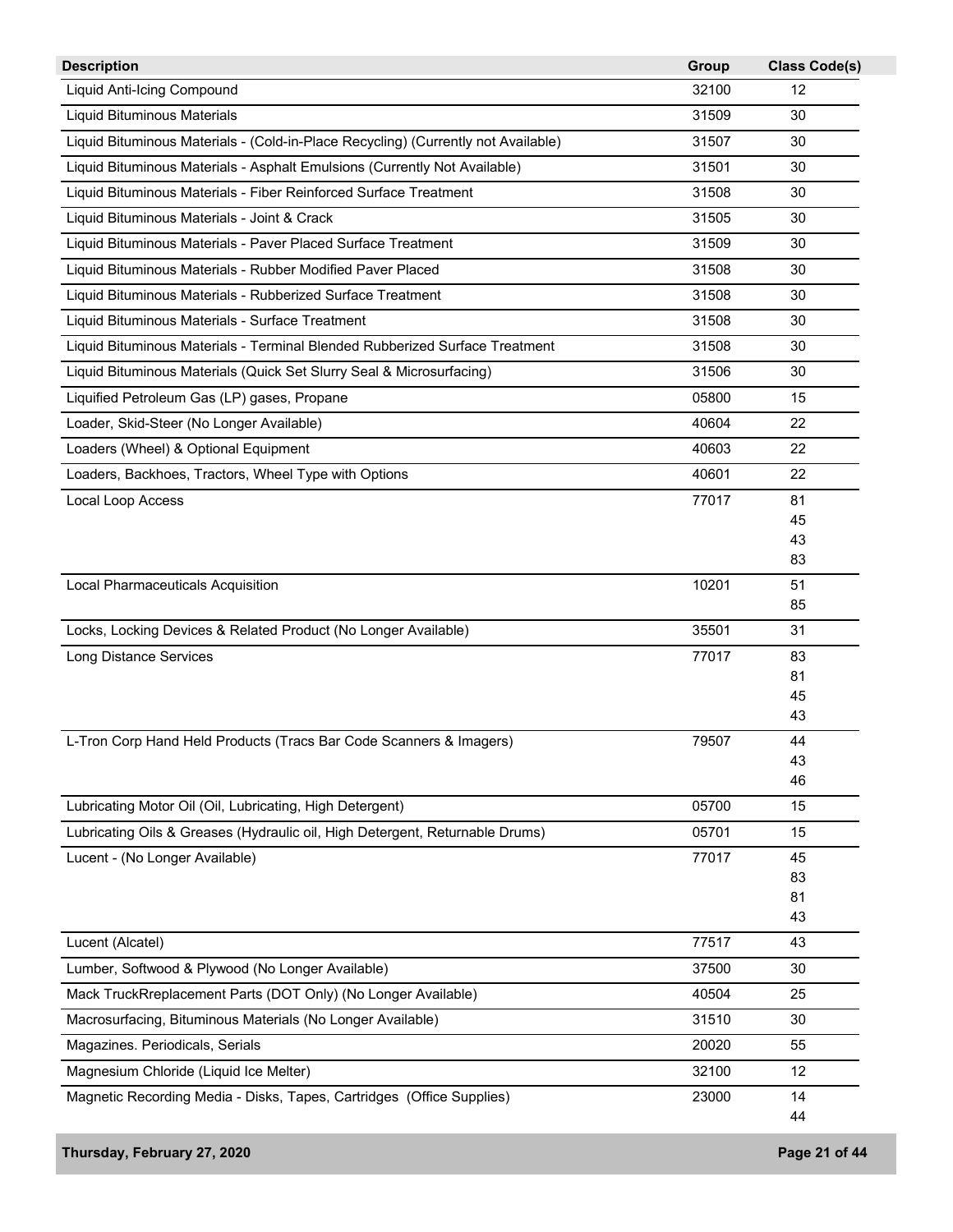| Description | Group | Class Code(s) |
|---|---|---|
| Liquid Anti-Icing Compound | 32100 | 12 |
| Liquid Bituminous Materials | 31509 | 30 |
| Liquid Bituminous Materials - (Cold-in-Place Recycling) (Currently not Available) | 31507 | 30 |
| Liquid Bituminous Materials - Asphalt Emulsions (Currently Not Available) | 31501 | 30 |
| Liquid Bituminous Materials - Fiber Reinforced Surface Treatment | 31508 | 30 |
| Liquid Bituminous Materials - Joint & Crack | 31505 | 30 |
| Liquid Bituminous Materials - Paver Placed Surface Treatment | 31509 | 30 |
| Liquid Bituminous Materials - Rubber Modified Paver Placed | 31508 | 30 |
| Liquid Bituminous Materials - Rubberized Surface Treatment | 31508 | 30 |
| Liquid Bituminous Materials - Surface Treatment | 31508 | 30 |
| Liquid Bituminous Materials - Terminal Blended Rubberized Surface Treatment | 31508 | 30 |
| Liquid Bituminous Materials (Quick Set Slurry Seal & Microsurfacing) | 31506 | 30 |
| Liquified Petroleum Gas (LP) gases, Propane | 05800 | 15 |
| Loader, Skid-Steer (No Longer Available) | 40604 | 22 |
| Loaders (Wheel) & Optional Equipment | 40603 | 22 |
| Loaders, Backhoes, Tractors, Wheel Type with Options | 40601 | 22 |
| Local Loop Access | 77017 | 81<br>45<br>43<br>83 |
| Local Pharmaceuticals Acquisition | 10201 | 51<br>85 |
| Locks, Locking Devices & Related Product (No Longer Available) | 35501 | 31 |
| Long Distance Services | 77017 | 83<br>81<br>45<br>43 |
| L-Tron Corp Hand Held Products (Tracs Bar Code Scanners & Imagers) | 79507 | 44<br>43<br>46 |
| Lubricating Motor Oil (Oil, Lubricating, High Detergent) | 05700 | 15 |
| Lubricating Oils & Greases (Hydraulic oil, High Detergent, Returnable Drums) | 05701 | 15 |
| Lucent - (No Longer Available) | 77017 | 45<br>83<br>81<br>43 |
| Lucent (Alcatel) | 77517 | 43 |
| Lumber, Softwood & Plywood (No Longer Available) | 37500 | 30 |
| Mack TruckRreplacement Parts (DOT Only) (No Longer Available) | 40504 | 25 |
| Macrosurfacing, Bituminous Materials (No Longer Available) | 31510 | 30 |
| Magazines. Periodicals, Serials | 20020 | 55 |
| Magnesium Chloride (Liquid Ice Melter) | 32100 | 12 |
| Magnetic Recording Media - Disks, Tapes, Cartridges (Office Supplies) | 23000 | 14<br>44 |

Thursday, February 27, 2020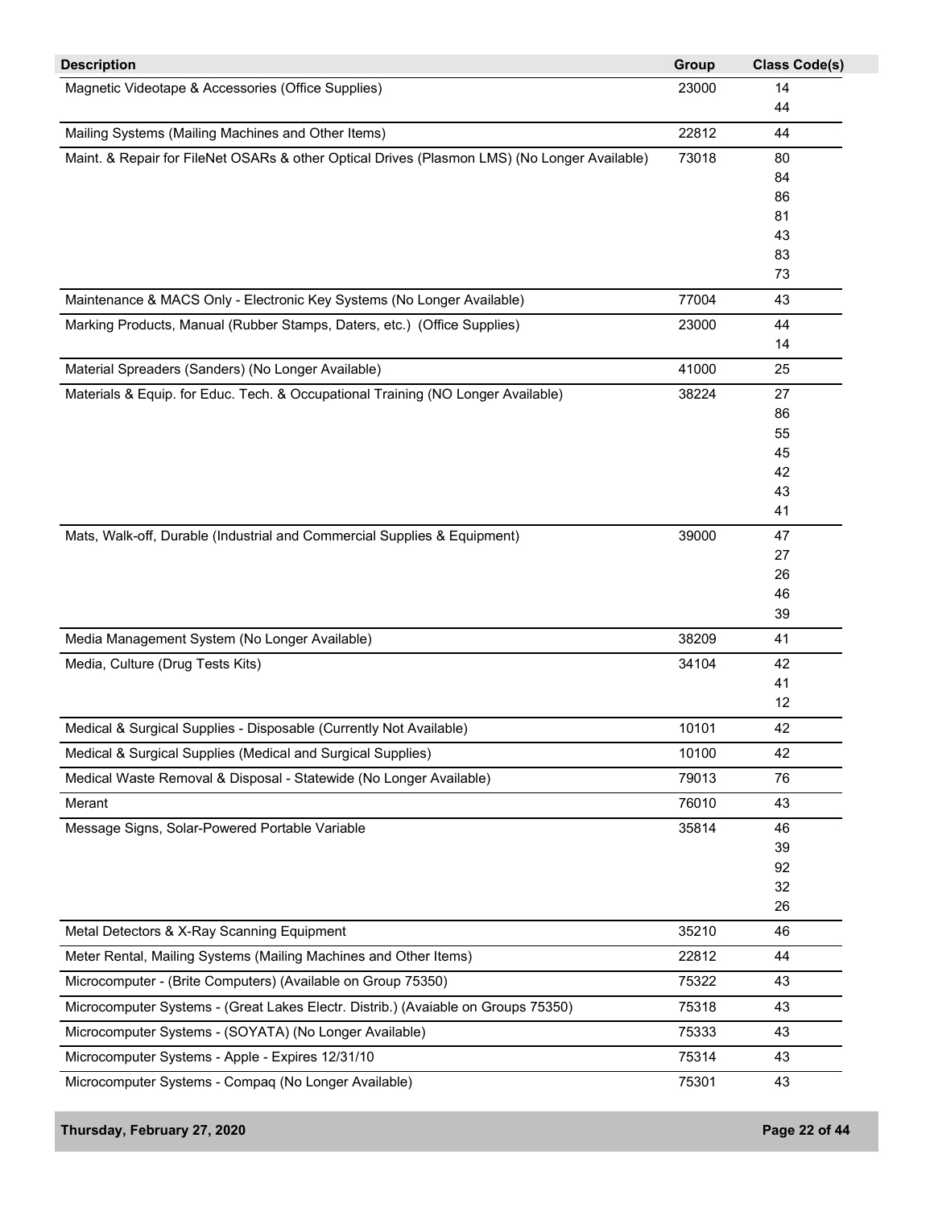| Description | Group | Class Code(s) |
|---|---|---|
| Magnetic Videotape & Accessories (Office Supplies) | 23000 | 14<br>44 |
| Mailing Systems (Mailing Machines and Other Items) | 22812 | 44 |
| Maint. & Repair for FileNet OSARs & other Optical Drives (Plasmon LMS) (No Longer Available) | 73018 | 80<br>84<br>86<br>81<br>43<br>83<br>73 |
| Maintenance & MACS Only - Electronic Key Systems (No Longer Available) | 77004 | 43 |
| Marking Products, Manual (Rubber Stamps, Daters, etc.) (Office Supplies) | 23000 | 44<br>14 |
| Material Spreaders (Sanders) (No Longer Available) | 41000 | 25 |
| Materials & Equip. for Educ. Tech. & Occupational Training (NO Longer Available) | 38224 | 27<br>86<br>55<br>45<br>42<br>43<br>41 |
| Mats, Walk-off, Durable (Industrial and Commercial Supplies & Equipment) | 39000 | 47<br>27<br>26<br>46<br>39 |
| Media Management System (No Longer Available) | 38209 | 41 |
| Media, Culture (Drug Tests Kits) | 34104 | 42<br>41<br>12 |
| Medical & Surgical Supplies - Disposable (Currently Not Available) | 10101 | 42 |
| Medical & Surgical Supplies (Medical and Surgical Supplies) | 10100 | 42 |
| Medical Waste Removal & Disposal - Statewide (No Longer Available) | 79013 | 76 |
| Merant | 76010 | 43 |
| Message Signs, Solar-Powered Portable Variable | 35814 | 46<br>39<br>92<br>32<br>26 |
| Metal Detectors & X-Ray Scanning Equipment | 35210 | 46 |
| Meter Rental, Mailing Systems (Mailing Machines and Other Items) | 22812 | 44 |
| Microcomputer - (Brite Computers) (Available on Group 75350) | 75322 | 43 |
| Microcomputer Systems - (Great Lakes Electr. Distrib.) (Avaiable on Groups 75350) | 75318 | 43 |
| Microcomputer Systems - (SOYATA) (No Longer Available) | 75333 | 43 |
| Microcomputer Systems - Apple - Expires 12/31/10 | 75314 | 43 |
| Microcomputer Systems - Compaq (No Longer Available) | 75301 | 43 |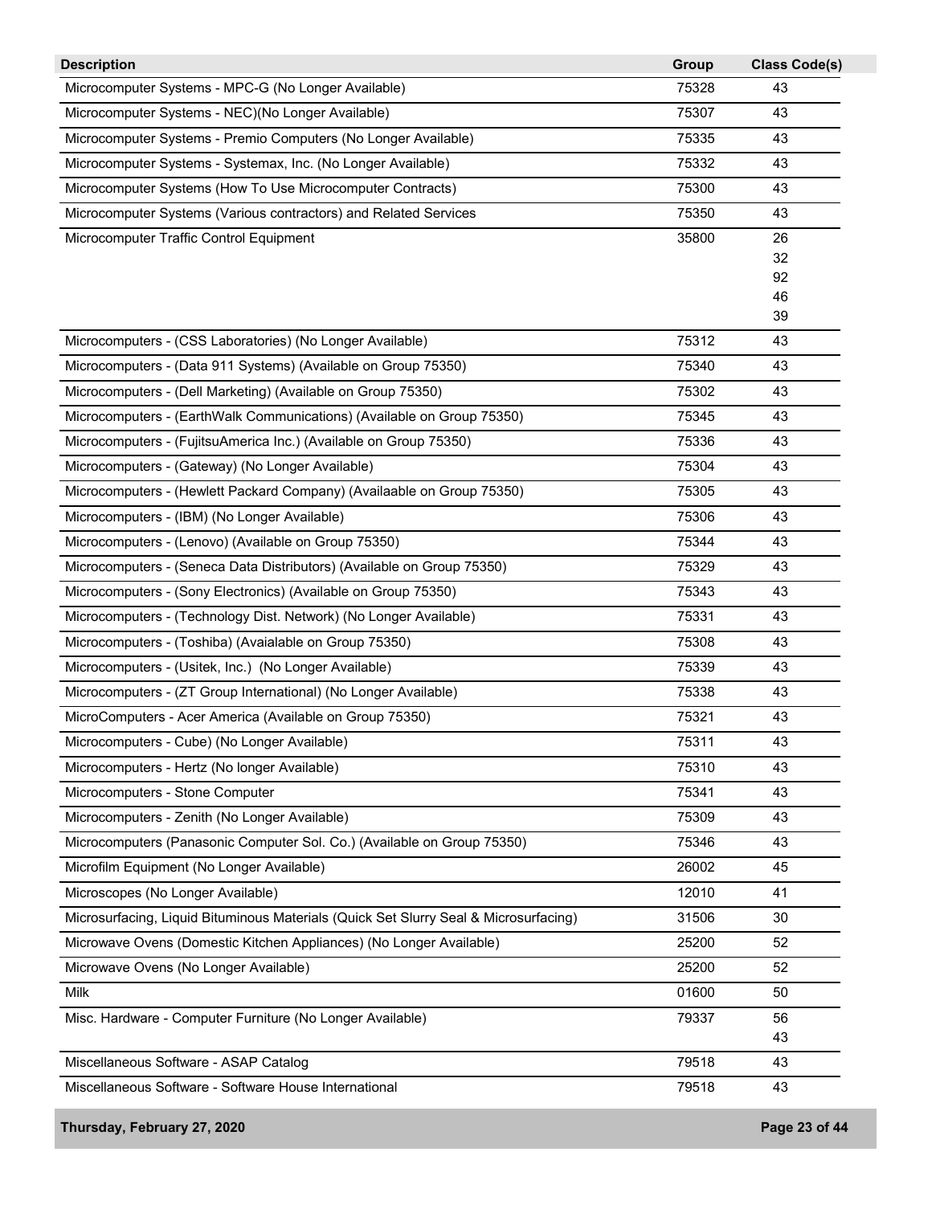| Description | Group | Class Code(s) |
|---|---|---|
| Microcomputer Systems - MPC-G (No Longer Available) | 75328 | 43 |
| Microcomputer Systems - NEC)(No Longer Available) | 75307 | 43 |
| Microcomputer Systems - Premio Computers (No Longer Available) | 75335 | 43 |
| Microcomputer Systems - Systemax, Inc. (No Longer Available) | 75332 | 43 |
| Microcomputer Systems (How To Use Microcomputer Contracts) | 75300 | 43 |
| Microcomputer Systems (Various contractors) and Related Services | 75350 | 43 |
| Microcomputer Traffic Control Equipment | 35800 | 26<br>32<br>92<br>46<br>39 |
| Microcomputers - (CSS Laboratories) (No Longer Available) | 75312 | 43 |
| Microcomputers - (Data 911 Systems) (Available on Group 75350) | 75340 | 43 |
| Microcomputers - (Dell Marketing) (Available on Group 75350) | 75302 | 43 |
| Microcomputers - (EarthWalk Communications) (Available on Group 75350) | 75345 | 43 |
| Microcomputers - (FujitsuAmerica Inc.) (Available on Group 75350) | 75336 | 43 |
| Microcomputers - (Gateway) (No Longer Available) | 75304 | 43 |
| Microcomputers - (Hewlett Packard Company) (Availaable on Group 75350) | 75305 | 43 |
| Microcomputers - (IBM) (No Longer Available) | 75306 | 43 |
| Microcomputers - (Lenovo) (Available on Group 75350) | 75344 | 43 |
| Microcomputers - (Seneca Data Distributors) (Available on Group 75350) | 75329 | 43 |
| Microcomputers - (Sony Electronics) (Available on Group 75350) | 75343 | 43 |
| Microcomputers - (Technology Dist. Network) (No Longer Available) | 75331 | 43 |
| Microcomputers - (Toshiba) (Avaialable on Group 75350) | 75308 | 43 |
| Microcomputers - (Usitek, Inc.) (No Longer Available) | 75339 | 43 |
| Microcomputers - (ZT Group International) (No Longer Available) | 75338 | 43 |
| MicroComputers - Acer America (Available on Group 75350) | 75321 | 43 |
| Microcomputers - Cube) (No Longer Available) | 75311 | 43 |
| Microcomputers - Hertz (No longer Available) | 75310 | 43 |
| Microcomputers - Stone Computer | 75341 | 43 |
| Microcomputers - Zenith (No Longer Available) | 75309 | 43 |
| Microcomputers (Panasonic Computer Sol. Co.) (Available on Group 75350) | 75346 | 43 |
| Microfilm Equipment (No Longer Available) | 26002 | 45 |
| Microscopes (No Longer Available) | 12010 | 41 |
| Microsurfacing, Liquid Bituminous Materials (Quick Set Slurry Seal & Microsurfacing) | 31506 | 30 |
| Microwave Ovens (Domestic Kitchen Appliances) (No Longer Available) | 25200 | 52 |
| Microwave Ovens (No Longer Available) | 25200 | 52 |
| Milk | 01600 | 50 |
| Misc. Hardware - Computer Furniture (No Longer Available) | 79337 | 56<br>43 |
| Miscellaneous Software - ASAP Catalog | 79518 | 43 |
| Miscellaneous Software - Software House International | 79518 | 43 |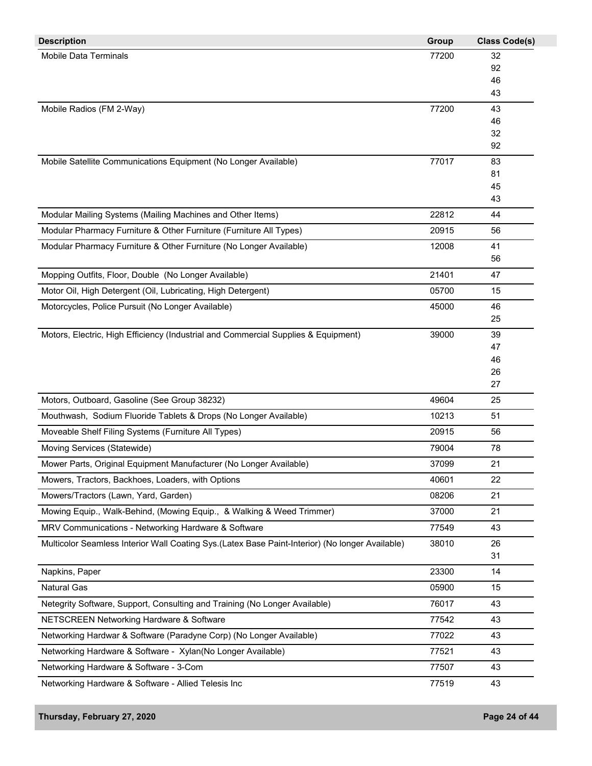| Description | Group | Class Code(s) |
| --- | --- | --- |
| Mobile Data Terminals | 77200 | 32<br>92<br>46<br>43 |
| Mobile Radios (FM 2-Way) | 77200 | 43<br>46<br>32<br>92 |
| Mobile Satellite Communications Equipment (No Longer Available) | 77017 | 83<br>81<br>45<br>43 |
| Modular Mailing Systems (Mailing Machines and Other Items) | 22812 | 44 |
| Modular Pharmacy Furniture & Other Furniture (Furniture All Types) | 20915 | 56 |
| Modular Pharmacy Furniture & Other Furniture (No Longer Available) | 12008 | 41<br>56 |
| Mopping Outfits, Floor, Double (No Longer Available) | 21401 | 47 |
| Motor Oil, High Detergent (Oil, Lubricating, High Detergent) | 05700 | 15 |
| Motorcycles, Police Pursuit (No Longer Available) | 45000 | 46<br>25 |
| Motors, Electric, High Efficiency (Industrial and Commercial Supplies & Equipment) | 39000 | 39<br>47<br>46<br>26<br>27 |
| Motors, Outboard, Gasoline (See Group 38232) | 49604 | 25 |
| Mouthwash, Sodium Fluoride Tablets & Drops (No Longer Available) | 10213 | 51 |
| Moveable Shelf Filing Systems (Furniture All Types) | 20915 | 56 |
| Moving Services (Statewide) | 79004 | 78 |
| Mower Parts, Original Equipment Manufacturer (No Longer Available) | 37099 | 21 |
| Mowers, Tractors, Backhoes, Loaders, with Options | 40601 | 22 |
| Mowers/Tractors (Lawn, Yard, Garden) | 08206 | 21 |
| Mowing Equip., Walk-Behind, (Mowing Equip., & Walking & Weed Trimmer) | 37000 | 21 |
| MRV Communications - Networking Hardware & Software | 77549 | 43 |
| Multicolor Seamless Interior Wall Coating Sys.(Latex Base Paint-Interior) (No longer Available) | 38010 | 26<br>31 |
| Napkins, Paper | 23300 | 14 |
| Natural Gas | 05900 | 15 |
| Netegrity Software, Support, Consulting and Training (No Longer Available) | 76017 | 43 |
| NETSCREEN Networking Hardware & Software | 77542 | 43 |
| Networking Hardwar & Software (Paradyne Corp) (No Longer Available) | 77022 | 43 |
| Networking Hardware & Software - Xylan(No Longer Available) | 77521 | 43 |
| Networking Hardware & Software - 3-Com | 77507 | 43 |
| Networking Hardware & Software - Allied Telesis Inc | 77519 | 43 |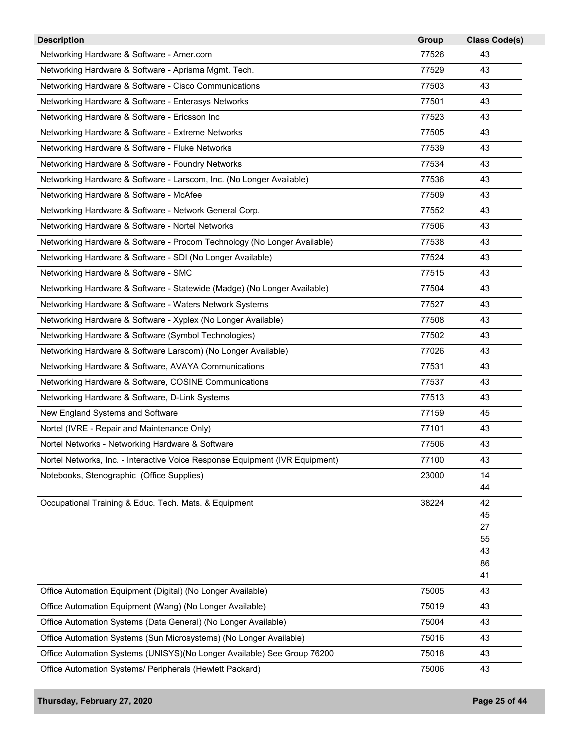| Description | Group | Class Code(s) |
|---|---|---|
| Networking Hardware & Software - Amer.com | 77526 | 43 |
| Networking Hardware & Software - Aprisma Mgmt. Tech. | 77529 | 43 |
| Networking Hardware & Software - Cisco Communications | 77503 | 43 |
| Networking Hardware & Software - Enterasys Networks | 77501 | 43 |
| Networking Hardware & Software - Ericsson Inc | 77523 | 43 |
| Networking Hardware & Software - Extreme Networks | 77505 | 43 |
| Networking Hardware & Software - Fluke Networks | 77539 | 43 |
| Networking Hardware & Software - Foundry Networks | 77534 | 43 |
| Networking Hardware & Software - Larscom, Inc. (No Longer Available) | 77536 | 43 |
| Networking Hardware & Software - McAfee | 77509 | 43 |
| Networking Hardware & Software - Network General Corp. | 77552 | 43 |
| Networking Hardware & Software - Nortel Networks | 77506 | 43 |
| Networking Hardware & Software - Procom Technology (No Longer Available) | 77538 | 43 |
| Networking Hardware & Software - SDI (No Longer Available) | 77524 | 43 |
| Networking Hardware & Software - SMC | 77515 | 43 |
| Networking Hardware & Software - Statewide (Madge) (No Longer Available) | 77504 | 43 |
| Networking Hardware & Software - Waters Network Systems | 77527 | 43 |
| Networking Hardware & Software - Xyplex (No Longer Available) | 77508 | 43 |
| Networking Hardware & Software (Symbol Technologies) | 77502 | 43 |
| Networking Hardware & Software Larscom) (No Longer Available) | 77026 | 43 |
| Networking Hardware & Software, AVAYA Communications | 77531 | 43 |
| Networking Hardware & Software, COSINE Communications | 77537 | 43 |
| Networking Hardware & Software, D-Link Systems | 77513 | 43 |
| New England Systems and Software | 77159 | 45 |
| Nortel (IVRE - Repair and Maintenance Only) | 77101 | 43 |
| Nortel Networks - Networking Hardware & Software | 77506 | 43 |
| Nortel Networks, Inc. - Interactive Voice Response Equipment (IVR Equipment) | 77100 | 43 |
| Notebooks, Stenographic (Office Supplies) | 23000 | 14<br>44 |
| Occupational Training & Educ. Tech. Mats. & Equipment | 38224 | 42<br>45<br>27<br>55<br>43<br>86<br>41 |
| Office Automation Equipment (Digital) (No Longer Available) | 75005 | 43 |
| Office Automation Equipment (Wang) (No Longer Available) | 75019 | 43 |
| Office Automation Systems (Data General) (No Longer Available) | 75004 | 43 |
| Office Automation Systems (Sun Microsystems) (No Longer Available) | 75016 | 43 |
| Office Automation Systems (UNISYS)(No Longer Available) See Group 76200 | 75018 | 43 |
| Office Automation Systems/ Peripherals (Hewlett Packard) | 75006 | 43 |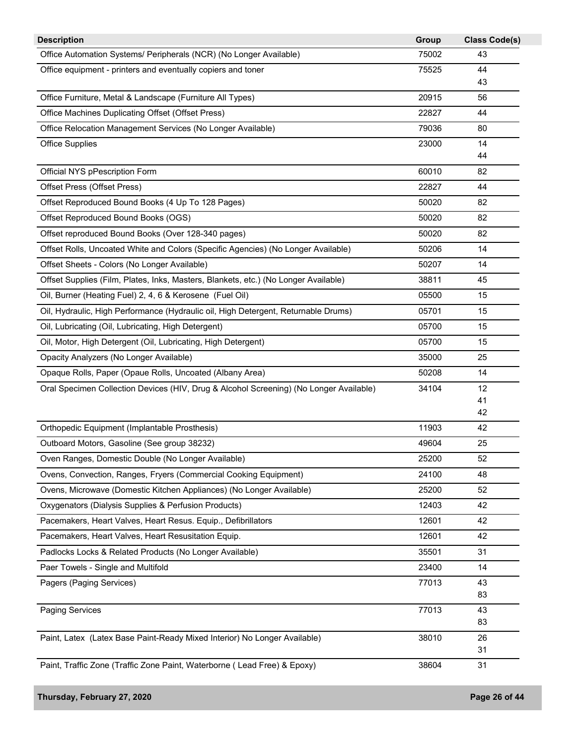| Description | Group | Class Code(s) |
|---|---|---|
| Office Automation Systems/ Peripherals (NCR) (No Longer Available) | 75002 | 43 |
| Office equipment - printers and eventually copiers and toner | 75525 | 44<br>43 |
| Office Furniture, Metal & Landscape (Furniture All Types) | 20915 | 56 |
| Office Machines Duplicating Offset (Offset Press) | 22827 | 44 |
| Office Relocation Management Services (No Longer Available) | 79036 | 80 |
| Office Supplies | 23000 | 14<br>44 |
| Official NYS pPescription Form | 60010 | 82 |
| Offset Press (Offset Press) | 22827 | 44 |
| Offset Reproduced Bound Books (4 Up To 128 Pages) | 50020 | 82 |
| Offset Reproduced Bound Books (OGS) | 50020 | 82 |
| Offset reproduced Bound Books (Over 128-340 pages) | 50020 | 82 |
| Offset Rolls, Uncoated White and Colors (Specific Agencies) (No Longer Available) | 50206 | 14 |
| Offset Sheets - Colors (No Longer Available) | 50207 | 14 |
| Offset Supplies (Film, Plates, Inks, Masters, Blankets, etc.) (No Longer Available) | 38811 | 45 |
| Oil, Burner (Heating Fuel) 2, 4, 6 & Kerosene (Fuel Oil) | 05500 | 15 |
| Oil, Hydraulic, High Performance (Hydraulic oil, High Detergent, Returnable Drums) | 05701 | 15 |
| Oil, Lubricating (Oil, Lubricating, High Detergent) | 05700 | 15 |
| Oil, Motor, High Detergent (Oil, Lubricating, High Detergent) | 05700 | 15 |
| Opacity Analyzers (No Longer Available) | 35000 | 25 |
| Opaque Rolls, Paper (Opaue Rolls, Uncoated (Albany Area) | 50208 | 14 |
| Oral Specimen Collection Devices (HIV, Drug & Alcohol Screening) (No Longer Available) | 34104 | 12<br>41<br>42 |
| Orthopedic Equipment (Implantable Prosthesis) | 11903 | 42 |
| Outboard Motors, Gasoline (See group 38232) | 49604 | 25 |
| Oven Ranges, Domestic Double (No Longer Available) | 25200 | 52 |
| Ovens, Convection, Ranges, Fryers (Commercial Cooking Equipment) | 24100 | 48 |
| Ovens, Microwave (Domestic Kitchen Appliances) (No Longer Available) | 25200 | 52 |
| Oxygenators (Dialysis Supplies & Perfusion Products) | 12403 | 42 |
| Pacemakers, Heart Valves, Heart Resus. Equip., Defibrillators | 12601 | 42 |
| Pacemakers, Heart Valves, Heart Resusitation Equip. | 12601 | 42 |
| Padlocks Locks & Related Products (No Longer Available) | 35501 | 31 |
| Paer Towels - Single and Multifold | 23400 | 14 |
| Pagers (Paging Services) | 77013 | 43<br>83 |
| Paging Services | 77013 | 43<br>83 |
| Paint, Latex (Latex Base Paint-Ready Mixed Interior) No Longer Available) | 38010 | 26<br>31 |
| Paint, Traffic Zone (Traffic Zone Paint, Waterborne ( Lead Free) & Epoxy) | 38604 | 31 |

Thursday, February 27, 2020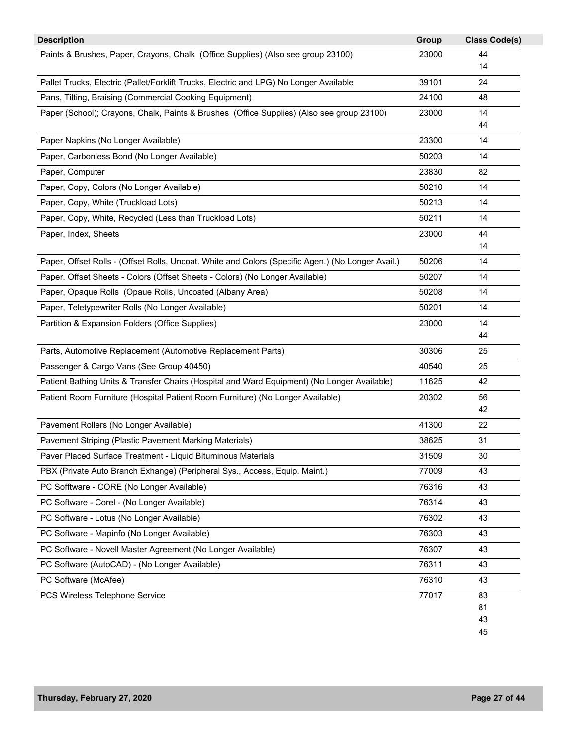| Description | Group | Class Code(s) |
|---|---|---|
| Paints & Brushes, Paper, Crayons, Chalk (Office Supplies) (Also see group 23100) | 23000 | 44<br>14 |
| Pallet Trucks, Electric (Pallet/Forklift Trucks, Electric and LPG) No Longer Available | 39101 | 24 |
| Pans, Tilting, Braising (Commercial Cooking Equipment) | 24100 | 48 |
| Paper (School); Crayons, Chalk, Paints & Brushes (Office Supplies) (Also see group 23100) | 23000 | 14<br>44 |
| Paper Napkins (No Longer Available) | 23300 | 14 |
| Paper, Carbonless Bond (No Longer Available) | 50203 | 14 |
| Paper, Computer | 23830 | 82 |
| Paper, Copy, Colors (No Longer Available) | 50210 | 14 |
| Paper, Copy, White (Truckload Lots) | 50213 | 14 |
| Paper, Copy, White, Recycled (Less than Truckload Lots) | 50211 | 14 |
| Paper, Index, Sheets | 23000 | 44<br>14 |
| Paper, Offset Rolls - (Offset Rolls, Uncoat. White and Colors (Specific Agen.) (No Longer Avail.) | 50206 | 14 |
| Paper, Offset Sheets - Colors (Offset Sheets - Colors) (No Longer Available) | 50207 | 14 |
| Paper, Opaque Rolls (Opaue Rolls, Uncoated (Albany Area) | 50208 | 14 |
| Paper, Teletypewriter Rolls (No Longer Available) | 50201 | 14 |
| Partition & Expansion Folders (Office Supplies) | 23000 | 14<br>44 |
| Parts, Automotive Replacement (Automotive Replacement Parts) | 30306 | 25 |
| Passenger & Cargo Vans (See Group 40450) | 40540 | 25 |
| Patient Bathing Units & Transfer Chairs (Hospital and Ward Equipment) (No Longer Available) | 11625 | 42 |
| Patient Room Furniture (Hospital Patient Room Furniture) (No Longer Available) | 20302 | 56<br>42 |
| Pavement Rollers (No Longer Available) | 41300 | 22 |
| Pavement Striping (Plastic Pavement Marking Materials) | 38625 | 31 |
| Paver Placed Surface Treatment - Liquid Bituminous Materials | 31509 | 30 |
| PBX (Private Auto Branch Exhange) (Peripheral Sys., Access, Equip. Maint.) | 77009 | 43 |
| PC Sofftware - CORE (No Longer Available) | 76316 | 43 |
| PC Software - Corel - (No Longer Available) | 76314 | 43 |
| PC Software - Lotus (No Longer Available) | 76302 | 43 |
| PC Software - Mapinfo (No Longer Available) | 76303 | 43 |
| PC Software - Novell Master Agreement (No Longer Available) | 76307 | 43 |
| PC Software (AutoCAD) - (No Longer Available) | 76311 | 43 |
| PC Software (McAfee) | 76310 | 43 |
| PCS Wireless Telephone Service | 77017 | 83<br>81<br>43<br>45 |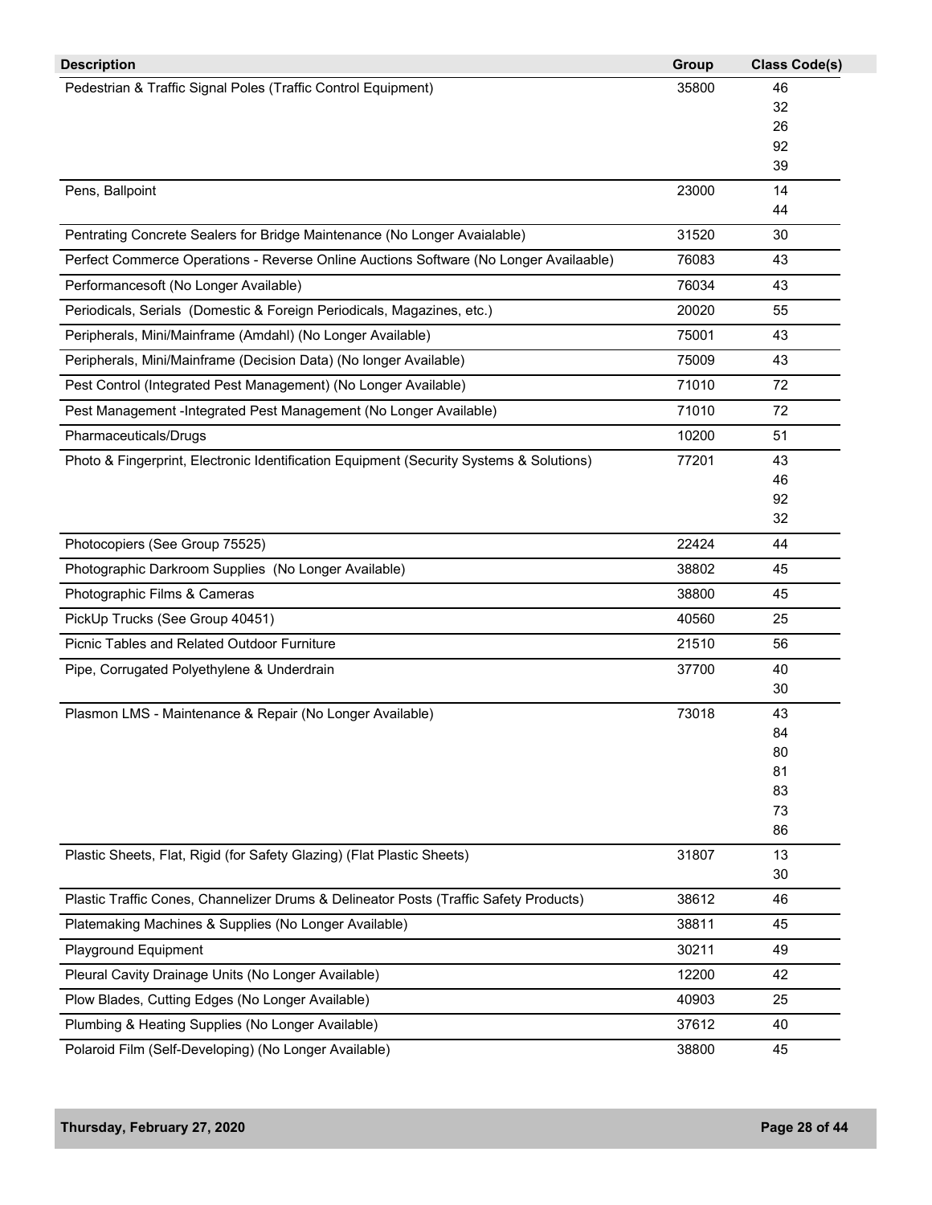| Description | Group | Class Code(s) |
|---|---|---|
| Pedestrian & Traffic Signal Poles (Traffic Control Equipment) | 35800 | 46<br>32<br>26<br>92<br>39 |
| Pens, Ballpoint | 23000 | 14<br>44 |
| Pentrating Concrete Sealers for Bridge Maintenance (No Longer Avaialable) | 31520 | 30 |
| Perfect Commerce Operations - Reverse Online Auctions Software (No Longer Availaable) | 76083 | 43 |
| Performancesoft (No Longer Available) | 76034 | 43 |
| Periodicals, Serials (Domestic & Foreign Periodicals, Magazines, etc.) | 20020 | 55 |
| Peripherals, Mini/Mainframe (Amdahl) (No Longer Available) | 75001 | 43 |
| Peripherals, Mini/Mainframe (Decision Data) (No longer Available) | 75009 | 43 |
| Pest Control (Integrated Pest Management) (No Longer Available) | 71010 | 72 |
| Pest Management -Integrated Pest Management (No Longer Available) | 71010 | 72 |
| Pharmaceuticals/Drugs | 10200 | 51 |
| Photo & Fingerprint, Electronic Identification Equipment (Security Systems & Solutions) | 77201 | 43<br>46<br>92<br>32 |
| Photocopiers (See Group 75525) | 22424 | 44 |
| Photographic Darkroom Supplies (No Longer Available) | 38802 | 45 |
| Photographic Films & Cameras | 38800 | 45 |
| PickUp Trucks (See Group 40451) | 40560 | 25 |
| Picnic Tables and Related Outdoor Furniture | 21510 | 56 |
| Pipe, Corrugated Polyethylene & Underdrain | 37700 | 40<br>30 |
| Plasmon LMS - Maintenance & Repair (No Longer Available) | 73018 | 43<br>84<br>80<br>81<br>83<br>73<br>86 |
| Plastic Sheets, Flat, Rigid (for Safety Glazing) (Flat Plastic Sheets) | 31807 | 13<br>30 |
| Plastic Traffic Cones, Channelizer Drums & Delineator Posts (Traffic Safety Products) | 38612 | 46 |
| Platemaking Machines & Supplies (No Longer Available) | 38811 | 45 |
| Playground Equipment | 30211 | 49 |
| Pleural Cavity Drainage Units (No Longer Available) | 12200 | 42 |
| Plow Blades, Cutting Edges (No Longer Available) | 40903 | 25 |
| Plumbing & Heating Supplies (No Longer Available) | 37612 | 40 |
| Polaroid Film (Self-Developing) (No Longer Available) | 38800 | 45 |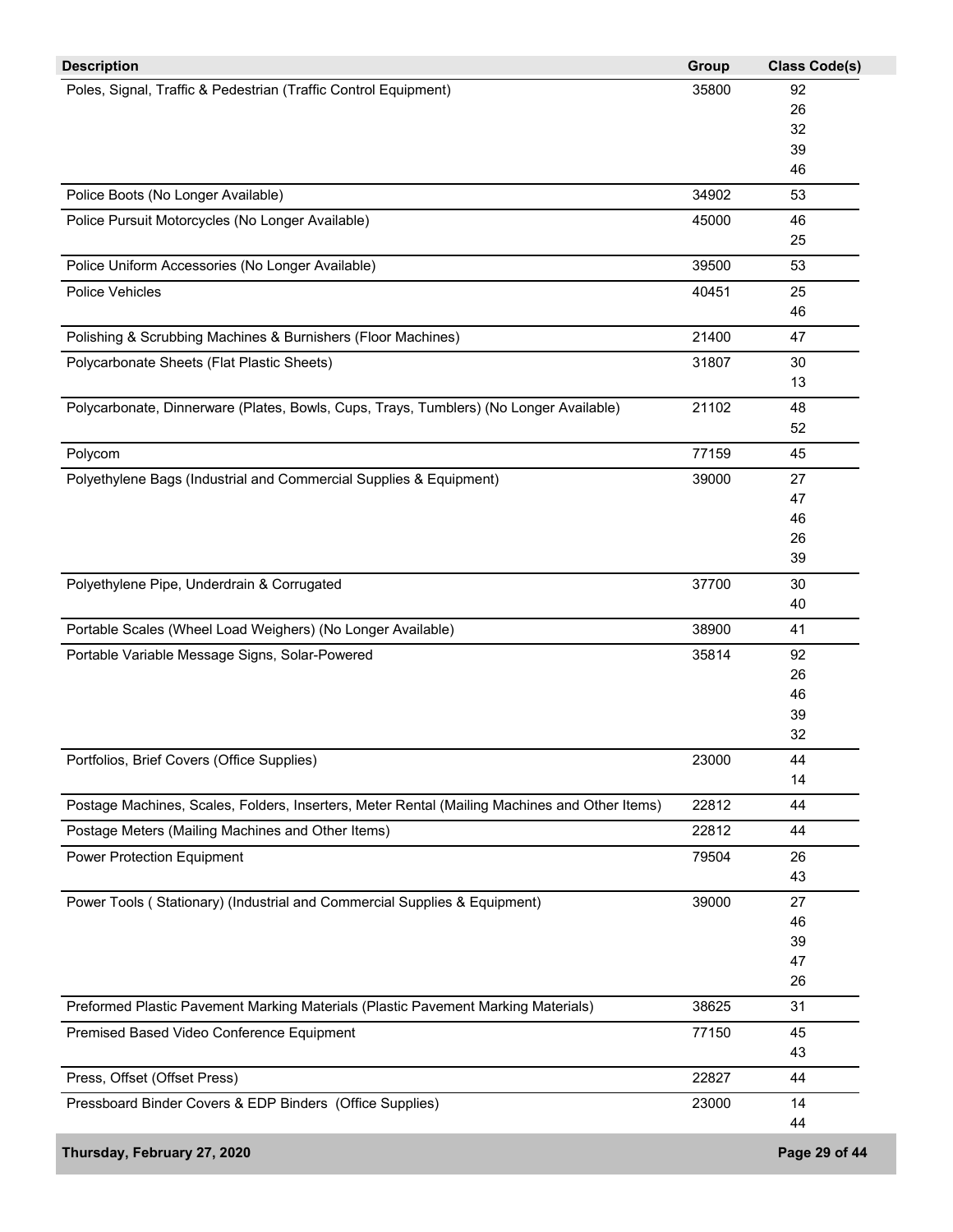| Description | Group | Class Code(s) |
|---|---|---|
| Poles, Signal, Traffic & Pedestrian (Traffic Control Equipment) | 35800 | 92<br>26<br>32<br>39<br>46 |
| Police Boots (No Longer Available) | 34902 | 53 |
| Police Pursuit Motorcycles (No Longer Available) | 45000 | 46<br>25 |
| Police Uniform Accessories (No Longer Available) | 39500 | 53 |
| Police Vehicles | 40451 | 25<br>46 |
| Polishing & Scrubbing Machines & Burnishers (Floor Machines) | 21400 | 47 |
| Polycarbonate Sheets (Flat Plastic Sheets) | 31807 | 30<br>13 |
| Polycarbonate, Dinnerware (Plates, Bowls, Cups, Trays, Tumblers) (No Longer Available) | 21102 | 48<br>52 |
| Polycom | 77159 | 45 |
| Polyethylene Bags (Industrial and Commercial Supplies & Equipment) | 39000 | 27<br>47<br>46<br>26<br>39 |
| Polyethylene Pipe, Underdrain & Corrugated | 37700 | 30<br>40 |
| Portable Scales (Wheel Load Weighers) (No Longer Available) | 38900 | 41 |
| Portable Variable Message Signs, Solar-Powered | 35814 | 92<br>26<br>46<br>39<br>32 |
| Portfolios, Brief Covers (Office Supplies) | 23000 | 44<br>14 |
| Postage Machines, Scales, Folders, Inserters, Meter Rental (Mailing Machines and Other Items) | 22812 | 44 |
| Postage Meters (Mailing Machines and Other Items) | 22812 | 44 |
| Power Protection Equipment | 79504 | 26<br>43 |
| Power Tools ( Stationary) (Industrial and Commercial Supplies & Equipment) | 39000 | 27<br>46<br>39<br>47<br>26 |
| Preformed Plastic Pavement Marking Materials (Plastic Pavement Marking Materials) | 38625 | 31 |
| Premised Based Video Conference Equipment | 77150 | 45<br>43 |
| Press, Offset (Offset Press) | 22827 | 44 |
| Pressboard Binder Covers & EDP Binders (Office Supplies) | 23000 | 14<br>44 |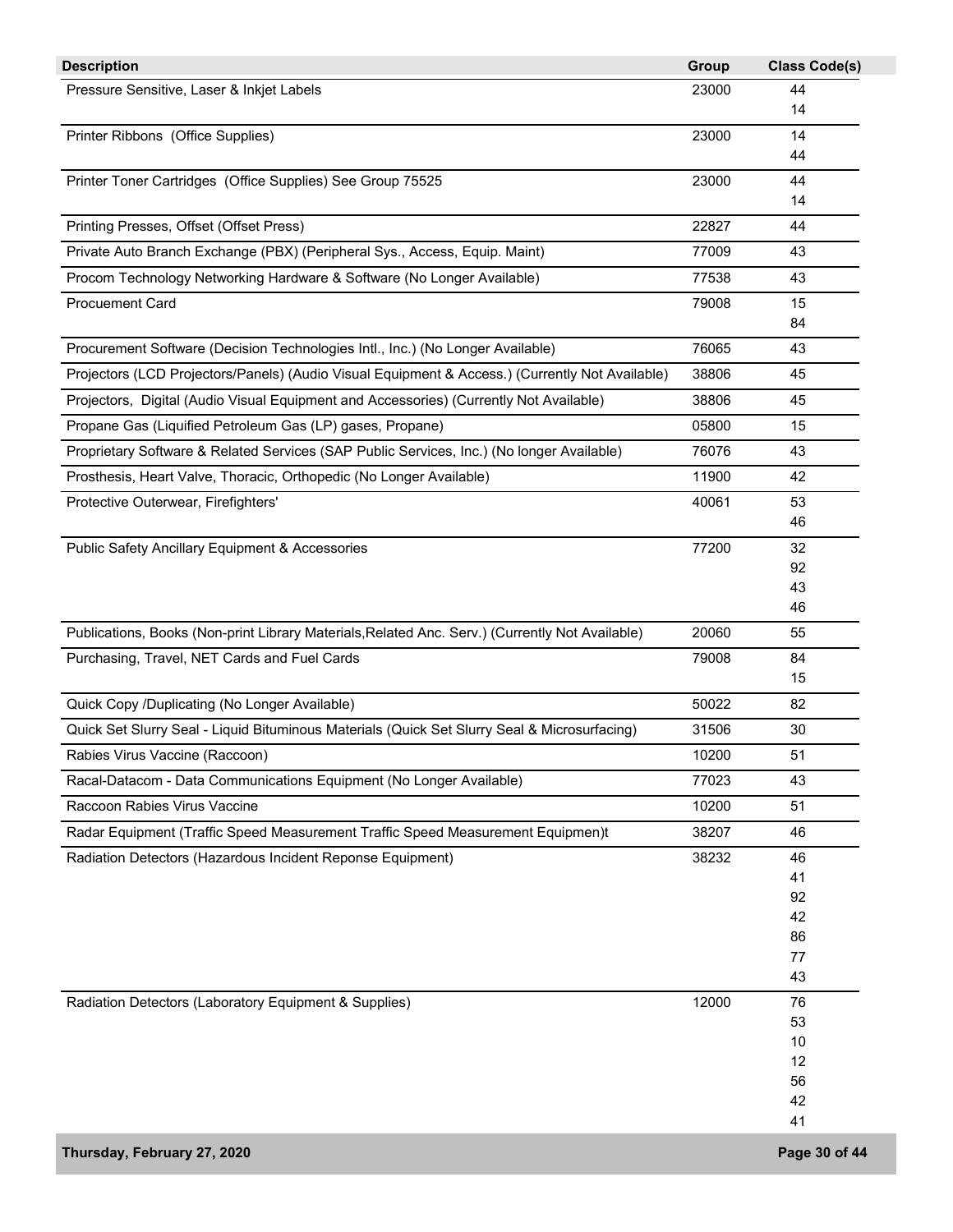| Description | Group | Class Code(s) |
|---|---|---|
| Pressure Sensitive, Laser & Inkjet Labels | 23000 | 44<br>14 |
| Printer Ribbons (Office Supplies) | 23000 | 14<br>44 |
| Printer Toner Cartridges (Office Supplies) See Group 75525 | 23000 | 44<br>14 |
| Printing Presses, Offset (Offset Press) | 22827 | 44 |
| Private Auto Branch Exchange (PBX) (Peripheral Sys., Access, Equip. Maint) | 77009 | 43 |
| Procom Technology Networking Hardware & Software (No Longer Available) | 77538 | 43 |
| Procuement Card | 79008 | 15<br>84 |
| Procurement Software (Decision Technologies Intl., Inc.) (No Longer Available) | 76065 | 43 |
| Projectors (LCD Projectors/Panels) (Audio Visual Equipment & Access.) (Currently Not Available) | 38806 | 45 |
| Projectors, Digital (Audio Visual Equipment and Accessories) (Currently Not Available) | 38806 | 45 |
| Propane Gas (Liquified Petroleum Gas (LP) gases, Propane) | 05800 | 15 |
| Proprietary Software & Related Services (SAP Public Services, Inc.) (No longer Available) | 76076 | 43 |
| Prosthesis, Heart Valve, Thoracic, Orthopedic (No Longer Available) | 11900 | 42 |
| Protective Outerwear, Firefighters' | 40061 | 53<br>46 |
| Public Safety Ancillary Equipment & Accessories | 77200 | 32<br>92<br>43<br>46 |
| Publications, Books (Non-print Library Materials,Related Anc. Serv.) (Currently Not Available) | 20060 | 55 |
| Purchasing, Travel, NET Cards and Fuel Cards | 79008 | 84<br>15 |
| Quick Copy /Duplicating (No Longer Available) | 50022 | 82 |
| Quick Set Slurry Seal - Liquid Bituminous Materials (Quick Set Slurry Seal & Microsurfacing) | 31506 | 30 |
| Rabies Virus Vaccine (Raccoon) | 10200 | 51 |
| Racal-Datacom - Data Communications Equipment (No Longer Available) | 77023 | 43 |
| Raccoon Rabies Virus Vaccine | 10200 | 51 |
| Radar Equipment (Traffic Speed Measurement Traffic Speed Measurement Equipmen)t | 38207 | 46 |
| Radiation Detectors (Hazardous Incident Reponse Equipment) | 38232 | 46<br>41<br>92<br>42<br>86<br>77<br>43 |
| Radiation Detectors (Laboratory Equipment & Supplies) | 12000 | 76<br>53<br>10<br>12<br>56<br>42<br>41 |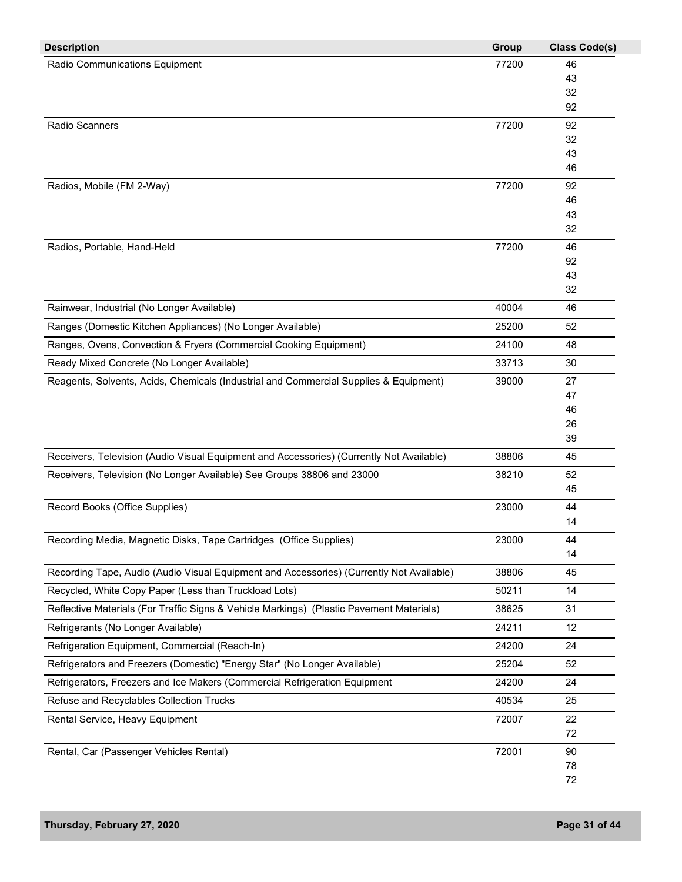| Description | Group | Class Code(s) |
|---|---|---|
| Radio Communications Equipment | 77200 | 46<br>43<br>32<br>92 |
| Radio Scanners | 77200 | 92<br>32<br>43<br>46 |
| Radios, Mobile (FM 2-Way) | 77200 | 92<br>46<br>43<br>32 |
| Radios, Portable, Hand-Held | 77200 | 46<br>92<br>43<br>32 |
| Rainwear, Industrial (No Longer Available) | 40004 | 46 |
| Ranges (Domestic Kitchen Appliances) (No Longer Available) | 25200 | 52 |
| Ranges, Ovens, Convection & Fryers (Commercial Cooking Equipment) | 24100 | 48 |
| Ready Mixed Concrete (No Longer Available) | 33713 | 30 |
| Reagents, Solvents, Acids, Chemicals (Industrial and Commercial Supplies & Equipment) | 39000 | 27<br>47<br>46<br>26<br>39 |
| Receivers, Television (Audio Visual Equipment and Accessories) (Currently Not Available) | 38806 | 45 |
| Receivers, Television (No Longer Available) See Groups 38806 and 23000 | 38210 | 52<br>45 |
| Record Books (Office Supplies) | 23000 | 44<br>14 |
| Recording Media, Magnetic Disks, Tape Cartridges (Office Supplies) | 23000 | 44<br>14 |
| Recording Tape, Audio (Audio Visual Equipment and Accessories) (Currently Not Available) | 38806 | 45 |
| Recycled, White Copy Paper (Less than Truckload Lots) | 50211 | 14 |
| Reflective Materials (For Traffic Signs & Vehicle Markings) (Plastic Pavement Materials) | 38625 | 31 |
| Refrigerants (No Longer Available) | 24211 | 12 |
| Refrigeration Equipment, Commercial (Reach-In) | 24200 | 24 |
| Refrigerators and Freezers (Domestic) "Energy Star" (No Longer Available) | 25204 | 52 |
| Refrigerators, Freezers and Ice Makers (Commercial Refrigeration Equipment | 24200 | 24 |
| Refuse and Recyclables Collection Trucks | 40534 | 25 |
| Rental Service, Heavy Equipment | 72007 | 22<br>72 |
| Rental, Car (Passenger Vehicles Rental) | 72001 | 90<br>78<br>72 |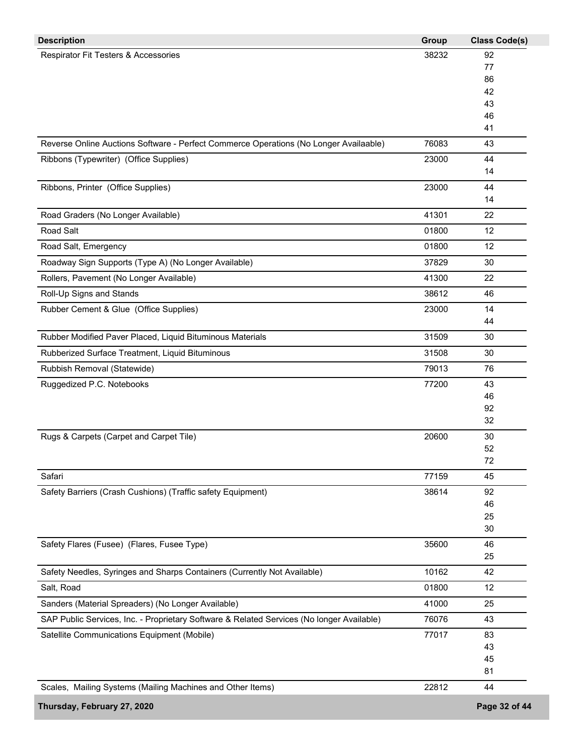| Description | Group | Class Code(s) |
|---|---|---|
| Respirator Fit Testers & Accessories | 38232 | 92<br>77<br>86<br>42<br>43<br>46<br>41 |
| Reverse Online Auctions Software - Perfect Commerce Operations (No Longer Availaable) | 76083 | 43 |
| Ribbons (Typewriter) (Office Supplies) | 23000 | 44<br>14 |
| Ribbons, Printer (Office Supplies) | 23000 | 44<br>14 |
| Road Graders (No Longer Available) | 41301 | 22 |
| Road Salt | 01800 | 12 |
| Road Salt, Emergency | 01800 | 12 |
| Roadway Sign Supports (Type A) (No Longer Available) | 37829 | 30 |
| Rollers, Pavement (No Longer Available) | 41300 | 22 |
| Roll-Up Signs and Stands | 38612 | 46 |
| Rubber Cement & Glue (Office Supplies) | 23000 | 14<br>44 |
| Rubber Modified Paver Placed, Liquid Bituminous Materials | 31509 | 30 |
| Rubberized Surface Treatment, Liquid Bituminous | 31508 | 30 |
| Rubbish Removal (Statewide) | 79013 | 76 |
| Ruggedized P.C. Notebooks | 77200 | 43<br>46<br>92<br>32 |
| Rugs & Carpets (Carpet and Carpet Tile) | 20600 | 30<br>52<br>72 |
| Safari | 77159 | 45 |
| Safety Barriers (Crash Cushions) (Traffic safety Equipment) | 38614 | 92<br>46<br>25<br>30 |
| Safety Flares (Fusee) (Flares, Fusee Type) | 35600 | 46<br>25 |
| Safety Needles, Syringes and Sharps Containers (Currently Not Available) | 10162 | 42 |
| Salt, Road | 01800 | 12 |
| Sanders (Material Spreaders) (No Longer Available) | 41000 | 25 |
| SAP Public Services, Inc. - Proprietary Software & Related Services (No longer Available) | 76076 | 43 |
| Satellite Communications Equipment (Mobile) | 77017 | 83<br>43<br>45<br>81 |
| Scales, Mailing Systems (Mailing Machines and Other Items) | 22812 | 44 |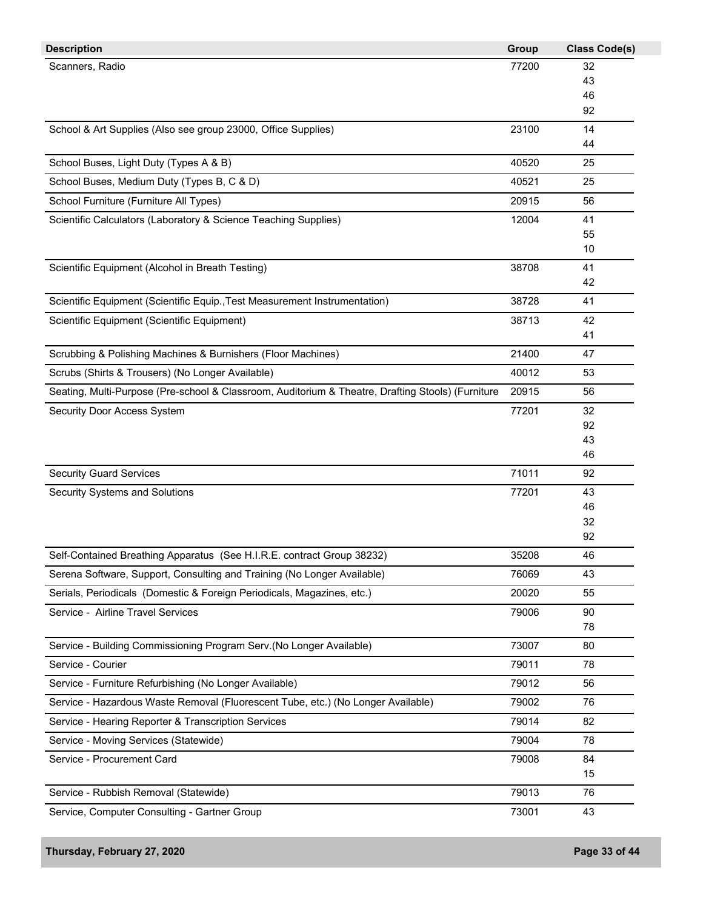| Description | Group | Class Code(s) |
| --- | --- | --- |
| Scanners, Radio | 77200 | 32<br>43<br>46<br>92 |
| School & Art Supplies (Also see group 23000, Office Supplies) | 23100 | 14<br>44 |
| School Buses, Light Duty (Types A & B) | 40520 | 25 |
| School Buses, Medium Duty (Types B, C & D) | 40521 | 25 |
| School Furniture (Furniture All Types) | 20915 | 56 |
| Scientific Calculators (Laboratory & Science Teaching Supplies) | 12004 | 41<br>55<br>10 |
| Scientific Equipment (Alcohol in Breath Testing) | 38708 | 41<br>42 |
| Scientific Equipment (Scientific Equip.,Test Measurement Instrumentation) | 38728 | 41 |
| Scientific Equipment (Scientific Equipment) | 38713 | 42<br>41 |
| Scrubbing & Polishing Machines & Burnishers (Floor Machines) | 21400 | 47 |
| Scrubs (Shirts & Trousers) (No Longer Available) | 40012 | 53 |
| Seating, Multi-Purpose (Pre-school & Classroom, Auditorium & Theatre, Drafting Stools) (Furniture | 20915 | 56 |
| Security Door Access System | 77201 | 32<br>92<br>43<br>46 |
| Security Guard Services | 71011 | 92 |
| Security Systems and Solutions | 77201 | 43<br>46<br>32<br>92 |
| Self-Contained Breathing Apparatus (See H.I.R.E. contract Group 38232) | 35208 | 46 |
| Serena Software, Support, Consulting and Training (No Longer Available) | 76069 | 43 |
| Serials, Periodicals (Domestic & Foreign Periodicals, Magazines, etc.) | 20020 | 55 |
| Service - Airline Travel Services | 79006 | 90<br>78 |
| Service - Building Commissioning Program Serv.(No Longer Available) | 73007 | 80 |
| Service - Courier | 79011 | 78 |
| Service - Furniture Refurbishing (No Longer Available) | 79012 | 56 |
| Service - Hazardous Waste Removal (Fluorescent Tube, etc.) (No Longer Available) | 79002 | 76 |
| Service - Hearing Reporter & Transcription Services | 79014 | 82 |
| Service - Moving Services (Statewide) | 79004 | 78 |
| Service - Procurement Card | 79008 | 84<br>15 |
| Service - Rubbish Removal (Statewide) | 79013 | 76 |
| Service, Computer Consulting - Gartner Group | 73001 | 43 |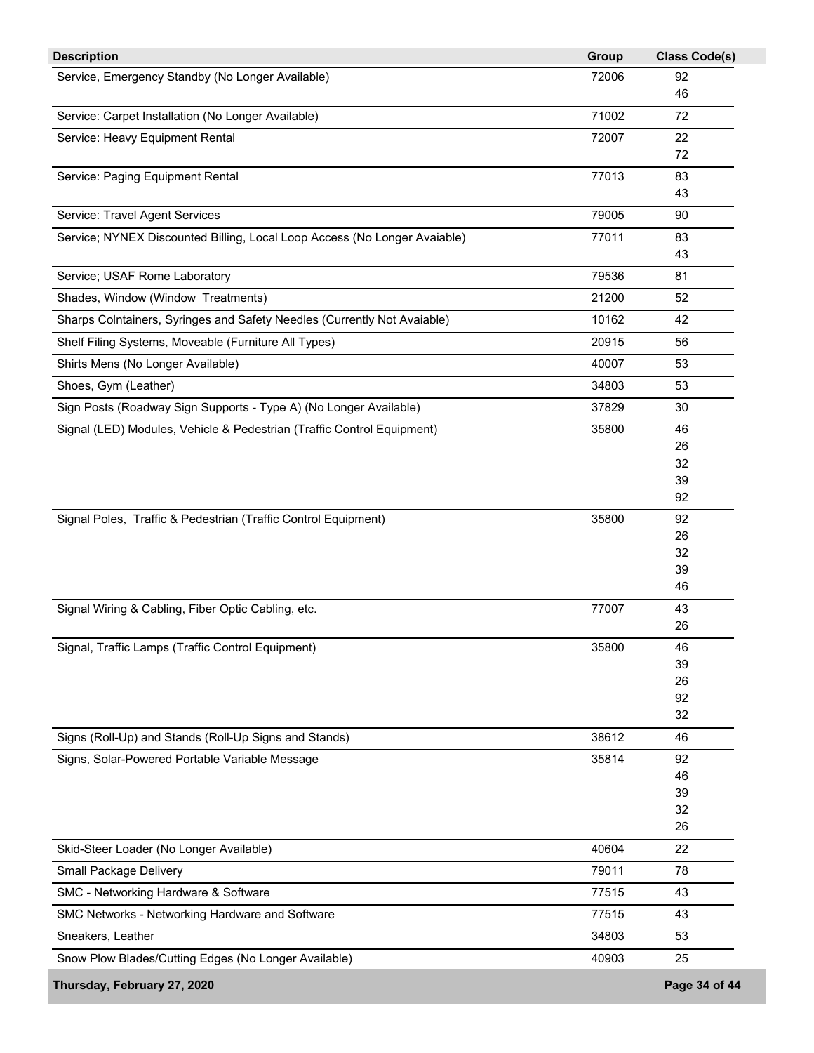| Description | Group | Class Code(s) |
| --- | --- | --- |
| Service, Emergency Standby (No Longer Available) | 72006 | 92<br>46 |
| Service: Carpet Installation (No Longer Available) | 71002 | 72 |
| Service: Heavy Equipment Rental | 72007 | 22<br>72 |
| Service: Paging Equipment Rental | 77013 | 83<br>43 |
| Service: Travel Agent Services | 79005 | 90 |
| Service; NYNEX Discounted Billing, Local Loop Access (No Longer Avaiable) | 77011 | 83<br>43 |
| Service; USAF Rome Laboratory | 79536 | 81 |
| Shades, Window (Window  Treatments) | 21200 | 52 |
| Sharps Colntainers, Syringes and Safety Needles (Currently Not Avaiable) | 10162 | 42 |
| Shelf Filing Systems, Moveable (Furniture All Types) | 20915 | 56 |
| Shirts Mens (No Longer Available) | 40007 | 53 |
| Shoes, Gym (Leather) | 34803 | 53 |
| Sign Posts (Roadway Sign Supports - Type A) (No Longer Available) | 37829 | 30 |
| Signal (LED) Modules, Vehicle & Pedestrian (Traffic Control Equipment) | 35800 | 46<br>26<br>32<br>39<br>92 |
| Signal Poles,  Traffic & Pedestrian (Traffic Control Equipment) | 35800 | 92<br>26<br>32<br>39<br>46 |
| Signal Wiring & Cabling, Fiber Optic Cabling, etc. | 77007 | 43<br>26 |
| Signal, Traffic Lamps (Traffic Control Equipment) | 35800 | 46<br>39<br>26<br>92<br>32 |
| Signs (Roll-Up) and Stands (Roll-Up Signs and Stands) | 38612 | 46 |
| Signs, Solar-Powered Portable Variable Message | 35814 | 92<br>46<br>39<br>32<br>26 |
| Skid-Steer Loader (No Longer Available) | 40604 | 22 |
| Small Package Delivery | 79011 | 78 |
| SMC - Networking Hardware & Software | 77515 | 43 |
| SMC Networks - Networking Hardware and Software | 77515 | 43 |
| Sneakers, Leather | 34803 | 53 |
| Snow Plow Blades/Cutting Edges (No Longer Available) | 40903 | 25 |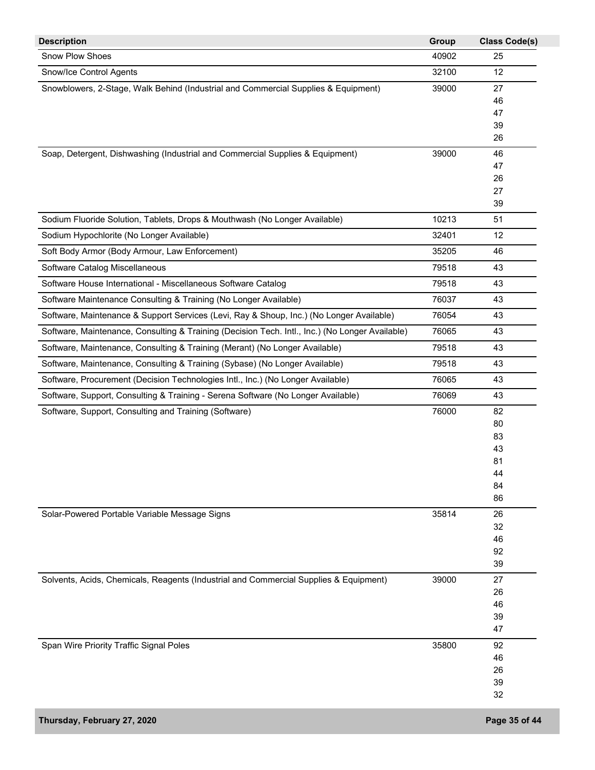| Description | Group | Class Code(s) |
|---|---|---|
| Snow Plow Shoes | 40902 | 25 |
| Snow/Ice Control Agents | 32100 | 12 |
| Snowblowers, 2-Stage, Walk Behind (Industrial and Commercial Supplies & Equipment) | 39000 | 27<br>46<br>47<br>39<br>26 |
| Soap, Detergent, Dishwashing (Industrial and Commercial Supplies & Equipment) | 39000 | 46<br>47<br>26<br>27<br>39 |
| Sodium Fluoride Solution, Tablets, Drops & Mouthwash (No Longer Available) | 10213 | 51 |
| Sodium Hypochlorite (No Longer Available) | 32401 | 12 |
| Soft Body Armor (Body Armour, Law Enforcement) | 35205 | 46 |
| Software Catalog Miscellaneous | 79518 | 43 |
| Software House International - Miscellaneous Software Catalog | 79518 | 43 |
| Software Maintenance Consulting & Training (No Longer Available) | 76037 | 43 |
| Software, Maintenance & Support Services (Levi, Ray & Shoup, Inc.) (No Longer Available) | 76054 | 43 |
| Software, Maintenance, Consulting & Training (Decision Tech. Intl., Inc.) (No Longer Available) | 76065 | 43 |
| Software, Maintenance, Consulting & Training (Merant) (No Longer Available) | 79518 | 43 |
| Software, Maintenance, Consulting & Training (Sybase) (No Longer Available) | 79518 | 43 |
| Software, Procurement (Decision Technologies Intl., Inc.) (No Longer Available) | 76065 | 43 |
| Software, Support, Consulting & Training - Serena Software (No Longer Available) | 76069 | 43 |
| Software, Support, Consulting and Training (Software) | 76000 | 82<br>80<br>83<br>43<br>81<br>44<br>84<br>86 |
| Solar-Powered Portable Variable Message Signs | 35814 | 26<br>32<br>46<br>92<br>39 |
| Solvents, Acids, Chemicals, Reagents (Industrial and Commercial Supplies & Equipment) | 39000 | 27<br>26<br>46<br>39<br>47 |
| Span Wire Priority Traffic Signal Poles | 35800 | 92<br>46<br>26<br>39<br>32 |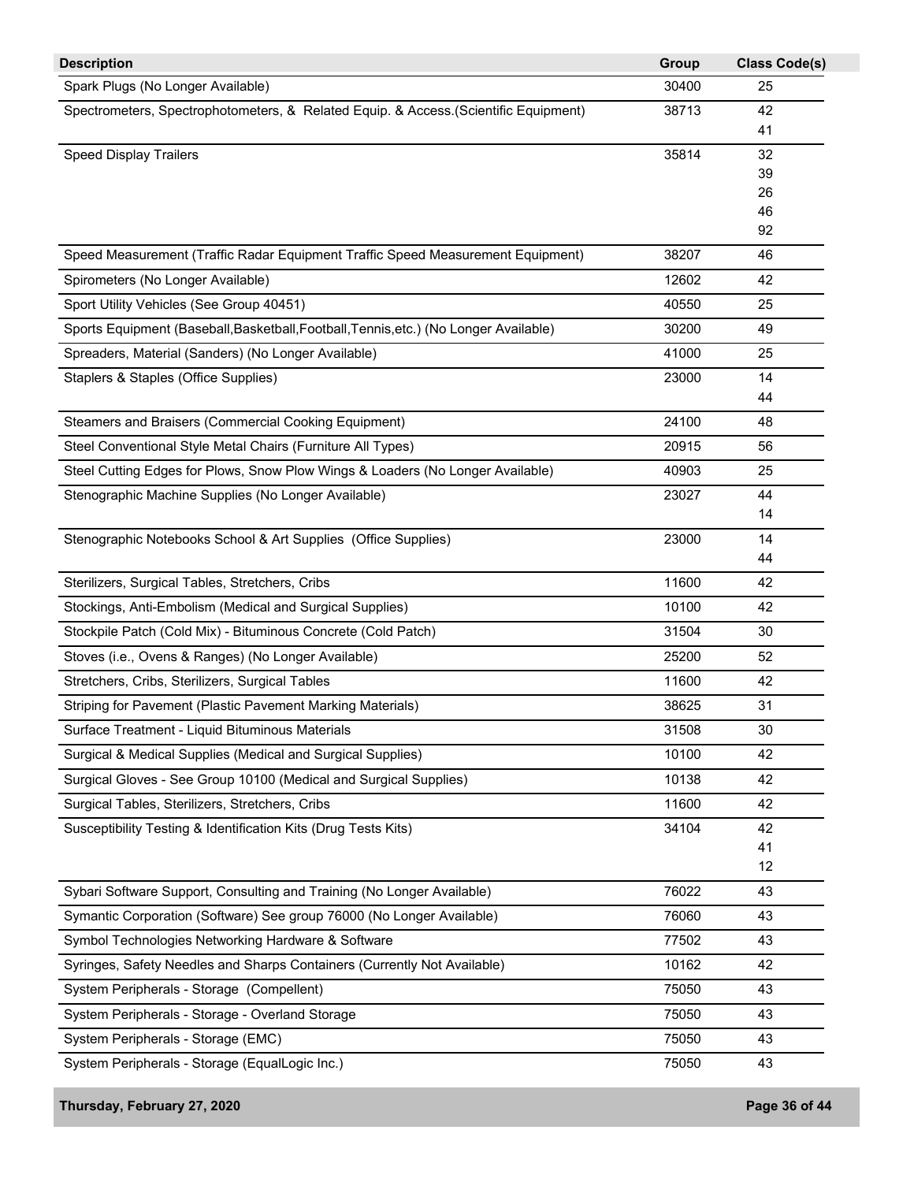| Description | Group | Class Code(s) |
|---|---|---|
| Spark Plugs (No Longer Available) | 30400 | 25 |
| Spectrometers, Spectrophotometers, & Related Equip. & Access.(Scientific Equipment) | 38713 | 42<br>41 |
| Speed Display Trailers | 35814 | 32<br>39<br>26<br>46<br>92 |
| Speed Measurement (Traffic Radar Equipment Traffic Speed Measurement Equipment) | 38207 | 46 |
| Spirometers (No Longer Available) | 12602 | 42 |
| Sport Utility Vehicles (See Group 40451) | 40550 | 25 |
| Sports Equipment (Baseball,Basketball,Football,Tennis,etc.) (No Longer Available) | 30200 | 49 |
| Spreaders, Material (Sanders) (No Longer Available) | 41000 | 25 |
| Staplers & Staples (Office Supplies) | 23000 | 14<br>44 |
| Steamers and Braisers (Commercial Cooking Equipment) | 24100 | 48 |
| Steel Conventional Style Metal Chairs (Furniture All Types) | 20915 | 56 |
| Steel Cutting Edges for Plows, Snow Plow Wings & Loaders (No Longer Available) | 40903 | 25 |
| Stenographic Machine Supplies (No Longer Available) | 23027 | 44<br>14 |
| Stenographic Notebooks School & Art Supplies (Office Supplies) | 23000 | 14<br>44 |
| Sterilizers, Surgical Tables, Stretchers, Cribs | 11600 | 42 |
| Stockings, Anti-Embolism (Medical and Surgical Supplies) | 10100 | 42 |
| Stockpile Patch (Cold Mix) - Bituminous Concrete (Cold Patch) | 31504 | 30 |
| Stoves (i.e., Ovens & Ranges) (No Longer Available) | 25200 | 52 |
| Stretchers, Cribs, Sterilizers, Surgical Tables | 11600 | 42 |
| Striping for Pavement (Plastic Pavement Marking Materials) | 38625 | 31 |
| Surface Treatment - Liquid Bituminous Materials | 31508 | 30 |
| Surgical & Medical Supplies (Medical and Surgical Supplies) | 10100 | 42 |
| Surgical Gloves - See Group 10100 (Medical and Surgical Supplies) | 10138 | 42 |
| Surgical Tables, Sterilizers, Stretchers, Cribs | 11600 | 42 |
| Susceptibility Testing & Identification Kits (Drug Tests Kits) | 34104 | 42<br>41<br>12 |
| Sybari Software Support, Consulting and Training (No Longer Available) | 76022 | 43 |
| Symantic Corporation (Software) See group 76000 (No Longer Available) | 76060 | 43 |
| Symbol Technologies Networking Hardware & Software | 77502 | 43 |
| Syringes, Safety Needles and Sharps Containers (Currently Not Available) | 10162 | 42 |
| System Peripherals - Storage (Compellent) | 75050 | 43 |
| System Peripherals - Storage - Overland Storage | 75050 | 43 |
| System Peripherals - Storage (EMC) | 75050 | 43 |
| System Peripherals - Storage (EqualLogic Inc.) | 75050 | 43 |

Thursday, February 27, 2020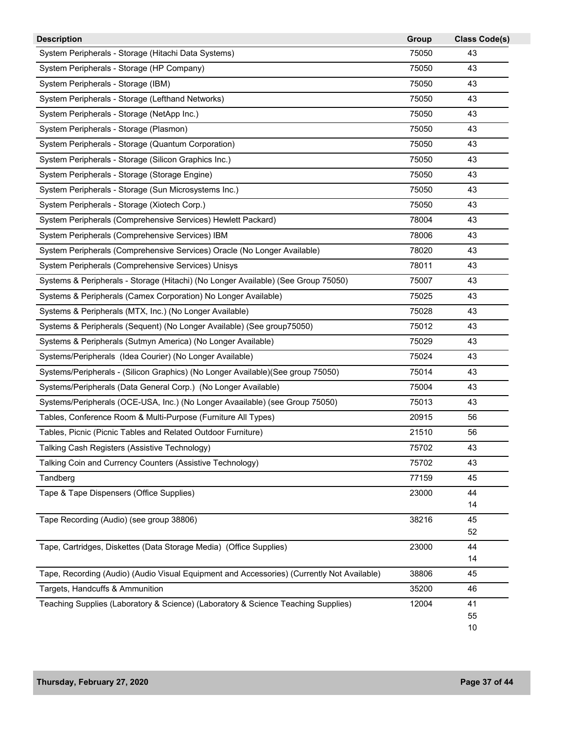| Description | Group | Class Code(s) |
| --- | --- | --- |
| System Peripherals - Storage (Hitachi Data Systems) | 75050 | 43 |
| System Peripherals - Storage (HP Company) | 75050 | 43 |
| System Peripherals - Storage (IBM) | 75050 | 43 |
| System Peripherals - Storage (Lefthand Networks) | 75050 | 43 |
| System Peripherals - Storage (NetApp Inc.) | 75050 | 43 |
| System Peripherals - Storage (Plasmon) | 75050 | 43 |
| System Peripherals - Storage (Quantum Corporation) | 75050 | 43 |
| System Peripherals - Storage (Silicon Graphics Inc.) | 75050 | 43 |
| System Peripherals - Storage (Storage Engine) | 75050 | 43 |
| System Peripherals - Storage (Sun Microsystems Inc.) | 75050 | 43 |
| System Peripherals - Storage (Xiotech Corp.) | 75050 | 43 |
| System Peripherals (Comprehensive Services) Hewlett Packard) | 78004 | 43 |
| System Peripherals (Comprehensive Services) IBM | 78006 | 43 |
| System Peripherals (Comprehensive Services) Oracle (No Longer Available) | 78020 | 43 |
| System Peripherals (Comprehensive Services) Unisys | 78011 | 43 |
| Systems & Peripherals - Storage (Hitachi) (No Longer Available) (See Group 75050) | 75007 | 43 |
| Systems & Peripherals (Camex Corporation) No Longer Available) | 75025 | 43 |
| Systems & Peripherals (MTX, Inc.) (No Longer Available) | 75028 | 43 |
| Systems & Peripherals (Sequent) (No Longer Available) (See group75050) | 75012 | 43 |
| Systems & Peripherals (Sutmyn America) (No Longer Available) | 75029 | 43 |
| Systems/Peripherals (Idea Courier) (No Longer Available) | 75024 | 43 |
| Systems/Peripherals - (Silicon Graphics) (No Longer Available)(See group 75050) | 75014 | 43 |
| Systems/Peripherals (Data General Corp.) (No Longer Available) | 75004 | 43 |
| Systems/Peripherals (OCE-USA, Inc.) (No Longer Avaailable) (see Group 75050) | 75013 | 43 |
| Tables, Conference Room & Multi-Purpose (Furniture All Types) | 20915 | 56 |
| Tables, Picnic (Picnic Tables and Related Outdoor Furniture) | 21510 | 56 |
| Talking Cash Registers (Assistive Technology) | 75702 | 43 |
| Talking Coin and Currency Counters (Assistive Technology) | 75702 | 43 |
| Tandberg | 77159 | 45 |
| Tape & Tape Dispensers (Office Supplies) | 23000 | 44<br>14 |
| Tape Recording (Audio) (see group 38806) | 38216 | 45<br>52 |
| Tape, Cartridges, Diskettes (Data Storage Media) (Office Supplies) | 23000 | 44<br>14 |
| Tape, Recording (Audio) (Audio Visual Equipment and Accessories) (Currently Not Available) | 38806 | 45 |
| Targets, Handcuffs & Ammunition | 35200 | 46 |
| Teaching Supplies (Laboratory & Science) (Laboratory & Science Teaching Supplies) | 12004 | 41<br>55<br>10 |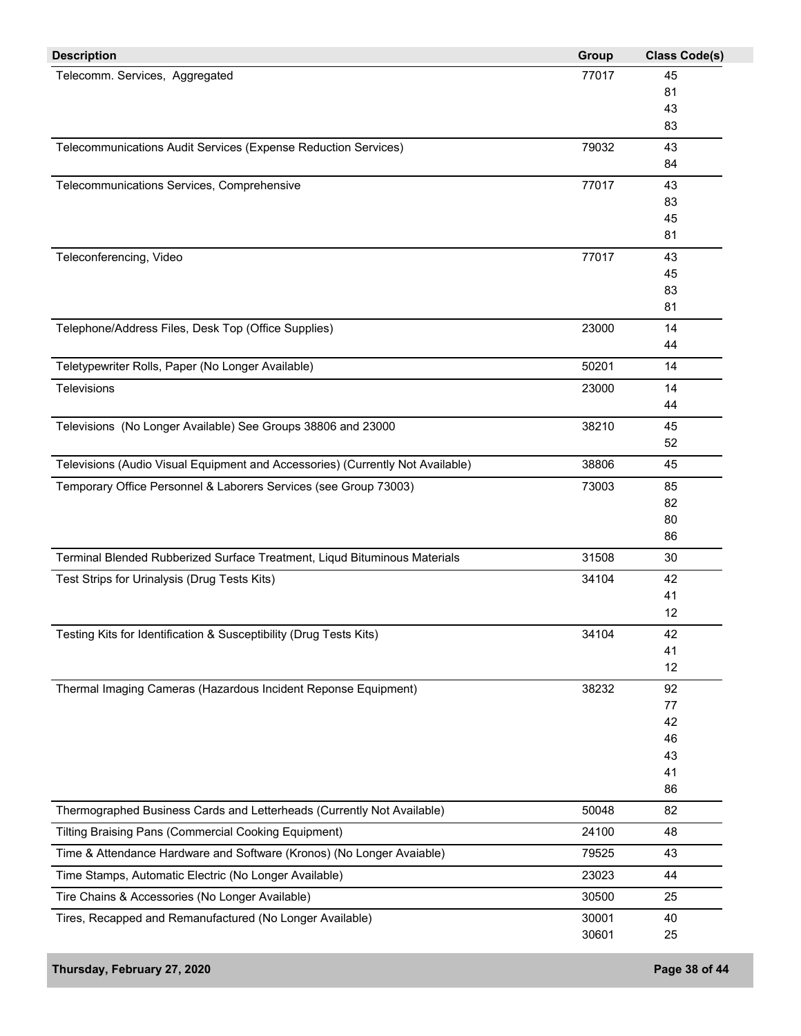| Description | Group | Class Code(s) |
|---|---|---|
| Telecomm. Services, Aggregated | 77017 | 45<br>81<br>43<br>83 |
| Telecommunications Audit Services (Expense Reduction Services) | 79032 | 43<br>84 |
| Telecommunications Services, Comprehensive | 77017 | 43<br>83<br>45<br>81 |
| Teleconferencing, Video | 77017 | 43<br>45<br>83<br>81 |
| Telephone/Address Files, Desk Top (Office Supplies) | 23000 | 14<br>44 |
| Teletypewriter Rolls, Paper (No Longer Available) | 50201 | 14 |
| Televisions | 23000 | 14<br>44 |
| Televisions (No Longer Available) See Groups 38806 and 23000 | 38210 | 45<br>52 |
| Televisions (Audio Visual Equipment and Accessories) (Currently Not Available) | 38806 | 45 |
| Temporary Office Personnel & Laborers Services (see Group 73003) | 73003 | 85<br>82<br>80<br>86 |
| Terminal Blended Rubberized Surface Treatment, Liqud Bituminous Materials | 31508 | 30 |
| Test Strips for Urinalysis (Drug Tests Kits) | 34104 | 42<br>41<br>12 |
| Testing Kits for Identification & Susceptibility (Drug Tests Kits) | 34104 | 42<br>41<br>12 |
| Thermal Imaging Cameras (Hazardous Incident Reponse Equipment) | 38232 | 92<br>77<br>42<br>46<br>43<br>41<br>86 |
| Thermographed Business Cards and Letterheads (Currently Not Available) | 50048 | 82 |
| Tilting Braising Pans (Commercial Cooking Equipment) | 24100 | 48 |
| Time & Attendance Hardware and Software (Kronos) (No Longer Avaiable) | 79525 | 43 |
| Time Stamps, Automatic Electric (No Longer Available) | 23023 | 44 |
| Tire Chains & Accessories (No Longer Available) | 30500 | 25 |
| Tires, Recapped and Remanufactured (No Longer Available) | 30001<br>30601 | 40<br>25 |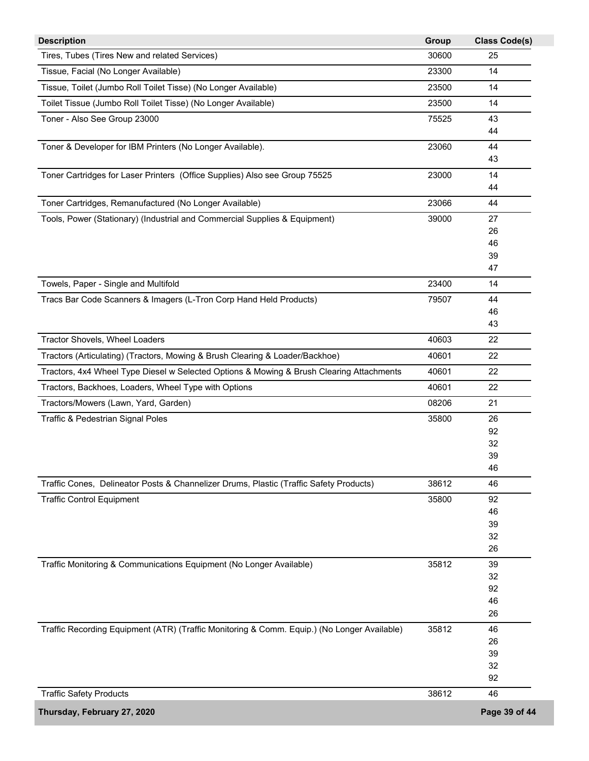| Description | Group | Class Code(s) |
|---|---|---|
| Tires, Tubes (Tires New and related Services) | 30600 | 25 |
| Tissue, Facial (No Longer Available) | 23300 | 14 |
| Tissue, Toilet (Jumbo Roll Toilet Tisse) (No Longer Available) | 23500 | 14 |
| Toilet Tissue (Jumbo Roll Toilet Tisse) (No Longer Available) | 23500 | 14 |
| Toner - Also See Group 23000 | 75525 | 43<br>44 |
| Toner & Developer for IBM Printers (No Longer Available). | 23060 | 44<br>43 |
| Toner Cartridges for Laser Printers (Office Supplies) Also see Group 75525 | 23000 | 14<br>44 |
| Toner Cartridges, Remanufactured (No Longer Available) | 23066 | 44 |
| Tools, Power (Stationary) (Industrial and Commercial Supplies & Equipment) | 39000 | 27<br>26<br>46<br>39<br>47 |
| Towels, Paper - Single and Multifold | 23400 | 14 |
| Tracs Bar Code Scanners & Imagers (L-Tron Corp Hand Held Products) | 79507 | 44<br>46<br>43 |
| Tractor Shovels, Wheel Loaders | 40603 | 22 |
| Tractors (Articulating) (Tractors, Mowing & Brush Clearing & Loader/Backhoe) | 40601 | 22 |
| Tractors, 4x4 Wheel Type Diesel w Selected Options & Mowing & Brush Clearing Attachments | 40601 | 22 |
| Tractors, Backhoes, Loaders, Wheel Type with Options | 40601 | 22 |
| Tractors/Mowers (Lawn, Yard, Garden) | 08206 | 21 |
| Traffic & Pedestrian Signal Poles | 35800 | 26<br>92<br>32<br>39<br>46 |
| Traffic Cones, Delineator Posts & Channelizer Drums, Plastic (Traffic Safety Products) | 38612 | 46 |
| Traffic Control Equipment | 35800 | 92<br>46<br>39<br>32<br>26 |
| Traffic Monitoring & Communications Equipment (No Longer Available) | 35812 | 39<br>32<br>92<br>46<br>26 |
| Traffic Recording Equipment (ATR) (Traffic Monitoring & Comm. Equip.) (No Longer Available) | 35812 | 46<br>26<br>39<br>32<br>92 |
| Traffic Safety Products | 38612 | 46 |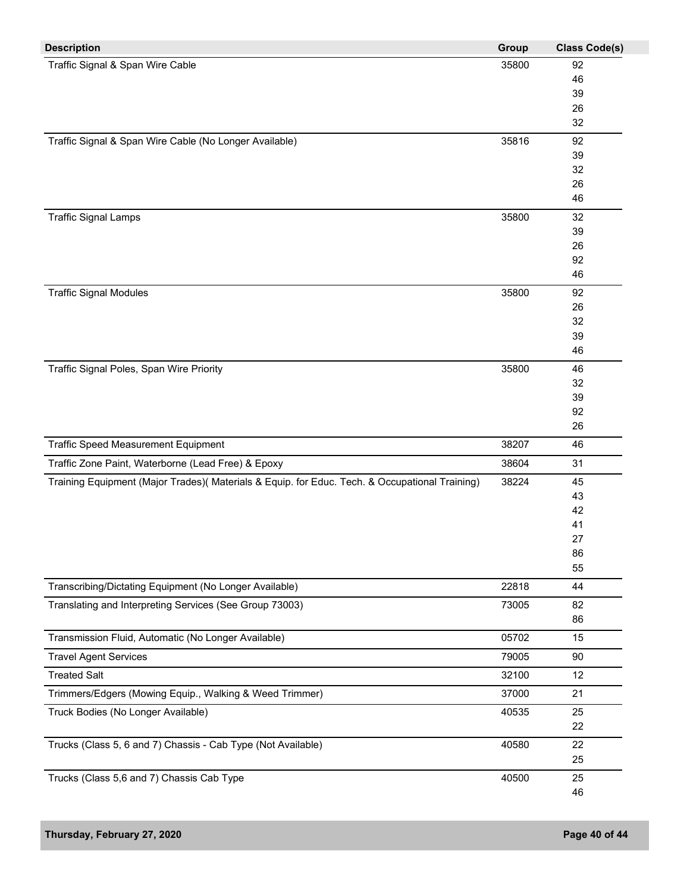| Description | Group | Class Code(s) |
|---|---|---|
| Traffic Signal & Span Wire Cable | 35800 | 92<br>46<br>39<br>26<br>32 |
| Traffic Signal & Span Wire Cable (No Longer Available) | 35816 | 92<br>39<br>32<br>26<br>46 |
| Traffic Signal Lamps | 35800 | 32<br>39<br>26<br>92<br>46 |
| Traffic Signal Modules | 35800 | 92<br>26<br>32<br>39<br>46 |
| Traffic Signal Poles, Span Wire Priority | 35800 | 46<br>32<br>39<br>92<br>26 |
| Traffic Speed Measurement Equipment | 38207 | 46 |
| Traffic Zone Paint, Waterborne (Lead Free) & Epoxy | 38604 | 31 |
| Training Equipment (Major Trades)( Materials & Equip. for Educ. Tech. & Occupational Training) | 38224 | 45<br>43<br>42<br>41<br>27<br>86<br>55 |
| Transcribing/Dictating Equipment (No Longer Available) | 22818 | 44 |
| Translating and Interpreting Services (See Group 73003) | 73005 | 82<br>86 |
| Transmission Fluid, Automatic (No Longer Available) | 05702 | 15 |
| Travel Agent Services | 79005 | 90 |
| Treated Salt | 32100 | 12 |
| Trimmers/Edgers (Mowing Equip., Walking & Weed Trimmer) | 37000 | 21 |
| Truck Bodies (No Longer Available) | 40535 | 25<br>22 |
| Trucks (Class 5, 6 and 7) Chassis - Cab Type (Not Available) | 40580 | 22<br>25 |
| Trucks (Class 5,6 and 7) Chassis Cab Type | 40500 | 25<br>46 |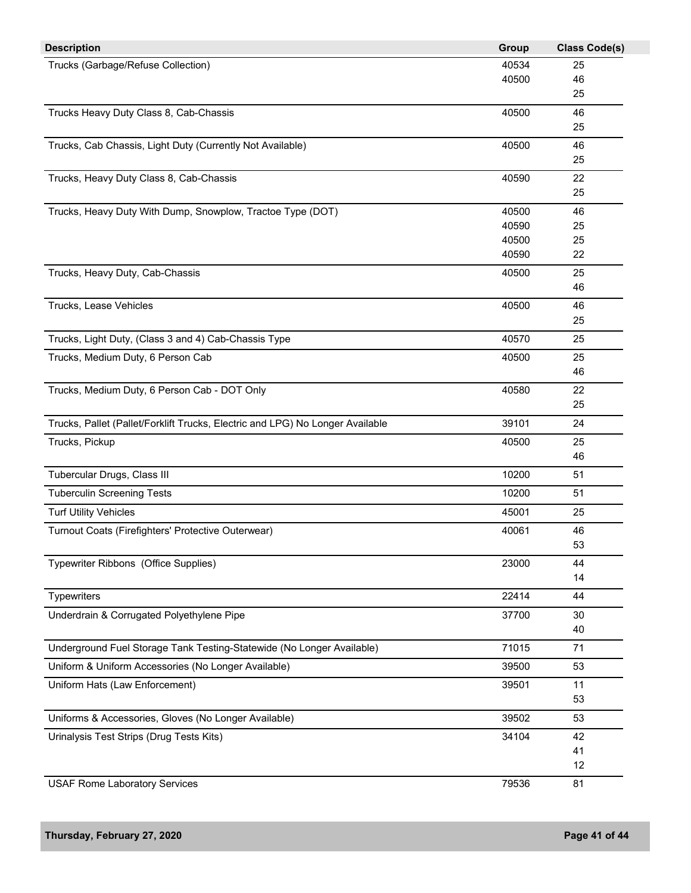| Description | Group | Class Code(s) |
|---|---|---|
| Trucks (Garbage/Refuse Collection) | 40534<br>40500 | 25<br>46<br>25 |
| Trucks Heavy Duty Class 8, Cab-Chassis | 40500 | 46<br>25 |
| Trucks, Cab Chassis, Light Duty (Currently Not Available) | 40500 | 46<br>25 |
| Trucks, Heavy Duty Class 8, Cab-Chassis | 40590 | 22<br>25 |
| Trucks, Heavy Duty With Dump, Snowplow, Tractoe Type (DOT) | 40500<br>40590<br>40500<br>40590 | 46<br>25<br>25<br>22 |
| Trucks, Heavy Duty, Cab-Chassis | 40500 | 25<br>46 |
| Trucks, Lease Vehicles | 40500 | 46<br>25 |
| Trucks, Light Duty, (Class 3 and 4) Cab-Chassis Type | 40570 | 25 |
| Trucks, Medium Duty, 6 Person Cab | 40500 | 25<br>46 |
| Trucks, Medium Duty, 6 Person Cab - DOT Only | 40580 | 22<br>25 |
| Trucks, Pallet (Pallet/Forklift Trucks, Electric and LPG) No Longer Available | 39101 | 24 |
| Trucks, Pickup | 40500 | 25<br>46 |
| Tubercular Drugs, Class III | 10200 | 51 |
| Tuberculin Screening Tests | 10200 | 51 |
| Turf Utility Vehicles | 45001 | 25 |
| Turnout Coats (Firefighters' Protective Outerwear) | 40061 | 46<br>53 |
| Typewriter Ribbons (Office Supplies) | 23000 | 44<br>14 |
| Typewriters | 22414 | 44 |
| Underdrain & Corrugated Polyethylene Pipe | 37700 | 30<br>40 |
| Underground Fuel Storage Tank Testing-Statewide (No Longer Available) | 71015 | 71 |
| Uniform & Uniform Accessories (No Longer Available) | 39500 | 53 |
| Uniform Hats (Law Enforcement) | 39501 | 11<br>53 |
| Uniforms & Accessories, Gloves (No Longer Available) | 39502 | 53 |
| Urinalysis Test Strips (Drug Tests Kits) | 34104 | 42<br>41<br>12 |
| USAF Rome Laboratory Services | 79536 | 81 |

Thursday, February 27, 2020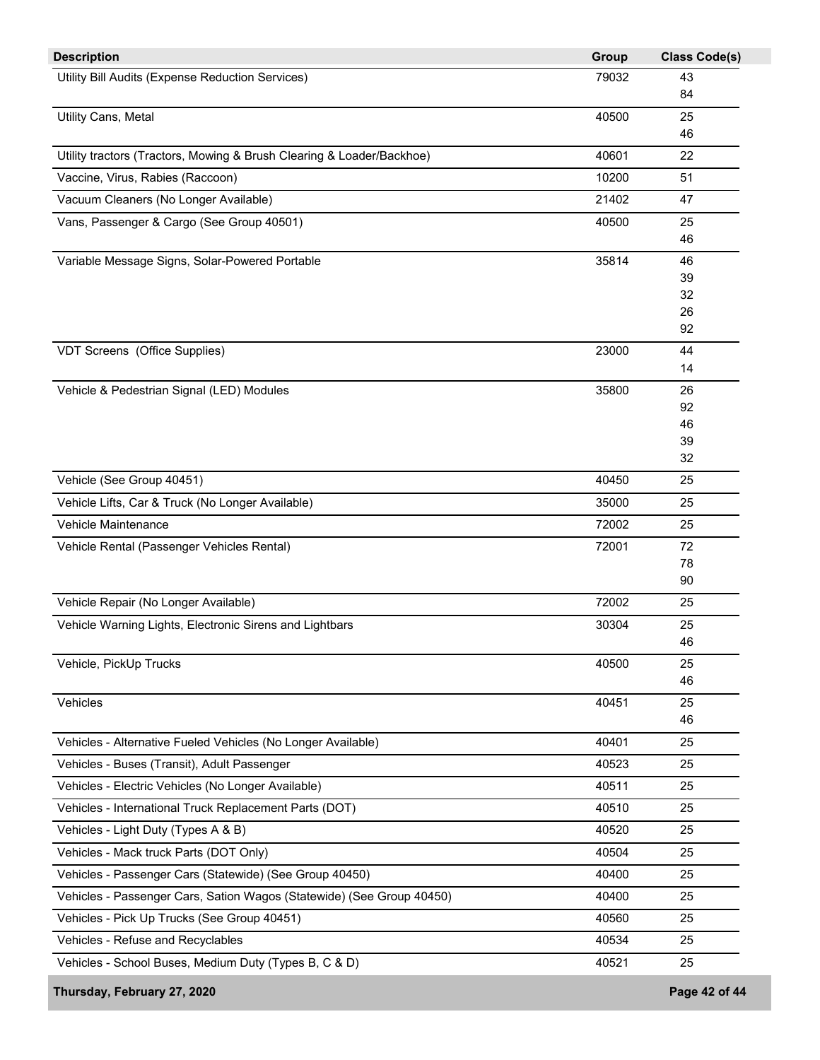| Description | Group | Class Code(s) |
| --- | --- | --- |
| Utility Bill Audits (Expense Reduction Services) | 79032 | 43<br>84 |
| Utility Cans, Metal | 40500 | 25<br>46 |
| Utility tractors (Tractors, Mowing & Brush Clearing & Loader/Backhoe) | 40601 | 22 |
| Vaccine, Virus, Rabies (Raccoon) | 10200 | 51 |
| Vacuum Cleaners (No Longer Available) | 21402 | 47 |
| Vans, Passenger & Cargo (See Group 40501) | 40500 | 25<br>46 |
| Variable Message Signs, Solar-Powered Portable | 35814 | 46<br>39<br>32<br>26<br>92 |
| VDT Screens (Office Supplies) | 23000 | 44<br>14 |
| Vehicle & Pedestrian Signal (LED) Modules | 35800 | 26<br>92<br>46<br>39<br>32 |
| Vehicle (See Group 40451) | 40450 | 25 |
| Vehicle Lifts, Car & Truck (No Longer Available) | 35000 | 25 |
| Vehicle Maintenance | 72002 | 25 |
| Vehicle Rental (Passenger Vehicles Rental) | 72001 | 72<br>78<br>90 |
| Vehicle Repair (No Longer Available) | 72002 | 25 |
| Vehicle Warning Lights, Electronic Sirens and Lightbars | 30304 | 25<br>46 |
| Vehicle, PickUp Trucks | 40500 | 25<br>46 |
| Vehicles | 40451 | 25<br>46 |
| Vehicles - Alternative Fueled Vehicles (No Longer Available) | 40401 | 25 |
| Vehicles - Buses (Transit), Adult Passenger | 40523 | 25 |
| Vehicles - Electric Vehicles (No Longer Available) | 40511 | 25 |
| Vehicles - International Truck Replacement Parts (DOT) | 40510 | 25 |
| Vehicles - Light Duty (Types A & B) | 40520 | 25 |
| Vehicles - Mack truck Parts (DOT Only) | 40504 | 25 |
| Vehicles - Passenger Cars (Statewide) (See Group 40450) | 40400 | 25 |
| Vehicles - Passenger Cars, Sation Wagos (Statewide) (See Group 40450) | 40400 | 25 |
| Vehicles - Pick Up Trucks (See Group 40451) | 40560 | 25 |
| Vehicles - Refuse and Recyclables | 40534 | 25 |
| Vehicles - School Buses, Medium Duty (Types B, C & D) | 40521 | 25 |

Thursday, February 27, 2020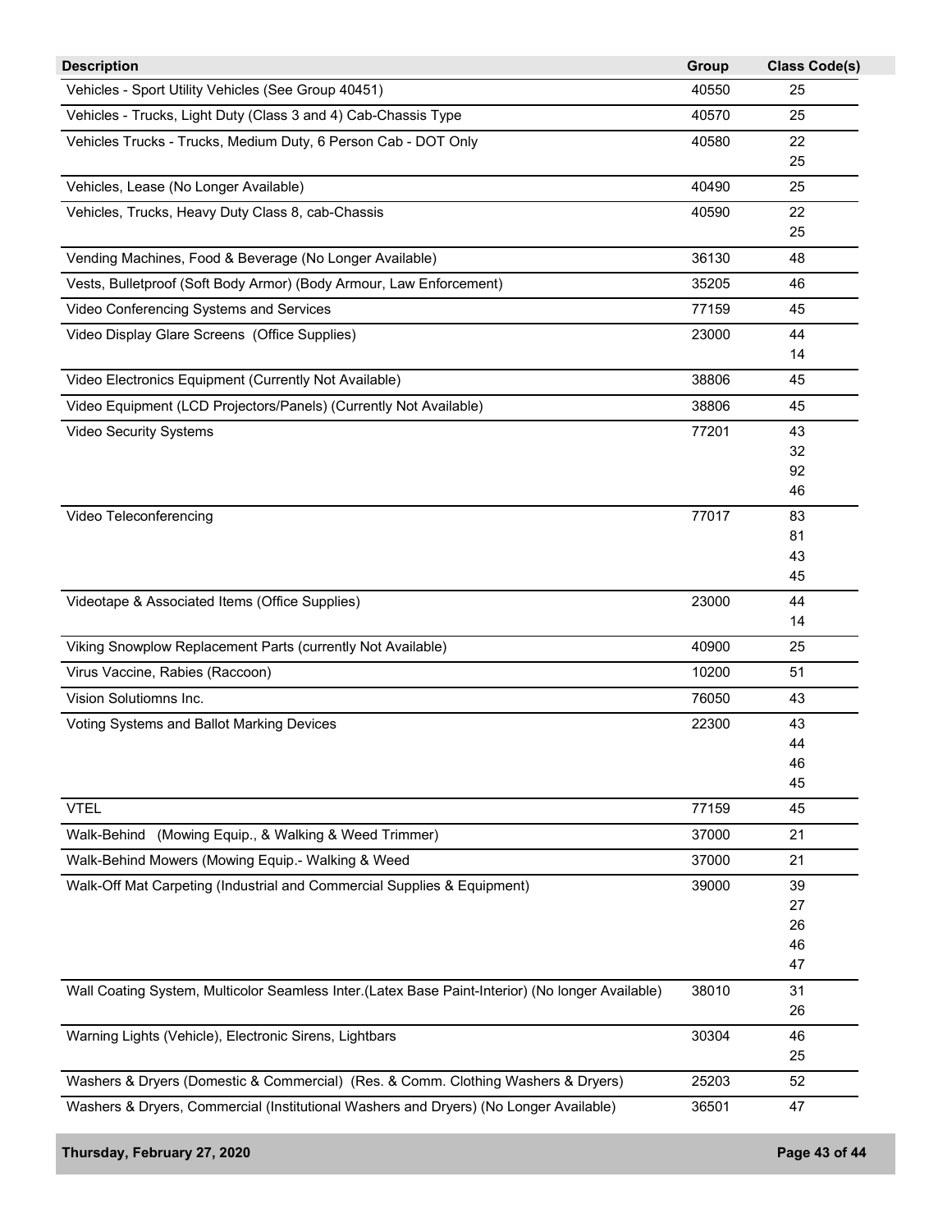| Description | Group | Class Code(s) |
|---|---|---|
| Vehicles - Sport Utility Vehicles (See Group 40451) | 40550 | 25 |
| Vehicles - Trucks, Light Duty (Class 3 and 4) Cab-Chassis Type | 40570 | 25 |
| Vehicles Trucks - Trucks, Medium Duty, 6 Person Cab - DOT Only | 40580 | 22<br>25 |
| Vehicles, Lease (No Longer Available) | 40490 | 25 |
| Vehicles, Trucks, Heavy Duty Class 8, cab-Chassis | 40590 | 22<br>25 |
| Vending Machines, Food & Beverage (No Longer Available) | 36130 | 48 |
| Vests, Bulletproof (Soft Body Armor) (Body Armour, Law Enforcement) | 35205 | 46 |
| Video Conferencing Systems and Services | 77159 | 45 |
| Video Display Glare Screens (Office Supplies) | 23000 | 44<br>14 |
| Video Electronics Equipment (Currently Not Available) | 38806 | 45 |
| Video Equipment (LCD Projectors/Panels) (Currently Not Available) | 38806 | 45 |
| Video Security Systems | 77201 | 43<br>32<br>92<br>46 |
| Video Teleconferencing | 77017 | 83<br>81<br>43<br>45 |
| Videotape & Associated Items (Office Supplies) | 23000 | 44<br>14 |
| Viking Snowplow Replacement Parts (currently Not Available) | 40900 | 25 |
| Virus Vaccine, Rabies (Raccoon) | 10200 | 51 |
| Vision Solutiomns Inc. | 76050 | 43 |
| Voting Systems and Ballot Marking Devices | 22300 | 43<br>44<br>46<br>45 |
| VTEL | 77159 | 45 |
| Walk-Behind (Mowing Equip., & Walking & Weed Trimmer) | 37000 | 21 |
| Walk-Behind Mowers (Mowing Equip.- Walking & Weed | 37000 | 21 |
| Walk-Off Mat Carpeting (Industrial and Commercial Supplies & Equipment) | 39000 | 39<br>27<br>26<br>46<br>47 |
| Wall Coating System, Multicolor Seamless Inter.(Latex Base Paint-Interior) (No longer Available) | 38010 | 31<br>26 |
| Warning Lights (Vehicle), Electronic Sirens, Lightbars | 30304 | 46<br>25 |
| Washers & Dryers (Domestic & Commercial) (Res. & Comm. Clothing Washers & Dryers) | 25203 | 52 |
| Washers & Dryers, Commercial (Institutional Washers and Dryers) (No Longer Available) | 36501 | 47 |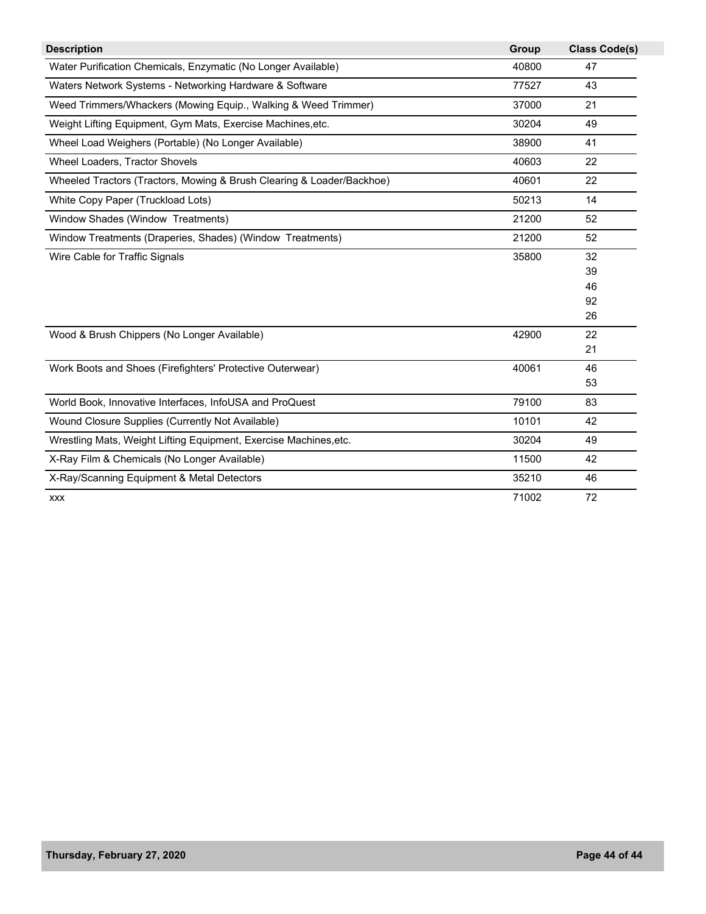| Description | Group | Class Code(s) |
|---|---|---|
| Water Purification Chemicals, Enzymatic (No Longer Available) | 40800 | 47 |
| Waters Network Systems - Networking Hardware & Software | 77527 | 43 |
| Weed Trimmers/Whackers (Mowing Equip., Walking & Weed Trimmer) | 37000 | 21 |
| Weight Lifting Equipment, Gym Mats, Exercise Machines,etc. | 30204 | 49 |
| Wheel Load Weighers (Portable) (No Longer Available) | 38900 | 41 |
| Wheel Loaders, Tractor Shovels | 40603 | 22 |
| Wheeled Tractors (Tractors, Mowing & Brush Clearing & Loader/Backhoe) | 40601 | 22 |
| White Copy Paper (Truckload Lots) | 50213 | 14 |
| Window Shades (Window Treatments) | 21200 | 52 |
| Window Treatments (Draperies, Shades) (Window Treatments) | 21200 | 52 |
| Wire Cable for Traffic Signals | 35800 | 32<br>39<br>46<br>92<br>26 |
| Wood & Brush Chippers (No Longer Available) | 42900 | 22<br>21 |
| Work Boots and Shoes (Firefighters' Protective Outerwear) | 40061 | 46<br>53 |
| World Book, Innovative Interfaces, InfoUSA and ProQuest | 79100 | 83 |
| Wound Closure Supplies (Currently Not Available) | 10101 | 42 |
| Wrestling Mats, Weight Lifting Equipment, Exercise Machines,etc. | 30204 | 49 |
| X-Ray Film & Chemicals (No Longer Available) | 11500 | 42 |
| X-Ray/Scanning Equipment & Metal Detectors | 35210 | 46 |
| xxx | 71002 | 72 |

Thursday, February 27, 2020